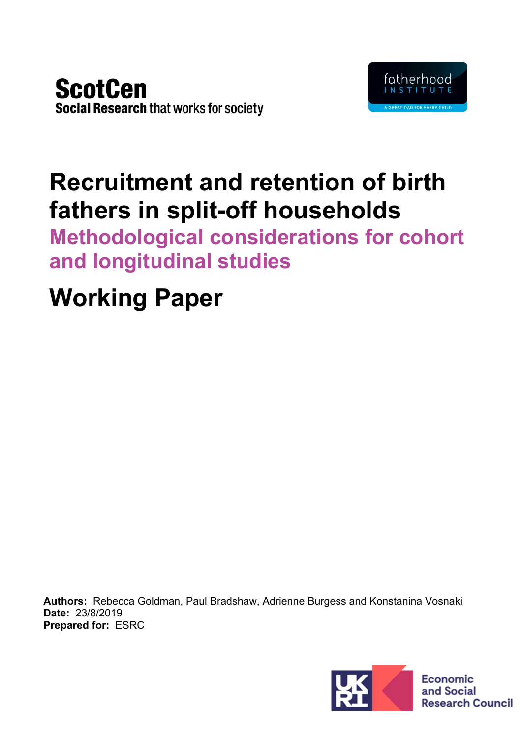ScotCen
Social Research that works for society

fatherhood INSTITUTE
A GREAT DAD FOR EVERY CHILD

# Recruitment and retention of birth fathers in split-off households

## Methodological considerations for cohort and longitudinal studies

# Working Paper

**Authors:** Rebecca Goldman, Paul Bradshaw, Adrienne Burgess and Konstanina Vosnaki
**Date:** 23/8/2019
**Prepared for:** ESRC

UKRI Economic and Social Research Council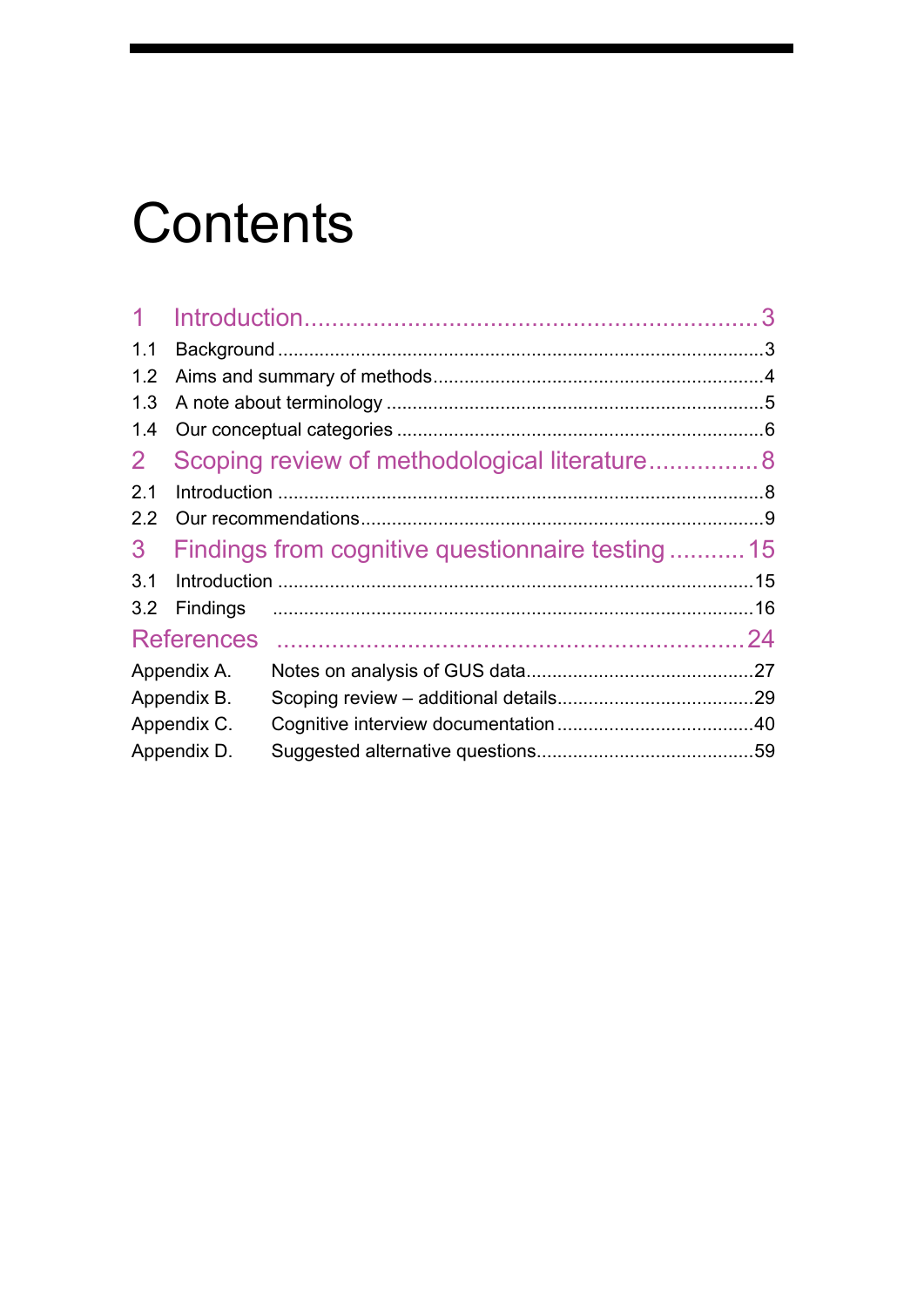# Contents

1 Introduction .......... 3

1.1 Background .......... 3

1.2 Aims and summary of methods .......... 4

1.3 A note about terminology .......... 5

1.4 Our conceptual categories .......... 6

2 Scoping review of methodological literature .......... 8

2.1 Introduction .......... 8

2.2 Our recommendations .......... 9

3 Findings from cognitive questionnaire testing .......... 15

3.1 Introduction .......... 15

3.2 Findings .......... 16

References .......... 24

Appendix A. Notes on analysis of GUS data .......... 27

Appendix B. Scoping review – additional details .......... 29

Appendix C. Cognitive interview documentation .......... 40

Appendix D. Suggested alternative questions .......... 59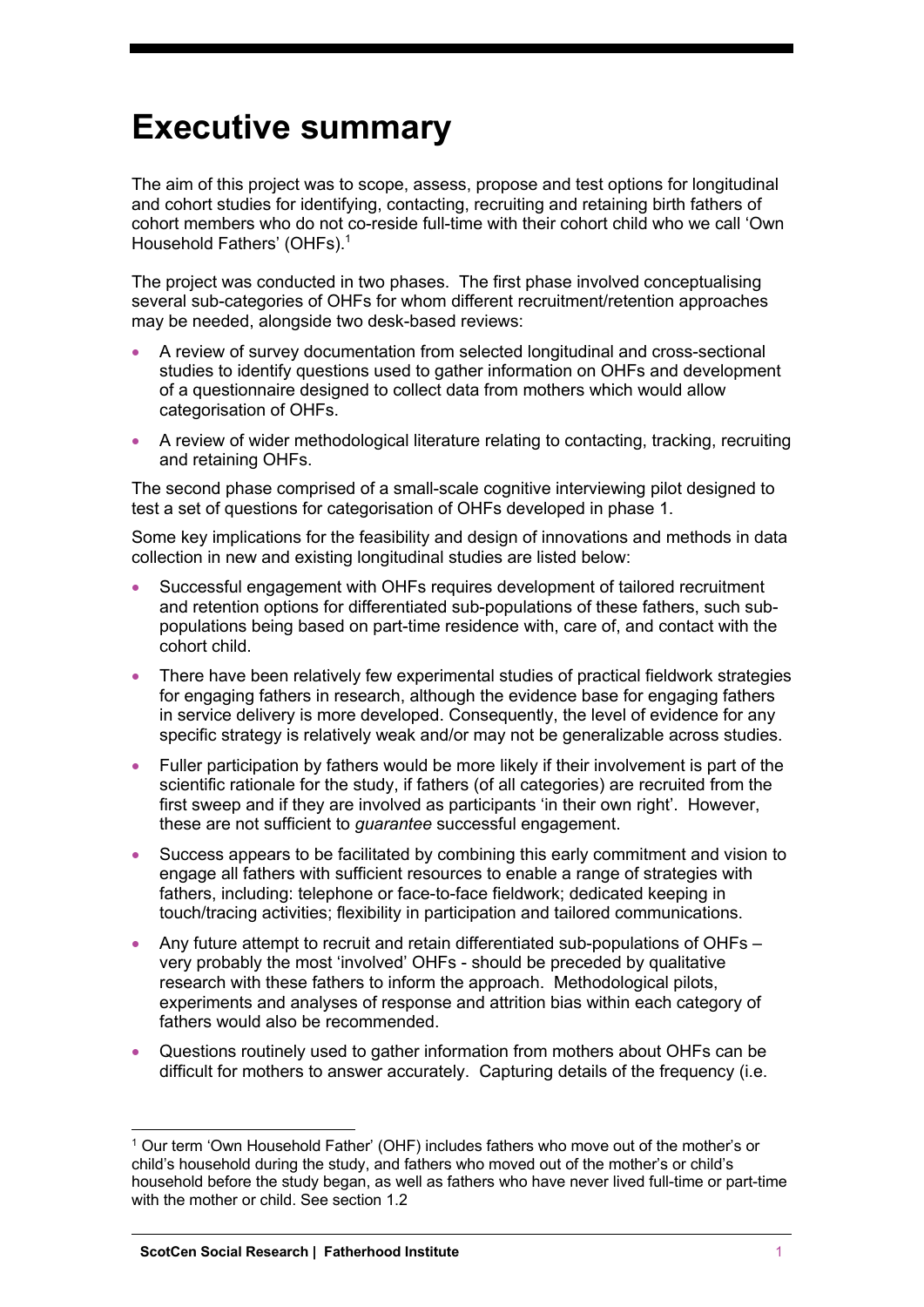# Executive summary

The aim of this project was to scope, assess, propose and test options for longitudinal and cohort studies for identifying, contacting, recruiting and retaining birth fathers of cohort members who do not co-reside full-time with their cohort child who we call 'Own Household Fathers' (OHFs).[1]

The project was conducted in two phases. The first phase involved conceptualising several sub-categories of OHFs for whom different recruitment/retention approaches may be needed, alongside two desk-based reviews:

- A review of survey documentation from selected longitudinal and cross-sectional studies to identify questions used to gather information on OHFs and development of a questionnaire designed to collect data from mothers which would allow categorisation of OHFs.
- A review of wider methodological literature relating to contacting, tracking, recruiting and retaining OHFs.

The second phase comprised of a small-scale cognitive interviewing pilot designed to test a set of questions for categorisation of OHFs developed in phase 1.

Some key implications for the feasibility and design of innovations and methods in data collection in new and existing longitudinal studies are listed below:

- Successful engagement with OHFs requires development of tailored recruitment and retention options for differentiated sub-populations of these fathers, such sub-populations being based on part-time residence with, care of, and contact with the cohort child.
- There have been relatively few experimental studies of practical fieldwork strategies for engaging fathers in research, although the evidence base for engaging fathers in service delivery is more developed. Consequently, the level of evidence for any specific strategy is relatively weak and/or may not be generalizable across studies.
- Fuller participation by fathers would be more likely if their involvement is part of the scientific rationale for the study, if fathers (of all categories) are recruited from the first sweep and if they are involved as participants 'in their own right'. However, these are not sufficient to *guarantee* successful engagement.
- Success appears to be facilitated by combining this early commitment and vision to engage all fathers with sufficient resources to enable a range of strategies with fathers, including: telephone or face-to-face fieldwork; dedicated keeping in touch/tracing activities; flexibility in participation and tailored communications.
- Any future attempt to recruit and retain differentiated sub-populations of OHFs – very probably the most 'involved' OHFs - should be preceded by qualitative research with these fathers to inform the approach. Methodological pilots, experiments and analyses of response and attrition bias within each category of fathers would also be recommended.
- Questions routinely used to gather information from mothers about OHFs can be difficult for mothers to answer accurately. Capturing details of the frequency (i.e.

[1] Our term 'Own Household Father' (OHF) includes fathers who move out of the mother's or child's household during the study, and fathers who moved out of the mother's or child's household before the study began, as well as fathers who have never lived full-time or part-time with the mother or child. See section 1.2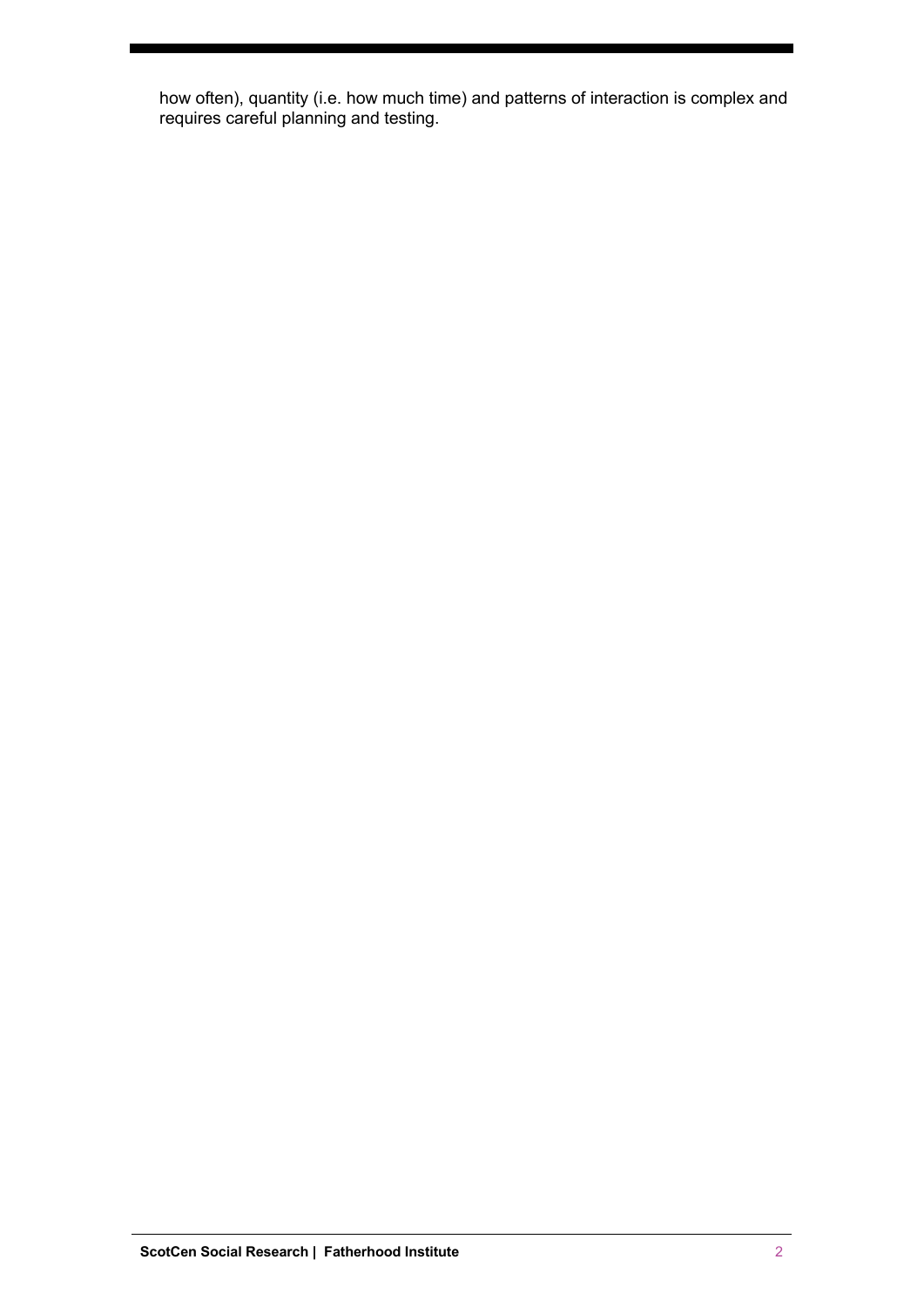how often), quantity (i.e. how much time) and patterns of interaction is complex and requires careful planning and testing.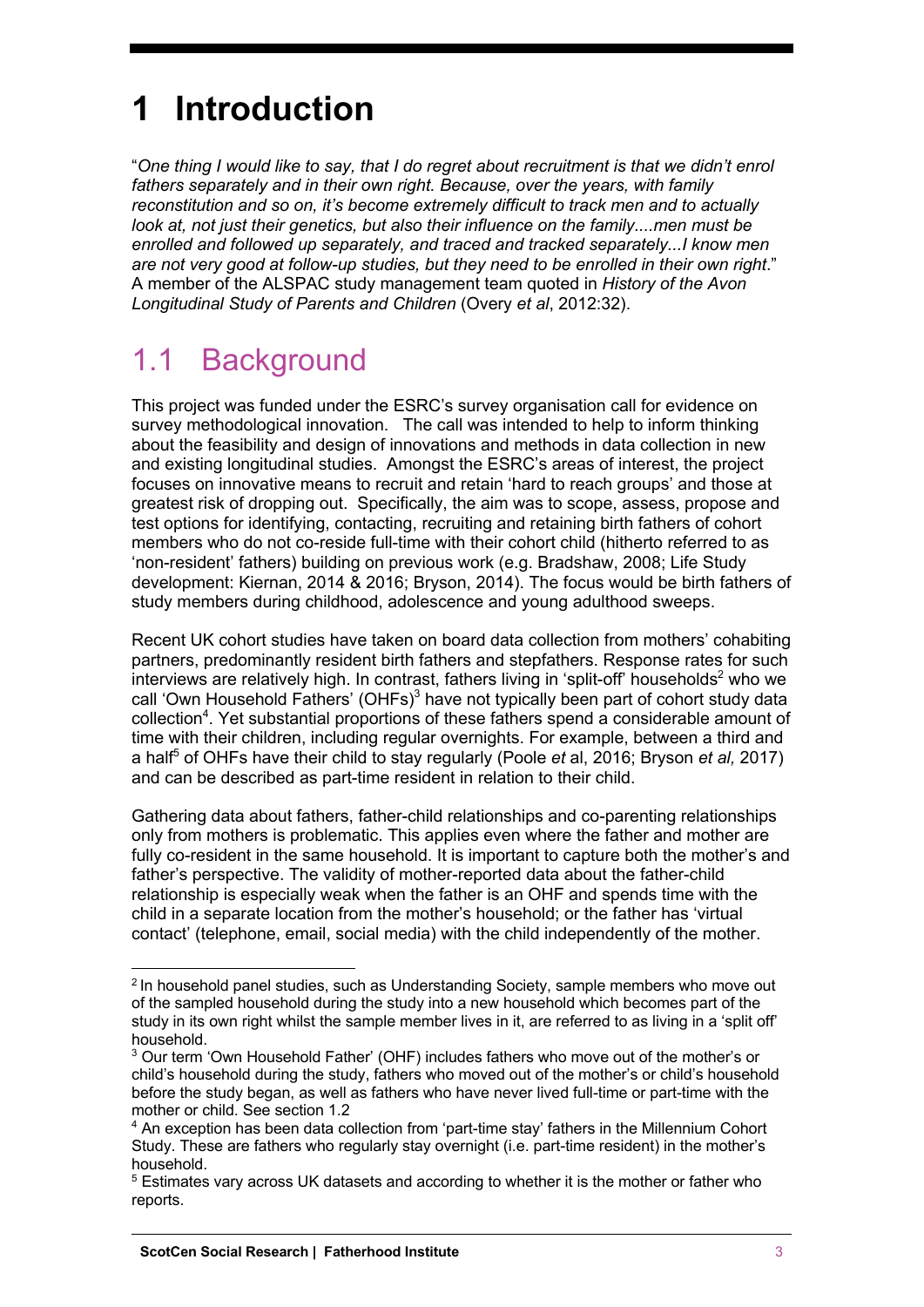# 1 Introduction

"*One thing I would like to say, that I do regret about recruitment is that we didn't enrol fathers separately and in their own right. Because, over the years, with family reconstitution and so on, it's become extremely difficult to track men and to actually look at, not just their genetics, but also their influence on the family....men must be enrolled and followed up separately, and traced and tracked separately...I know men are not very good at follow-up studies, but they need to be enrolled in their own right*." A member of the ALSPAC study management team quoted in *History of the Avon Longitudinal Study of Parents and Children* (Overy *et al*, 2012:32).

## 1.1 Background

This project was funded under the ESRC's survey organisation call for evidence on survey methodological innovation. The call was intended to help to inform thinking about the feasibility and design of innovations and methods in data collection in new and existing longitudinal studies. Amongst the ESRC's areas of interest, the project focuses on innovative means to recruit and retain 'hard to reach groups' and those at greatest risk of dropping out. Specifically, the aim was to scope, assess, propose and test options for identifying, contacting, recruiting and retaining birth fathers of cohort members who do not co-reside full-time with their cohort child (hitherto referred to as 'non-resident' fathers) building on previous work (e.g. Bradshaw, 2008; Life Study development: Kiernan, 2014 & 2016; Bryson, 2014). The focus would be birth fathers of study members during childhood, adolescence and young adulthood sweeps.

Recent UK cohort studies have taken on board data collection from mothers' cohabiting partners, predominantly resident birth fathers and stepfathers. Response rates for such interviews are relatively high. In contrast, fathers living in 'split-off' households[2] who we call 'Own Household Fathers' (OHFs)[3] have not typically been part of cohort study data collection[4]. Yet substantial proportions of these fathers spend a considerable amount of time with their children, including regular overnights. For example, between a third and a half[5] of OHFs have their child to stay regularly (Poole *et* al, 2016; Bryson *et al,* 2017) and can be described as part-time resident in relation to their child.

Gathering data about fathers, father-child relationships and co-parenting relationships only from mothers is problematic. This applies even where the father and mother are fully co-resident in the same household. It is important to capture both the mother's and father's perspective. The validity of mother-reported data about the father-child relationship is especially weak when the father is an OHF and spends time with the child in a separate location from the mother's household; or the father has 'virtual contact' (telephone, email, social media) with the child independently of the mother.

[2] In household panel studies, such as Understanding Society, sample members who move out of the sampled household during the study into a new household which becomes part of the study in its own right whilst the sample member lives in it, are referred to as living in a 'split off' household.

[3] Our term 'Own Household Father' (OHF) includes fathers who move out of the mother's or child's household during the study, fathers who moved out of the mother's or child's household before the study began, as well as fathers who have never lived full-time or part-time with the mother or child. See section 1.2

[4] An exception has been data collection from 'part-time stay' fathers in the Millennium Cohort Study. These are fathers who regularly stay overnight (i.e. part-time resident) in the mother's household.

[5] Estimates vary across UK datasets and according to whether it is the mother or father who reports.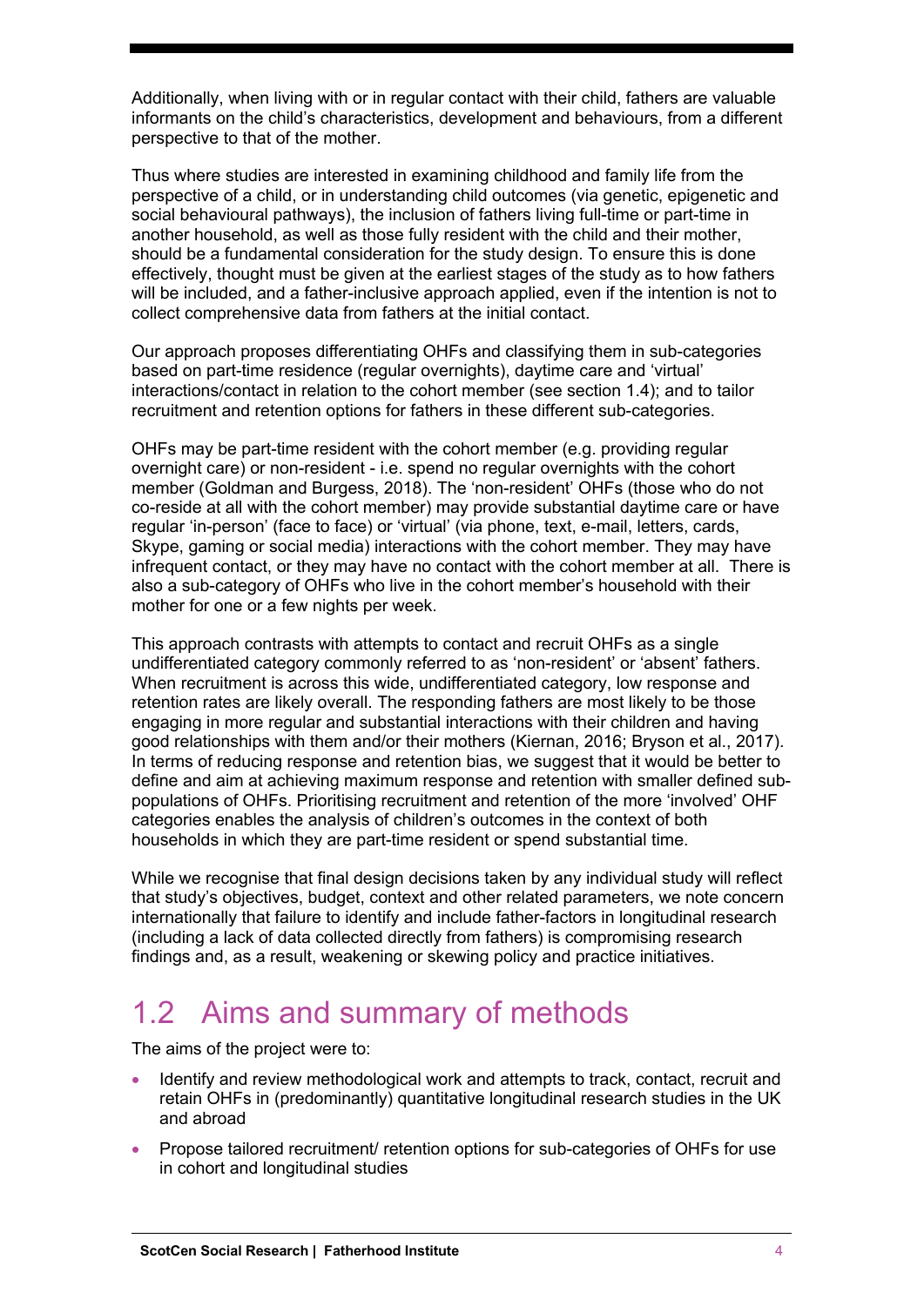Additionally, when living with or in regular contact with their child, fathers are valuable informants on the child's characteristics, development and behaviours, from a different perspective to that of the mother.

Thus where studies are interested in examining childhood and family life from the perspective of a child, or in understanding child outcomes (via genetic, epigenetic and social behavioural pathways), the inclusion of fathers living full-time or part-time in another household, as well as those fully resident with the child and their mother, should be a fundamental consideration for the study design. To ensure this is done effectively, thought must be given at the earliest stages of the study as to how fathers will be included, and a father-inclusive approach applied, even if the intention is not to collect comprehensive data from fathers at the initial contact.

Our approach proposes differentiating OHFs and classifying them in sub-categories based on part-time residence (regular overnights), daytime care and 'virtual' interactions/contact in relation to the cohort member (see section 1.4); and to tailor recruitment and retention options for fathers in these different sub-categories.

OHFs may be part-time resident with the cohort member (e.g. providing regular overnight care) or non-resident - i.e. spend no regular overnights with the cohort member (Goldman and Burgess, 2018). The 'non-resident' OHFs (those who do not co-reside at all with the cohort member) may provide substantial daytime care or have regular 'in-person' (face to face) or 'virtual' (via phone, text, e-mail, letters, cards, Skype, gaming or social media) interactions with the cohort member. They may have infrequent contact, or they may have no contact with the cohort member at all. There is also a sub-category of OHFs who live in the cohort member's household with their mother for one or a few nights per week.

This approach contrasts with attempts to contact and recruit OHFs as a single undifferentiated category commonly referred to as 'non-resident' or 'absent' fathers. When recruitment is across this wide, undifferentiated category, low response and retention rates are likely overall. The responding fathers are most likely to be those engaging in more regular and substantial interactions with their children and having good relationships with them and/or their mothers (Kiernan, 2016; Bryson et al., 2017). In terms of reducing response and retention bias, we suggest that it would be better to define and aim at achieving maximum response and retention with smaller defined sub-populations of OHFs. Prioritising recruitment and retention of the more 'involved' OHF categories enables the analysis of children's outcomes in the context of both households in which they are part-time resident or spend substantial time.

While we recognise that final design decisions taken by any individual study will reflect that study's objectives, budget, context and other related parameters, we note concern internationally that failure to identify and include father-factors in longitudinal research (including a lack of data collected directly from fathers) is compromising research findings and, as a result, weakening or skewing policy and practice initiatives.

## 1.2 Aims and summary of methods

The aims of the project were to:

- Identify and review methodological work and attempts to track, contact, recruit and retain OHFs in (predominantly) quantitative longitudinal research studies in the UK and abroad
- Propose tailored recruitment/ retention options for sub-categories of OHFs for use in cohort and longitudinal studies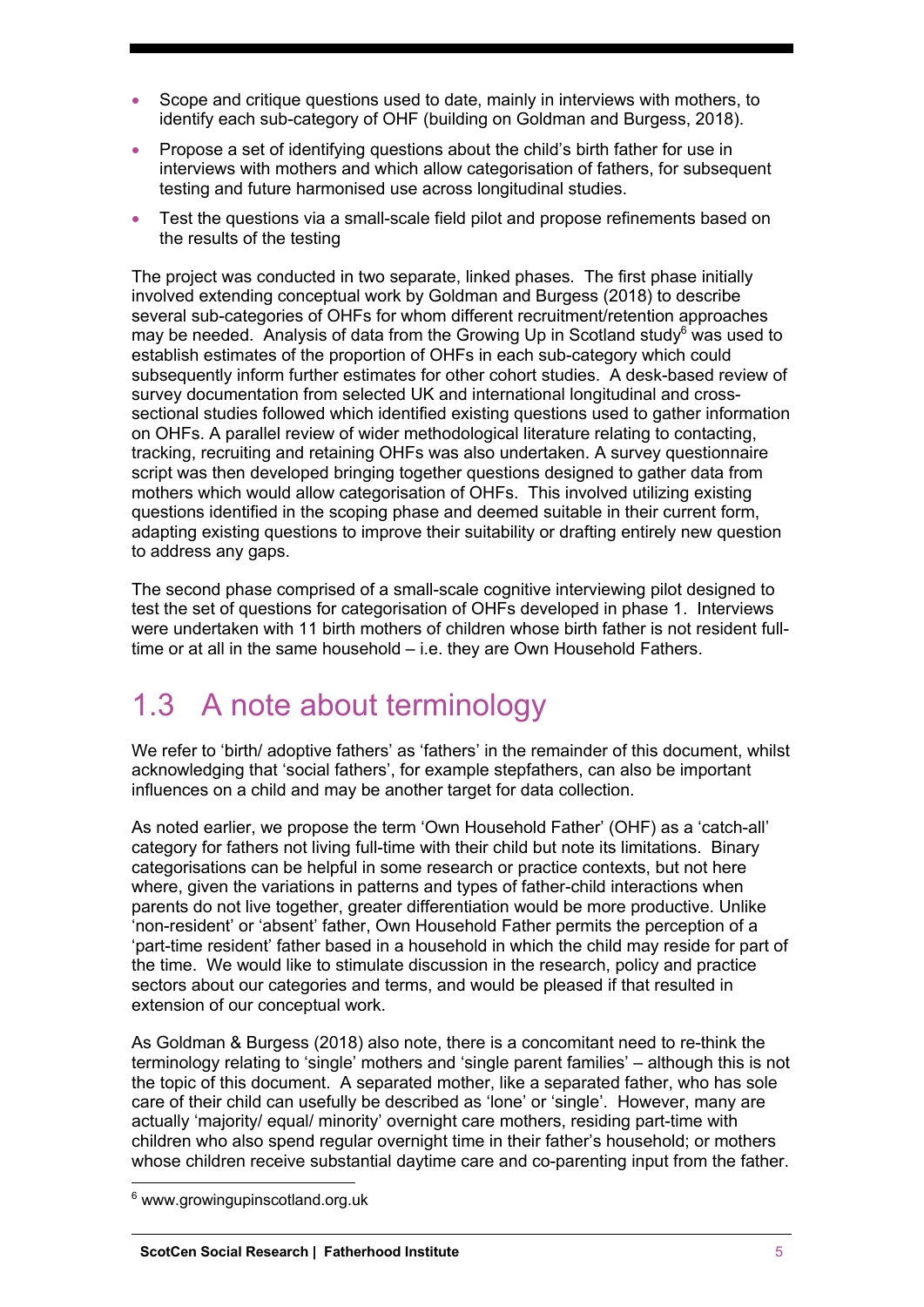- Scope and critique questions used to date, mainly in interviews with mothers, to identify each sub-category of OHF (building on Goldman and Burgess, 2018).
- Propose a set of identifying questions about the child's birth father for use in interviews with mothers and which allow categorisation of fathers, for subsequent testing and future harmonised use across longitudinal studies.
- Test the questions via a small-scale field pilot and propose refinements based on the results of the testing

The project was conducted in two separate, linked phases. The first phase initially involved extending conceptual work by Goldman and Burgess (2018) to describe several sub-categories of OHFs for whom different recruitment/retention approaches may be needed. Analysis of data from the Growing Up in Scotland study[6] was used to establish estimates of the proportion of OHFs in each sub-category which could subsequently inform further estimates for other cohort studies. A desk-based review of survey documentation from selected UK and international longitudinal and cross-sectional studies followed which identified existing questions used to gather information on OHFs. A parallel review of wider methodological literature relating to contacting, tracking, recruiting and retaining OHFs was also undertaken. A survey questionnaire script was then developed bringing together questions designed to gather data from mothers which would allow categorisation of OHFs. This involved utilizing existing questions identified in the scoping phase and deemed suitable in their current form, adapting existing questions to improve their suitability or drafting entirely new question to address any gaps.

The second phase comprised of a small-scale cognitive interviewing pilot designed to test the set of questions for categorisation of OHFs developed in phase 1. Interviews were undertaken with 11 birth mothers of children whose birth father is not resident full-time or at all in the same household – i.e. they are Own Household Fathers.

## 1.3 A note about terminology

We refer to 'birth/ adoptive fathers' as 'fathers' in the remainder of this document, whilst acknowledging that 'social fathers', for example stepfathers, can also be important influences on a child and may be another target for data collection.

As noted earlier, we propose the term 'Own Household Father' (OHF) as a 'catch-all' category for fathers not living full-time with their child but note its limitations. Binary categorisations can be helpful in some research or practice contexts, but not here where, given the variations in patterns and types of father-child interactions when parents do not live together, greater differentiation would be more productive. Unlike 'non-resident' or 'absent' father, Own Household Father permits the perception of a 'part-time resident' father based in a household in which the child may reside for part of the time. We would like to stimulate discussion in the research, policy and practice sectors about our categories and terms, and would be pleased if that resulted in extension of our conceptual work.

As Goldman & Burgess (2018) also note, there is a concomitant need to re-think the terminology relating to 'single' mothers and 'single parent families' – although this is not the topic of this document. A separated mother, like a separated father, who has sole care of their child can usefully be described as 'lone' or 'single'. However, many are actually 'majority/ equal/ minority' overnight care mothers, residing part-time with children who also spend regular overnight time in their father's household; or mothers whose children receive substantial daytime care and co-parenting input from the father.

[6] www.growingupinscotland.org.uk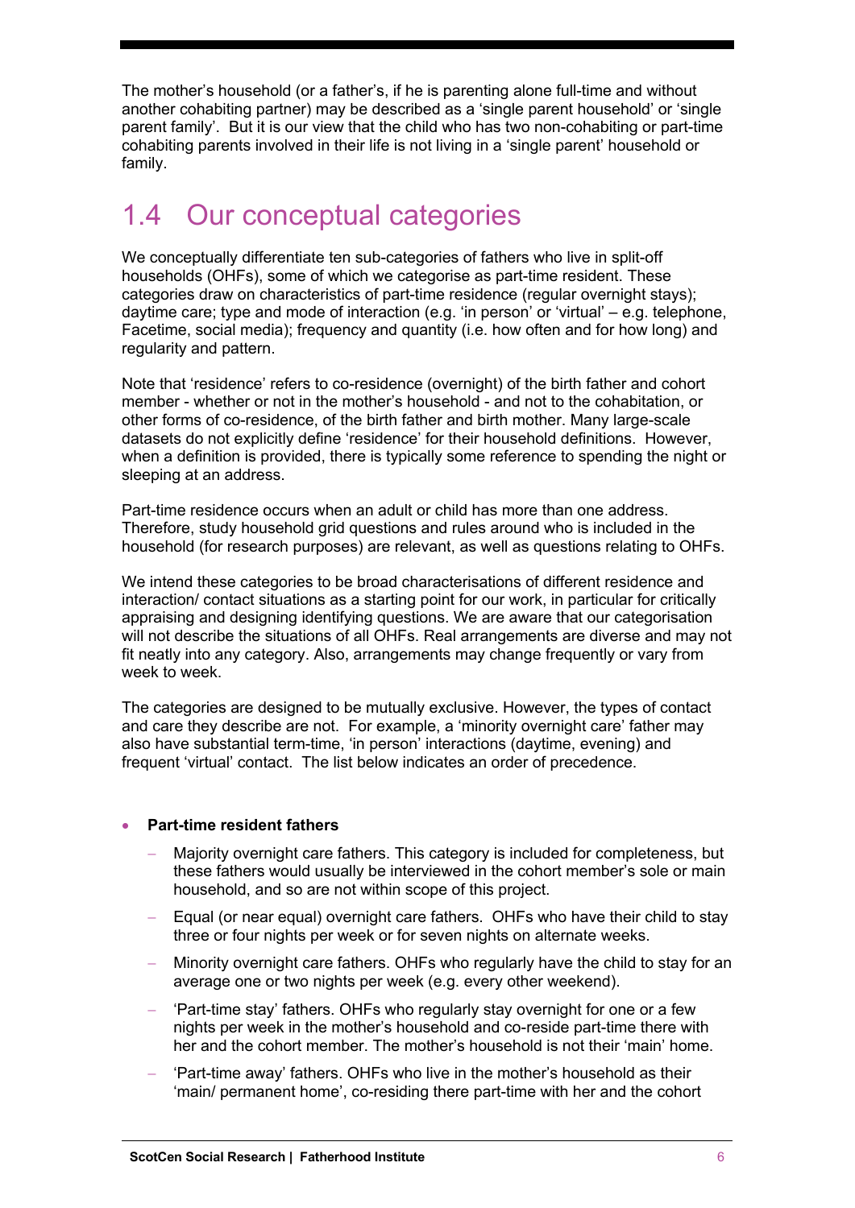The mother's household (or a father's, if he is parenting alone full-time and without another cohabiting partner) may be described as a 'single parent household' or 'single parent family'. But it is our view that the child who has two non-cohabiting or part-time cohabiting parents involved in their life is not living in a 'single parent' household or family.

## 1.4 Our conceptual categories

We conceptually differentiate ten sub-categories of fathers who live in split-off households (OHFs), some of which we categorise as part-time resident. These categories draw on characteristics of part-time residence (regular overnight stays); daytime care; type and mode of interaction (e.g. 'in person' or 'virtual' – e.g. telephone, Facetime, social media); frequency and quantity (i.e. how often and for how long) and regularity and pattern.

Note that 'residence' refers to co-residence (overnight) of the birth father and cohort member - whether or not in the mother's household - and not to the cohabitation, or other forms of co-residence, of the birth father and birth mother. Many large-scale datasets do not explicitly define 'residence' for their household definitions. However, when a definition is provided, there is typically some reference to spending the night or sleeping at an address.

Part-time residence occurs when an adult or child has more than one address. Therefore, study household grid questions and rules around who is included in the household (for research purposes) are relevant, as well as questions relating to OHFs.

We intend these categories to be broad characterisations of different residence and interaction/ contact situations as a starting point for our work, in particular for critically appraising and designing identifying questions. We are aware that our categorisation will not describe the situations of all OHFs. Real arrangements are diverse and may not fit neatly into any category. Also, arrangements may change frequently or vary from week to week.

The categories are designed to be mutually exclusive. However, the types of contact and care they describe are not. For example, a 'minority overnight care' father may also have substantial term-time, 'in person' interactions (daytime, evening) and frequent 'virtual' contact. The list below indicates an order of precedence.

- **Part-time resident fathers**
  - Majority overnight care fathers. This category is included for completeness, but these fathers would usually be interviewed in the cohort member's sole or main household, and so are not within scope of this project.
  - Equal (or near equal) overnight care fathers. OHFs who have their child to stay three or four nights per week or for seven nights on alternate weeks.
  - Minority overnight care fathers. OHFs who regularly have the child to stay for an average one or two nights per week (e.g. every other weekend).
  - 'Part-time stay' fathers. OHFs who regularly stay overnight for one or a few nights per week in the mother's household and co-reside part-time there with her and the cohort member. The mother's household is not their 'main' home.
  - 'Part-time away' fathers. OHFs who live in the mother's household as their 'main/ permanent home', co-residing there part-time with her and the cohort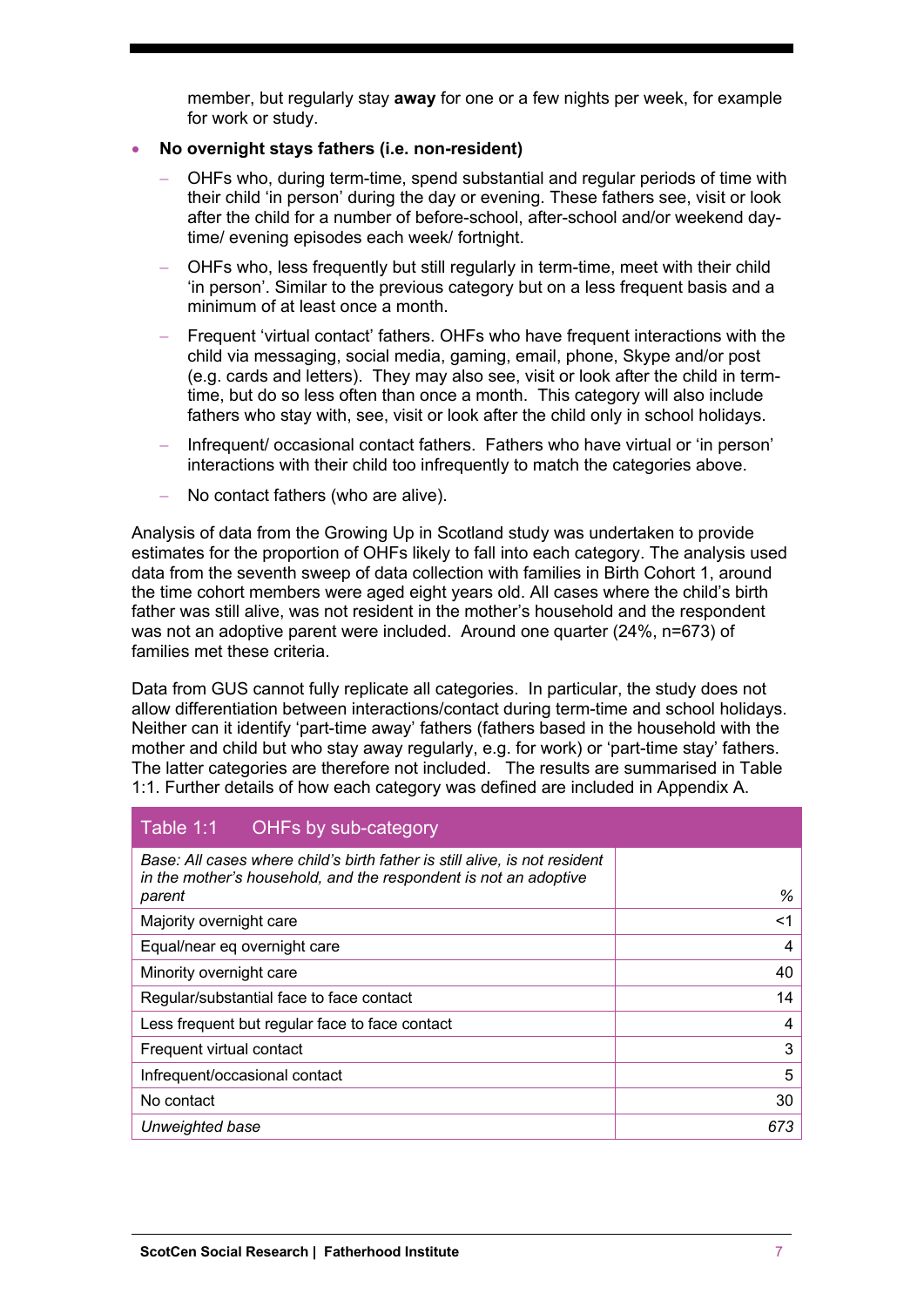member, but regularly stay **away** for one or a few nights per week, for example for work or study.

- **No overnight stays fathers (i.e. non-resident)**
  - OHFs who, during term-time, spend substantial and regular periods of time with their child 'in person' during the day or evening. These fathers see, visit or look after the child for a number of before-school, after-school and/or weekend day-time/ evening episodes each week/ fortnight.
  - OHFs who, less frequently but still regularly in term-time, meet with their child 'in person'. Similar to the previous category but on a less frequent basis and a minimum of at least once a month.
  - Frequent 'virtual contact' fathers. OHFs who have frequent interactions with the child via messaging, social media, gaming, email, phone, Skype and/or post (e.g. cards and letters). They may also see, visit or look after the child in term-time, but do so less often than once a month. This category will also include fathers who stay with, see, visit or look after the child only in school holidays.
  - Infrequent/ occasional contact fathers. Fathers who have virtual or 'in person' interactions with their child too infrequently to match the categories above.
  - No contact fathers (who are alive).

Analysis of data from the Growing Up in Scotland study was undertaken to provide estimates for the proportion of OHFs likely to fall into each category. The analysis used data from the seventh sweep of data collection with families in Birth Cohort 1, around the time cohort members were aged eight years old. All cases where the child's birth father was still alive, was not resident in the mother's household and the respondent was not an adoptive parent were included. Around one quarter (24%, n=673) of families met these criteria.

Data from GUS cannot fully replicate all categories. In particular, the study does not allow differentiation between interactions/contact during term-time and school holidays. Neither can it identify 'part-time away' fathers (fathers based in the household with the mother and child but who stay away regularly, e.g. for work) or 'part-time stay' fathers. The latter categories are therefore not included. The results are summarised in Table 1:1. Further details of how each category was defined are included in Appendix A.

Table 1:1 OHFs by sub-category

| *Base: All cases where child's birth father is still alive, is not resident in the mother's household, and the respondent is not an adoptive parent* | *%* |
|---|---|
| Majority overnight care | <1 |
| Equal/near eq overnight care | 4 |
| Minority overnight care | 40 |
| Regular/substantial face to face contact | 14 |
| Less frequent but regular face to face contact | 4 |
| Frequent virtual contact | 3 |
| Infrequent/occasional contact | 5 |
| No contact | 30 |
| *Unweighted base* | *673* |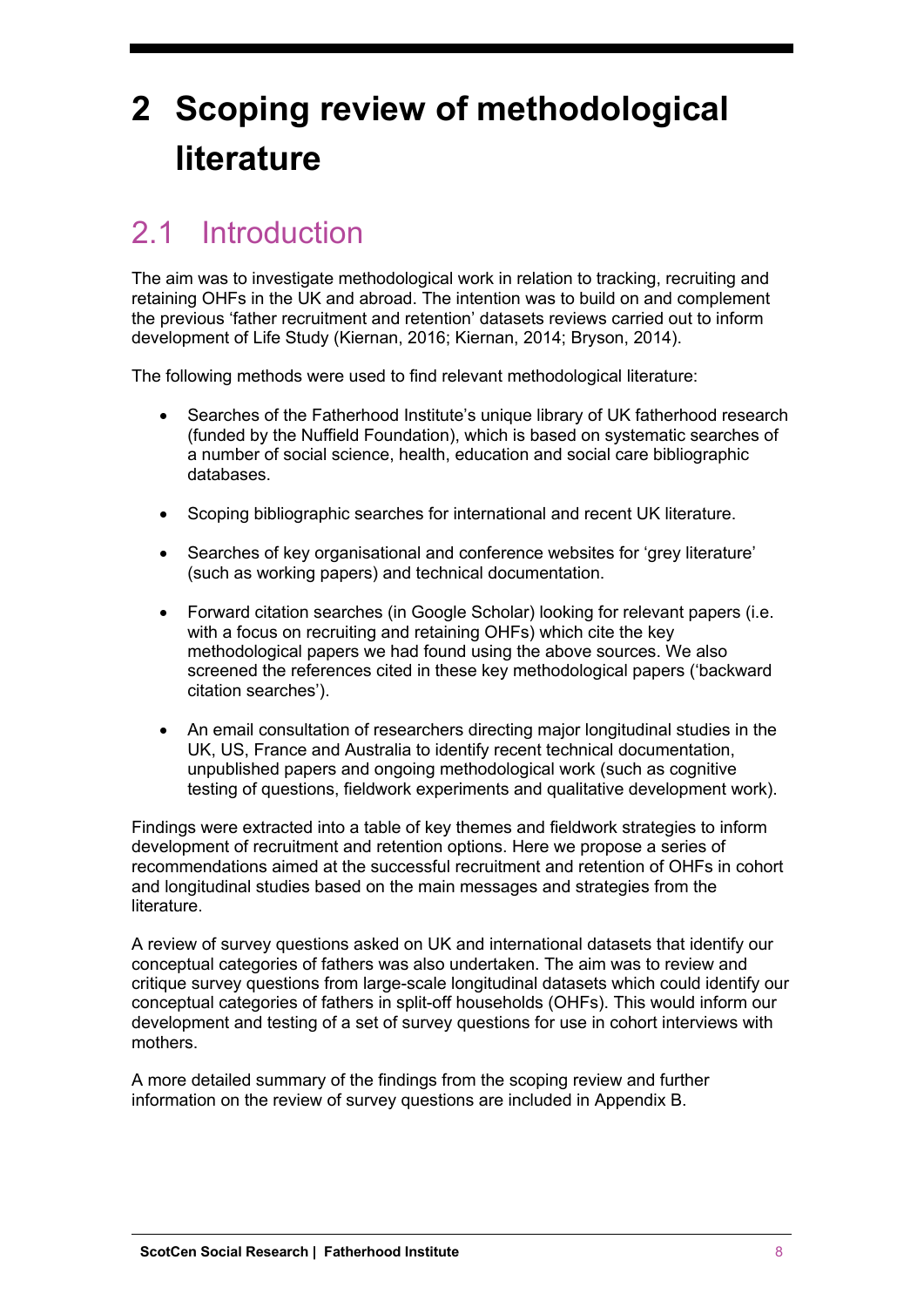# 2 Scoping review of methodological literature

## 2.1 Introduction

The aim was to investigate methodological work in relation to tracking, recruiting and retaining OHFs in the UK and abroad. The intention was to build on and complement the previous 'father recruitment and retention' datasets reviews carried out to inform development of Life Study (Kiernan, 2016; Kiernan, 2014; Bryson, 2014).

The following methods were used to find relevant methodological literature:

- Searches of the Fatherhood Institute's unique library of UK fatherhood research (funded by the Nuffield Foundation), which is based on systematic searches of a number of social science, health, education and social care bibliographic databases.
- Scoping bibliographic searches for international and recent UK literature.
- Searches of key organisational and conference websites for 'grey literature' (such as working papers) and technical documentation.
- Forward citation searches (in Google Scholar) looking for relevant papers (i.e. with a focus on recruiting and retaining OHFs) which cite the key methodological papers we had found using the above sources. We also screened the references cited in these key methodological papers ('backward citation searches').
- An email consultation of researchers directing major longitudinal studies in the UK, US, France and Australia to identify recent technical documentation, unpublished papers and ongoing methodological work (such as cognitive testing of questions, fieldwork experiments and qualitative development work).

Findings were extracted into a table of key themes and fieldwork strategies to inform development of recruitment and retention options. Here we propose a series of recommendations aimed at the successful recruitment and retention of OHFs in cohort and longitudinal studies based on the main messages and strategies from the literature.

A review of survey questions asked on UK and international datasets that identify our conceptual categories of fathers was also undertaken. The aim was to review and critique survey questions from large-scale longitudinal datasets which could identify our conceptual categories of fathers in split-off households (OHFs). This would inform our development and testing of a set of survey questions for use in cohort interviews with mothers.

A more detailed summary of the findings from the scoping review and further information on the review of survey questions are included in Appendix B.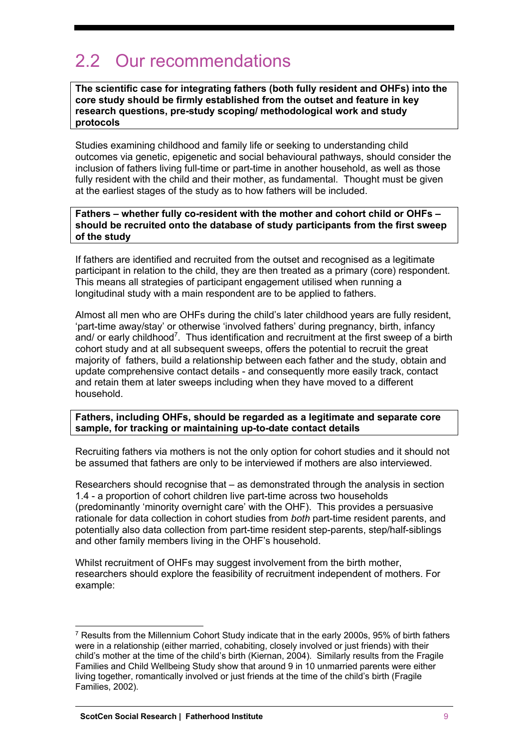## 2.2 Our recommendations

**The scientific case for integrating fathers (both fully resident and OHFs) into the core study should be firmly established from the outset and feature in key research questions, pre-study scoping/ methodological work and study protocols**

Studies examining childhood and family life or seeking to understanding child outcomes via genetic, epigenetic and social behavioural pathways, should consider the inclusion of fathers living full-time or part-time in another household, as well as those fully resident with the child and their mother, as fundamental. Thought must be given at the earliest stages of the study as to how fathers will be included.

**Fathers – whether fully co-resident with the mother and cohort child or OHFs – should be recruited onto the database of study participants from the first sweep of the study**

If fathers are identified and recruited from the outset and recognised as a legitimate participant in relation to the child, they are then treated as a primary (core) respondent. This means all strategies of participant engagement utilised when running a longitudinal study with a main respondent are to be applied to fathers.

Almost all men who are OHFs during the child's later childhood years are fully resident, 'part-time away/stay' or otherwise 'involved fathers' during pregnancy, birth, infancy and/ or early childhood[7]. Thus identification and recruitment at the first sweep of a birth cohort study and at all subsequent sweeps, offers the potential to recruit the great majority of fathers, build a relationship between each father and the study, obtain and update comprehensive contact details - and consequently more easily track, contact and retain them at later sweeps including when they have moved to a different household.

**Fathers, including OHFs, should be regarded as a legitimate and separate core sample, for tracking or maintaining up-to-date contact details**

Recruiting fathers via mothers is not the only option for cohort studies and it should not be assumed that fathers are only to be interviewed if mothers are also interviewed.

Researchers should recognise that – as demonstrated through the analysis in section 1.4 - a proportion of cohort children live part-time across two households (predominantly 'minority overnight care' with the OHF). This provides a persuasive rationale for data collection in cohort studies from *both* part-time resident parents, and potentially also data collection from part-time resident step-parents, step/half-siblings and other family members living in the OHF's household.

Whilst recruitment of OHFs may suggest involvement from the birth mother, researchers should explore the feasibility of recruitment independent of mothers. For example:

---

[7] Results from the Millennium Cohort Study indicate that in the early 2000s, 95% of birth fathers were in a relationship (either married, cohabiting, closely involved or just friends) with their child's mother at the time of the child's birth (Kiernan, 2004). Similarly results from the Fragile Families and Child Wellbeing Study show that around 9 in 10 unmarried parents were either living together, romantically involved or just friends at the time of the child's birth (Fragile Families, 2002).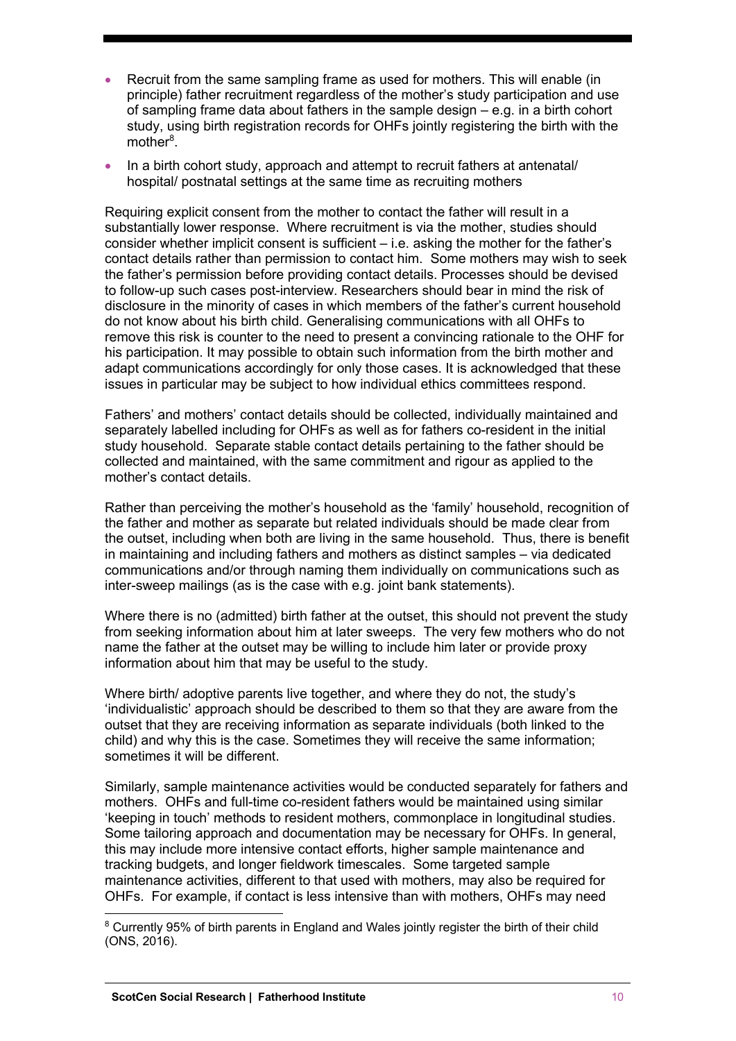- Recruit from the same sampling frame as used for mothers. This will enable (in principle) father recruitment regardless of the mother's study participation and use of sampling frame data about fathers in the sample design – e.g. in a birth cohort study, using birth registration records for OHFs jointly registering the birth with the mother[8].
- In a birth cohort study, approach and attempt to recruit fathers at antenatal/ hospital/ postnatal settings at the same time as recruiting mothers

Requiring explicit consent from the mother to contact the father will result in a substantially lower response. Where recruitment is via the mother, studies should consider whether implicit consent is sufficient – i.e. asking the mother for the father's contact details rather than permission to contact him. Some mothers may wish to seek the father's permission before providing contact details. Processes should be devised to follow-up such cases post-interview. Researchers should bear in mind the risk of disclosure in the minority of cases in which members of the father's current household do not know about his birth child. Generalising communications with all OHFs to remove this risk is counter to the need to present a convincing rationale to the OHF for his participation. It may possible to obtain such information from the birth mother and adapt communications accordingly for only those cases. It is acknowledged that these issues in particular may be subject to how individual ethics committees respond.

Fathers' and mothers' contact details should be collected, individually maintained and separately labelled including for OHFs as well as for fathers co-resident in the initial study household. Separate stable contact details pertaining to the father should be collected and maintained, with the same commitment and rigour as applied to the mother's contact details.

Rather than perceiving the mother's household as the 'family' household, recognition of the father and mother as separate but related individuals should be made clear from the outset, including when both are living in the same household. Thus, there is benefit in maintaining and including fathers and mothers as distinct samples – via dedicated communications and/or through naming them individually on communications such as inter-sweep mailings (as is the case with e.g. joint bank statements).

Where there is no (admitted) birth father at the outset, this should not prevent the study from seeking information about him at later sweeps. The very few mothers who do not name the father at the outset may be willing to include him later or provide proxy information about him that may be useful to the study.

Where birth/ adoptive parents live together, and where they do not, the study's 'individualistic' approach should be described to them so that they are aware from the outset that they are receiving information as separate individuals (both linked to the child) and why this is the case. Sometimes they will receive the same information; sometimes it will be different.

Similarly, sample maintenance activities would be conducted separately for fathers and mothers. OHFs and full-time co-resident fathers would be maintained using similar 'keeping in touch' methods to resident mothers, commonplace in longitudinal studies. Some tailoring approach and documentation may be necessary for OHFs. In general, this may include more intensive contact efforts, higher sample maintenance and tracking budgets, and longer fieldwork timescales. Some targeted sample maintenance activities, different to that used with mothers, may also be required for OHFs. For example, if contact is less intensive than with mothers, OHFs may need

[8] Currently 95% of birth parents in England and Wales jointly register the birth of their child (ONS, 2016).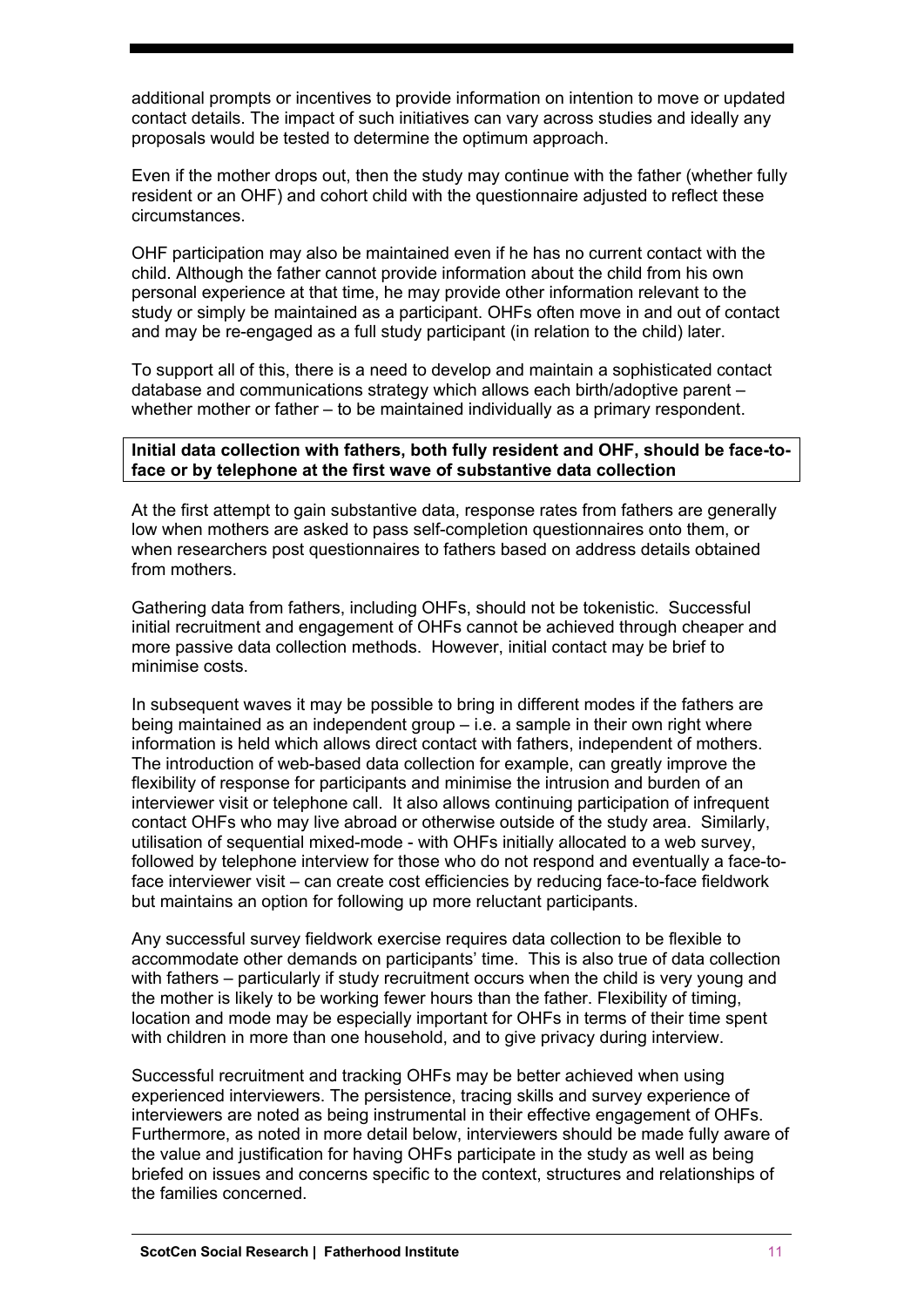additional prompts or incentives to provide information on intention to move or updated contact details. The impact of such initiatives can vary across studies and ideally any proposals would be tested to determine the optimum approach.

Even if the mother drops out, then the study may continue with the father (whether fully resident or an OHF) and cohort child with the questionnaire adjusted to reflect these circumstances.

OHF participation may also be maintained even if he has no current contact with the child. Although the father cannot provide information about the child from his own personal experience at that time, he may provide other information relevant to the study or simply be maintained as a participant. OHFs often move in and out of contact and may be re-engaged as a full study participant (in relation to the child) later.

To support all of this, there is a need to develop and maintain a sophisticated contact database and communications strategy which allows each birth/adoptive parent – whether mother or father – to be maintained individually as a primary respondent.

**Initial data collection with fathers, both fully resident and OHF, should be face-to-face or by telephone at the first wave of substantive data collection**

At the first attempt to gain substantive data, response rates from fathers are generally low when mothers are asked to pass self-completion questionnaires onto them, or when researchers post questionnaires to fathers based on address details obtained from mothers.

Gathering data from fathers, including OHFs, should not be tokenistic. Successful initial recruitment and engagement of OHFs cannot be achieved through cheaper and more passive data collection methods. However, initial contact may be brief to minimise costs.

In subsequent waves it may be possible to bring in different modes if the fathers are being maintained as an independent group – i.e. a sample in their own right where information is held which allows direct contact with fathers, independent of mothers. The introduction of web-based data collection for example, can greatly improve the flexibility of response for participants and minimise the intrusion and burden of an interviewer visit or telephone call. It also allows continuing participation of infrequent contact OHFs who may live abroad or otherwise outside of the study area. Similarly, utilisation of sequential mixed-mode - with OHFs initially allocated to a web survey, followed by telephone interview for those who do not respond and eventually a face-to-face interviewer visit – can create cost efficiencies by reducing face-to-face fieldwork but maintains an option for following up more reluctant participants.

Any successful survey fieldwork exercise requires data collection to be flexible to accommodate other demands on participants' time. This is also true of data collection with fathers – particularly if study recruitment occurs when the child is very young and the mother is likely to be working fewer hours than the father. Flexibility of timing, location and mode may be especially important for OHFs in terms of their time spent with children in more than one household, and to give privacy during interview.

Successful recruitment and tracking OHFs may be better achieved when using experienced interviewers. The persistence, tracing skills and survey experience of interviewers are noted as being instrumental in their effective engagement of OHFs. Furthermore, as noted in more detail below, interviewers should be made fully aware of the value and justification for having OHFs participate in the study as well as being briefed on issues and concerns specific to the context, structures and relationships of the families concerned.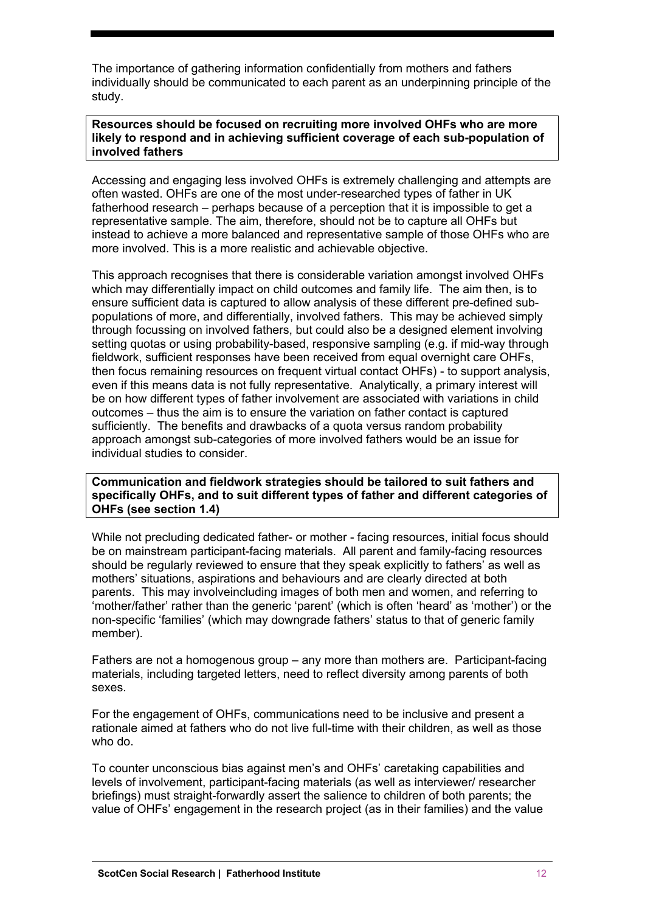The importance of gathering information confidentially from mothers and fathers individually should be communicated to each parent as an underpinning principle of the study.

**Resources should be focused on recruiting more involved OHFs who are more likely to respond and in achieving sufficient coverage of each sub-population of involved fathers**

Accessing and engaging less involved OHFs is extremely challenging and attempts are often wasted. OHFs are one of the most under-researched types of father in UK fatherhood research – perhaps because of a perception that it is impossible to get a representative sample. The aim, therefore, should not be to capture all OHFs but instead to achieve a more balanced and representative sample of those OHFs who are more involved. This is a more realistic and achievable objective.

This approach recognises that there is considerable variation amongst involved OHFs which may differentially impact on child outcomes and family life. The aim then, is to ensure sufficient data is captured to allow analysis of these different pre-defined sub-populations of more, and differentially, involved fathers. This may be achieved simply through focussing on involved fathers, but could also be a designed element involving setting quotas or using probability-based, responsive sampling (e.g. if mid-way through fieldwork, sufficient responses have been received from equal overnight care OHFs, then focus remaining resources on frequent virtual contact OHFs) - to support analysis, even if this means data is not fully representative. Analytically, a primary interest will be on how different types of father involvement are associated with variations in child outcomes – thus the aim is to ensure the variation on father contact is captured sufficiently. The benefits and drawbacks of a quota versus random probability approach amongst sub-categories of more involved fathers would be an issue for individual studies to consider.

**Communication and fieldwork strategies should be tailored to suit fathers and specifically OHFs, and to suit different types of father and different categories of OHFs (see section 1.4)**

While not precluding dedicated father- or mother - facing resources, initial focus should be on mainstream participant-facing materials. All parent and family-facing resources should be regularly reviewed to ensure that they speak explicitly to fathers' as well as mothers' situations, aspirations and behaviours and are clearly directed at both parents. This may involveincluding images of both men and women, and referring to 'mother/father' rather than the generic 'parent' (which is often 'heard' as 'mother') or the non-specific 'families' (which may downgrade fathers' status to that of generic family member).

Fathers are not a homogenous group – any more than mothers are. Participant-facing materials, including targeted letters, need to reflect diversity among parents of both sexes.

For the engagement of OHFs, communications need to be inclusive and present a rationale aimed at fathers who do not live full-time with their children, as well as those who do.

To counter unconscious bias against men's and OHFs' caretaking capabilities and levels of involvement, participant-facing materials (as well as interviewer/ researcher briefings) must straight-forwardly assert the salience to children of both parents; the value of OHFs' engagement in the research project (as in their families) and the value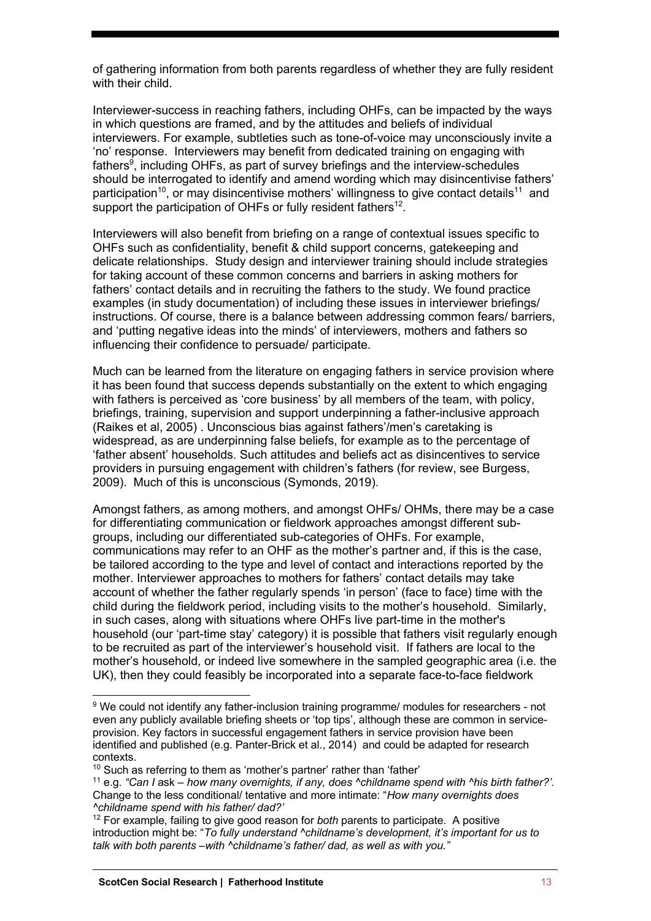of gathering information from both parents regardless of whether they are fully resident with their child.

Interviewer-success in reaching fathers, including OHFs, can be impacted by the ways in which questions are framed, and by the attitudes and beliefs of individual interviewers. For example, subtleties such as tone-of-voice may unconsciously invite a 'no' response. Interviewers may benefit from dedicated training on engaging with fathers[9], including OHFs, as part of survey briefings and the interview-schedules should be interrogated to identify and amend wording which may disincentivise fathers' participation[10], or may disincentivise mothers' willingness to give contact details[11] and support the participation of OHFs or fully resident fathers[12].

Interviewers will also benefit from briefing on a range of contextual issues specific to OHFs such as confidentiality, benefit & child support concerns, gatekeeping and delicate relationships. Study design and interviewer training should include strategies for taking account of these common concerns and barriers in asking mothers for fathers' contact details and in recruiting the fathers to the study. We found practice examples (in study documentation) of including these issues in interviewer briefings/ instructions. Of course, there is a balance between addressing common fears/ barriers, and 'putting negative ideas into the minds' of interviewers, mothers and fathers so influencing their confidence to persuade/ participate.

Much can be learned from the literature on engaging fathers in service provision where it has been found that success depends substantially on the extent to which engaging with fathers is perceived as 'core business' by all members of the team, with policy, briefings, training, supervision and support underpinning a father-inclusive approach (Raikes et al, 2005) . Unconscious bias against fathers'/men's caretaking is widespread, as are underpinning false beliefs, for example as to the percentage of 'father absent' households. Such attitudes and beliefs act as disincentives to service providers in pursuing engagement with children's fathers (for review, see Burgess, 2009). Much of this is unconscious (Symonds, 2019).

Amongst fathers, as among mothers, and amongst OHFs/ OHMs, there may be a case for differentiating communication or fieldwork approaches amongst different sub-groups, including our differentiated sub-categories of OHFs. For example, communications may refer to an OHF as the mother's partner and, if this is the case, be tailored according to the type and level of contact and interactions reported by the mother. Interviewer approaches to mothers for fathers' contact details may take account of whether the father regularly spends 'in person' (face to face) time with the child during the fieldwork period, including visits to the mother's household. Similarly, in such cases, along with situations where OHFs live part-time in the mother's household (our 'part-time stay' category) it is possible that fathers visit regularly enough to be recruited as part of the interviewer's household visit. If fathers are local to the mother's household, or indeed live somewhere in the sampled geographic area (i.e. the UK), then they could feasibly be incorporated into a separate face-to-face fieldwork

---

[9] We could not identify any father-inclusion training programme/ modules for researchers - not even any publicly available briefing sheets or 'top tips', although these are common in service-provision. Key factors in successful engagement fathers in service provision have been identified and published (e.g. Panter-Brick et al., 2014) and could be adapted for research contexts.

[10] Such as referring to them as 'mother's partner' rather than 'father'

[11] e.g. *"Can I* ask – *how many overnights, if any, does ^childname spend with ^his birth father?'*. Change to the less conditional/ tentative and more intimate: "*How many overnights does ^childname spend with his father/ dad?'*

[12] For example, failing to give good reason for *both* parents to participate. A positive introduction might be: "*To fully understand ^childname's development, it's important for us to talk with both parents –with ^childname's father/ dad, as well as with you."*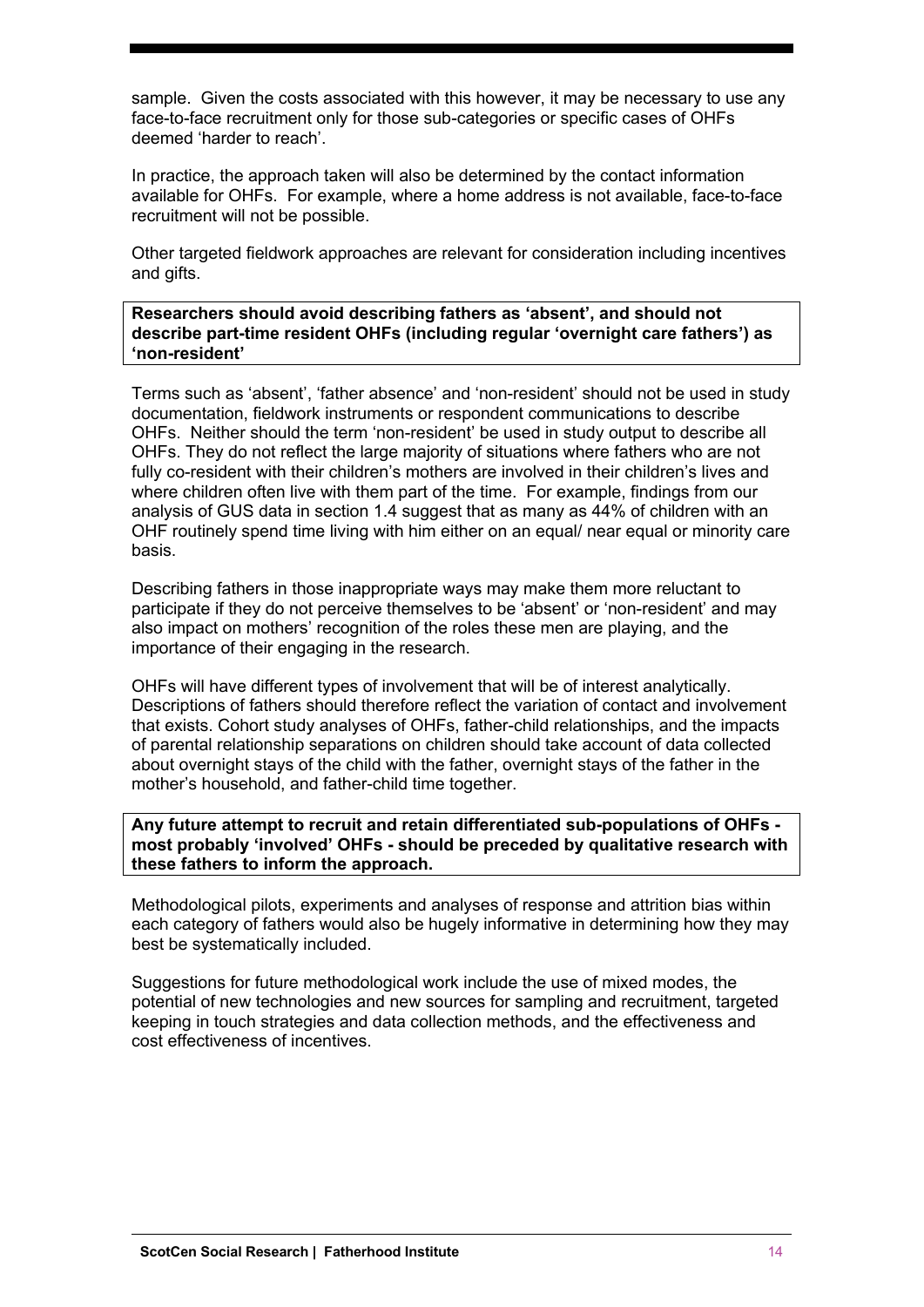sample. Given the costs associated with this however, it may be necessary to use any face-to-face recruitment only for those sub-categories or specific cases of OHFs deemed 'harder to reach'.

In practice, the approach taken will also be determined by the contact information available for OHFs. For example, where a home address is not available, face-to-face recruitment will not be possible.

Other targeted fieldwork approaches are relevant for consideration including incentives and gifts.

**Researchers should avoid describing fathers as 'absent', and should not describe part-time resident OHFs (including regular 'overnight care fathers') as 'non-resident'**

Terms such as 'absent', 'father absence' and 'non-resident' should not be used in study documentation, fieldwork instruments or respondent communications to describe OHFs. Neither should the term 'non-resident' be used in study output to describe all OHFs. They do not reflect the large majority of situations where fathers who are not fully co-resident with their children's mothers are involved in their children's lives and where children often live with them part of the time. For example, findings from our analysis of GUS data in section 1.4 suggest that as many as 44% of children with an OHF routinely spend time living with him either on an equal/ near equal or minority care basis.

Describing fathers in those inappropriate ways may make them more reluctant to participate if they do not perceive themselves to be 'absent' or 'non-resident' and may also impact on mothers' recognition of the roles these men are playing, and the importance of their engaging in the research.

OHFs will have different types of involvement that will be of interest analytically. Descriptions of fathers should therefore reflect the variation of contact and involvement that exists. Cohort study analyses of OHFs, father-child relationships, and the impacts of parental relationship separations on children should take account of data collected about overnight stays of the child with the father, overnight stays of the father in the mother's household, and father-child time together.

**Any future attempt to recruit and retain differentiated sub-populations of OHFs - most probably 'involved' OHFs - should be preceded by qualitative research with these fathers to inform the approach.**

Methodological pilots, experiments and analyses of response and attrition bias within each category of fathers would also be hugely informative in determining how they may best be systematically included.

Suggestions for future methodological work include the use of mixed modes, the potential of new technologies and new sources for sampling and recruitment, targeted keeping in touch strategies and data collection methods, and the effectiveness and cost effectiveness of incentives.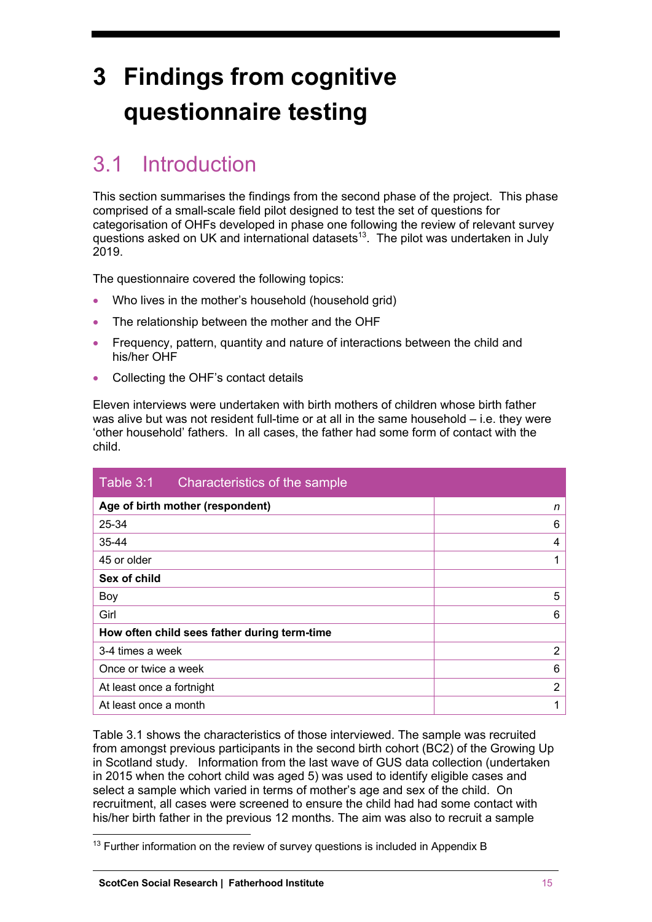# 3 Findings from cognitive questionnaire testing

## 3.1 Introduction

This section summarises the findings from the second phase of the project. This phase comprised of a small-scale field pilot designed to test the set of questions for categorisation of OHFs developed in phase one following the review of relevant survey questions asked on UK and international datasets[13]. The pilot was undertaken in July 2019.

The questionnaire covered the following topics:

- Who lives in the mother's household (household grid)
- The relationship between the mother and the OHF
- Frequency, pattern, quantity and nature of interactions between the child and his/her OHF
- Collecting the OHF's contact details

Eleven interviews were undertaken with birth mothers of children whose birth father was alive but was not resident full-time or at all in the same household – i.e. they were 'other household' fathers. In all cases, the father had some form of contact with the child.

Table 3:1 Characteristics of the sample

| | |
|---|---|
| **Age of birth mother (respondent)** | *n* |
| 25-34 | 6 |
| 35-44 | 4 |
| 45 or older | 1 |
| **Sex of child** | |
| Boy | 5 |
| Girl | 6 |
| **How often child sees father during term-time** | |
| 3-4 times a week | 2 |
| Once or twice a week | 6 |
| At least once a fortnight | 2 |
| At least once a month | 1 |

Table 3.1 shows the characteristics of those interviewed. The sample was recruited from amongst previous participants in the second birth cohort (BC2) of the Growing Up in Scotland study. Information from the last wave of GUS data collection (undertaken in 2015 when the cohort child was aged 5) was used to identify eligible cases and select a sample which varied in terms of mother's age and sex of the child. On recruitment, all cases were screened to ensure the child had had some contact with his/her birth father in the previous 12 months. The aim was also to recruit a sample

[13] Further information on the review of survey questions is included in Appendix B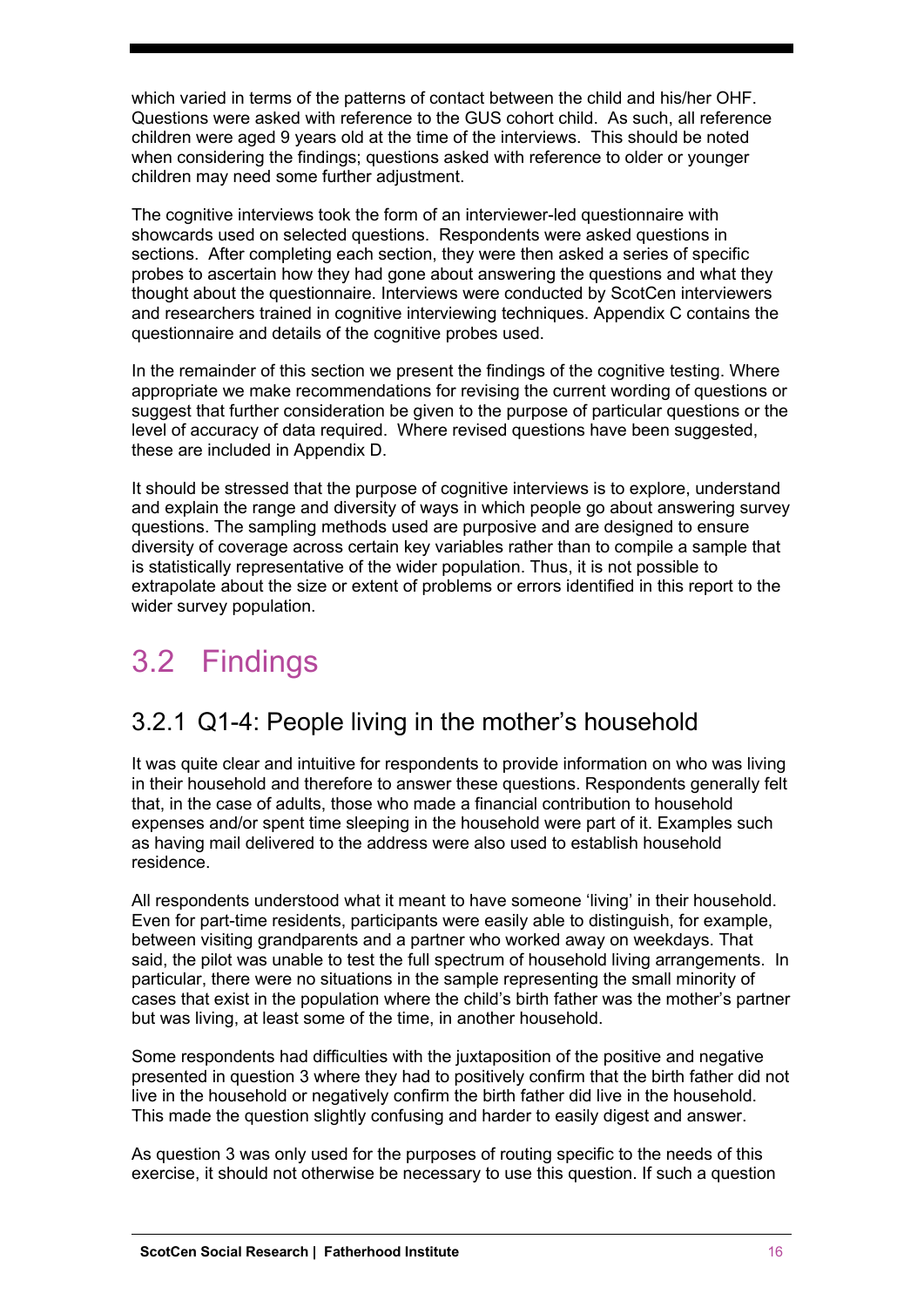which varied in terms of the patterns of contact between the child and his/her OHF. Questions were asked with reference to the GUS cohort child. As such, all reference children were aged 9 years old at the time of the interviews. This should be noted when considering the findings; questions asked with reference to older or younger children may need some further adjustment.

The cognitive interviews took the form of an interviewer-led questionnaire with showcards used on selected questions. Respondents were asked questions in sections. After completing each section, they were then asked a series of specific probes to ascertain how they had gone about answering the questions and what they thought about the questionnaire. Interviews were conducted by ScotCen interviewers and researchers trained in cognitive interviewing techniques. Appendix C contains the questionnaire and details of the cognitive probes used.

In the remainder of this section we present the findings of the cognitive testing. Where appropriate we make recommendations for revising the current wording of questions or suggest that further consideration be given to the purpose of particular questions or the level of accuracy of data required. Where revised questions have been suggested, these are included in Appendix D.

It should be stressed that the purpose of cognitive interviews is to explore, understand and explain the range and diversity of ways in which people go about answering survey questions. The sampling methods used are purposive and are designed to ensure diversity of coverage across certain key variables rather than to compile a sample that is statistically representative of the wider population. Thus, it is not possible to extrapolate about the size or extent of problems or errors identified in this report to the wider survey population.

## 3.2 Findings

### 3.2.1 Q1-4: People living in the mother's household

It was quite clear and intuitive for respondents to provide information on who was living in their household and therefore to answer these questions. Respondents generally felt that, in the case of adults, those who made a financial contribution to household expenses and/or spent time sleeping in the household were part of it. Examples such as having mail delivered to the address were also used to establish household residence.

All respondents understood what it meant to have someone 'living' in their household. Even for part-time residents, participants were easily able to distinguish, for example, between visiting grandparents and a partner who worked away on weekdays. That said, the pilot was unable to test the full spectrum of household living arrangements. In particular, there were no situations in the sample representing the small minority of cases that exist in the population where the child's birth father was the mother's partner but was living, at least some of the time, in another household.

Some respondents had difficulties with the juxtaposition of the positive and negative presented in question 3 where they had to positively confirm that the birth father did not live in the household or negatively confirm the birth father did live in the household. This made the question slightly confusing and harder to easily digest and answer.

As question 3 was only used for the purposes of routing specific to the needs of this exercise, it should not otherwise be necessary to use this question. If such a question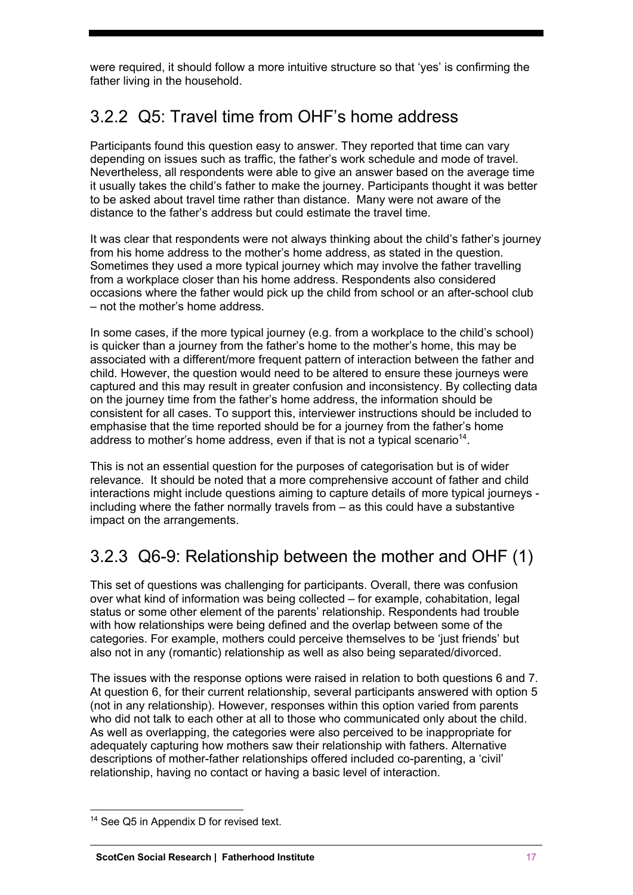were required, it should follow a more intuitive structure so that 'yes' is confirming the father living in the household.

### 3.2.2 Q5: Travel time from OHF's home address

Participants found this question easy to answer. They reported that time can vary depending on issues such as traffic, the father's work schedule and mode of travel. Nevertheless, all respondents were able to give an answer based on the average time it usually takes the child's father to make the journey. Participants thought it was better to be asked about travel time rather than distance. Many were not aware of the distance to the father's address but could estimate the travel time.

It was clear that respondents were not always thinking about the child's father's journey from his home address to the mother's home address, as stated in the question. Sometimes they used a more typical journey which may involve the father travelling from a workplace closer than his home address. Respondents also considered occasions where the father would pick up the child from school or an after-school club – not the mother's home address.

In some cases, if the more typical journey (e.g. from a workplace to the child's school) is quicker than a journey from the father's home to the mother's home, this may be associated with a different/more frequent pattern of interaction between the father and child. However, the question would need to be altered to ensure these journeys were captured and this may result in greater confusion and inconsistency. By collecting data on the journey time from the father's home address, the information should be consistent for all cases. To support this, interviewer instructions should be included to emphasise that the time reported should be for a journey from the father's home address to mother's home address, even if that is not a typical scenario[14].

This is not an essential question for the purposes of categorisation but is of wider relevance. It should be noted that a more comprehensive account of father and child interactions might include questions aiming to capture details of more typical journeys - including where the father normally travels from – as this could have a substantive impact on the arrangements.

### 3.2.3 Q6-9: Relationship between the mother and OHF (1)

This set of questions was challenging for participants. Overall, there was confusion over what kind of information was being collected – for example, cohabitation, legal status or some other element of the parents' relationship. Respondents had trouble with how relationships were being defined and the overlap between some of the categories. For example, mothers could perceive themselves to be 'just friends' but also not in any (romantic) relationship as well as also being separated/divorced.

The issues with the response options were raised in relation to both questions 6 and 7. At question 6, for their current relationship, several participants answered with option 5 (not in any relationship). However, responses within this option varied from parents who did not talk to each other at all to those who communicated only about the child. As well as overlapping, the categories were also perceived to be inappropriate for adequately capturing how mothers saw their relationship with fathers. Alternative descriptions of mother-father relationships offered included co-parenting, a 'civil' relationship, having no contact or having a basic level of interaction.

---

[14] See Q5 in Appendix D for revised text.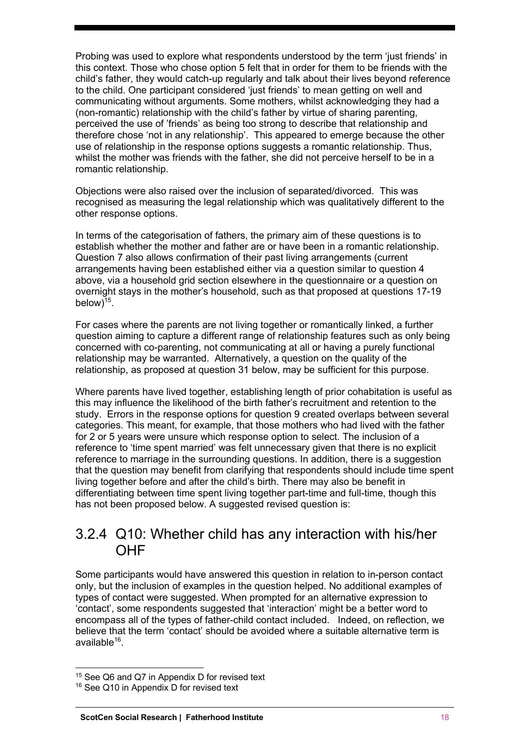Probing was used to explore what respondents understood by the term 'just friends' in this context. Those who chose option 5 felt that in order for them to be friends with the child's father, they would catch-up regularly and talk about their lives beyond reference to the child. One participant considered 'just friends' to mean getting on well and communicating without arguments. Some mothers, whilst acknowledging they had a (non-romantic) relationship with the child's father by virtue of sharing parenting, perceived the use of 'friends' as being too strong to describe that relationship and therefore chose 'not in any relationship'. This appeared to emerge because the other use of relationship in the response options suggests a romantic relationship. Thus, whilst the mother was friends with the father, she did not perceive herself to be in a romantic relationship.

Objections were also raised over the inclusion of separated/divorced. This was recognised as measuring the legal relationship which was qualitatively different to the other response options.

In terms of the categorisation of fathers, the primary aim of these questions is to establish whether the mother and father are or have been in a romantic relationship. Question 7 also allows confirmation of their past living arrangements (current arrangements having been established either via a question similar to question 4 above, via a household grid section elsewhere in the questionnaire or a question on overnight stays in the mother's household, such as that proposed at questions 17-19 below)[15].

For cases where the parents are not living together or romantically linked, a further question aiming to capture a different range of relationship features such as only being concerned with co-parenting, not communicating at all or having a purely functional relationship may be warranted. Alternatively, a question on the quality of the relationship, as proposed at question 31 below, may be sufficient for this purpose.

Where parents have lived together, establishing length of prior cohabitation is useful as this may influence the likelihood of the birth father's recruitment and retention to the study. Errors in the response options for question 9 created overlaps between several categories. This meant, for example, that those mothers who had lived with the father for 2 or 5 years were unsure which response option to select. The inclusion of a reference to 'time spent married' was felt unnecessary given that there is no explicit reference to marriage in the surrounding questions. In addition, there is a suggestion that the question may benefit from clarifying that respondents should include time spent living together before and after the child's birth. There may also be benefit in differentiating between time spent living together part-time and full-time, though this has not been proposed below. A suggested revised question is:

### 3.2.4 Q10: Whether child has any interaction with his/her OHF

Some participants would have answered this question in relation to in-person contact only, but the inclusion of examples in the question helped. No additional examples of types of contact were suggested. When prompted for an alternative expression to 'contact', some respondents suggested that 'interaction' might be a better word to encompass all of the types of father-child contact included. Indeed, on reflection, we believe that the term 'contact' should be avoided where a suitable alternative term is available[16].

---

[15] See Q6 and Q7 in Appendix D for revised text

[16] See Q10 in Appendix D for revised text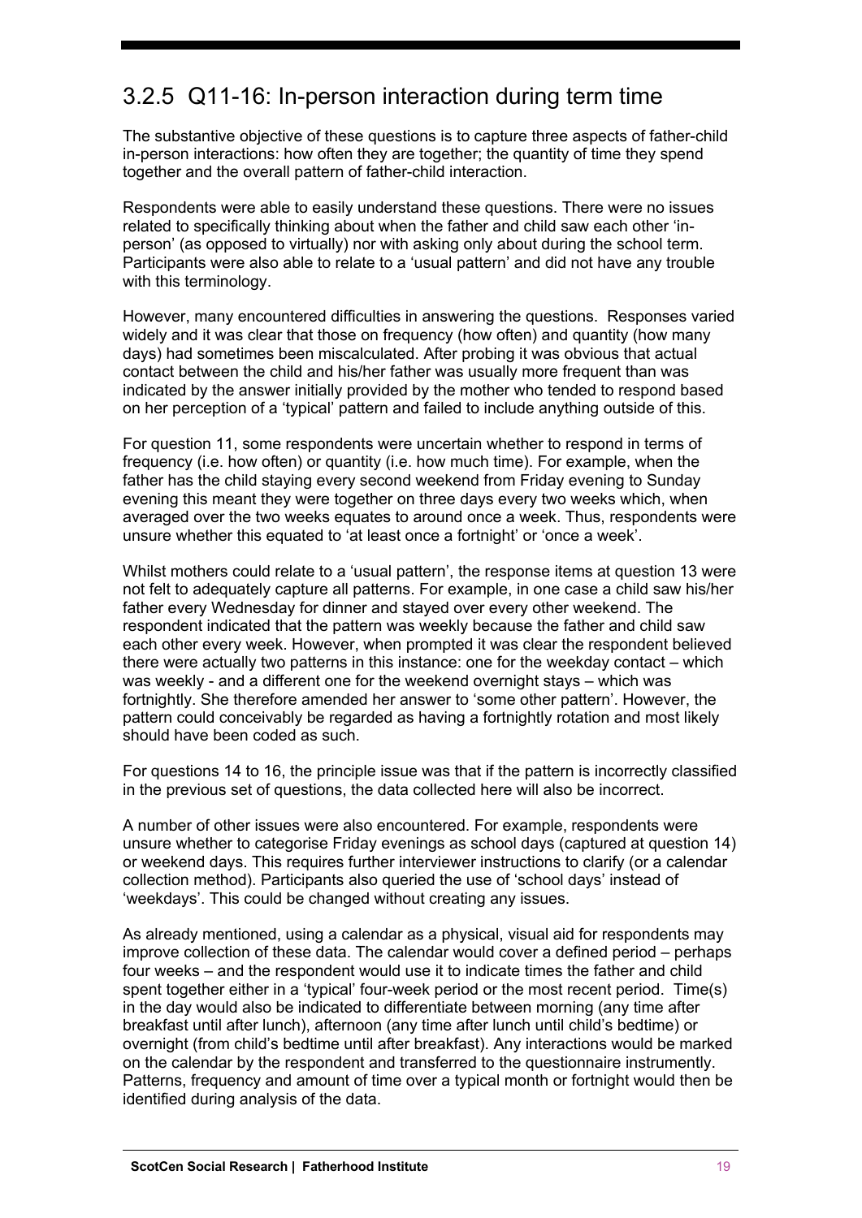### 3.2.5 Q11-16: In-person interaction during term time

The substantive objective of these questions is to capture three aspects of father-child in-person interactions: how often they are together; the quantity of time they spend together and the overall pattern of father-child interaction.

Respondents were able to easily understand these questions. There were no issues related to specifically thinking about when the father and child saw each other 'in-person' (as opposed to virtually) nor with asking only about during the school term. Participants were also able to relate to a 'usual pattern' and did not have any trouble with this terminology.

However, many encountered difficulties in answering the questions. Responses varied widely and it was clear that those on frequency (how often) and quantity (how many days) had sometimes been miscalculated. After probing it was obvious that actual contact between the child and his/her father was usually more frequent than was indicated by the answer initially provided by the mother who tended to respond based on her perception of a 'typical' pattern and failed to include anything outside of this.

For question 11, some respondents were uncertain whether to respond in terms of frequency (i.e. how often) or quantity (i.e. how much time). For example, when the father has the child staying every second weekend from Friday evening to Sunday evening this meant they were together on three days every two weeks which, when averaged over the two weeks equates to around once a week. Thus, respondents were unsure whether this equated to 'at least once a fortnight' or 'once a week'.

Whilst mothers could relate to a 'usual pattern', the response items at question 13 were not felt to adequately capture all patterns. For example, in one case a child saw his/her father every Wednesday for dinner and stayed over every other weekend. The respondent indicated that the pattern was weekly because the father and child saw each other every week. However, when prompted it was clear the respondent believed there were actually two patterns in this instance: one for the weekday contact – which was weekly - and a different one for the weekend overnight stays – which was fortnightly. She therefore amended her answer to 'some other pattern'. However, the pattern could conceivably be regarded as having a fortnightly rotation and most likely should have been coded as such.

For questions 14 to 16, the principle issue was that if the pattern is incorrectly classified in the previous set of questions, the data collected here will also be incorrect.

A number of other issues were also encountered. For example, respondents were unsure whether to categorise Friday evenings as school days (captured at question 14) or weekend days. This requires further interviewer instructions to clarify (or a calendar collection method). Participants also queried the use of 'school days' instead of 'weekdays'. This could be changed without creating any issues.

As already mentioned, using a calendar as a physical, visual aid for respondents may improve collection of these data. The calendar would cover a defined period – perhaps four weeks – and the respondent would use it to indicate times the father and child spent together either in a 'typical' four-week period or the most recent period. Time(s) in the day would also be indicated to differentiate between morning (any time after breakfast until after lunch), afternoon (any time after lunch until child's bedtime) or overnight (from child's bedtime until after breakfast). Any interactions would be marked on the calendar by the respondent and transferred to the questionnaire instrumently. Patterns, frequency and amount of time over a typical month or fortnight would then be identified during analysis of the data.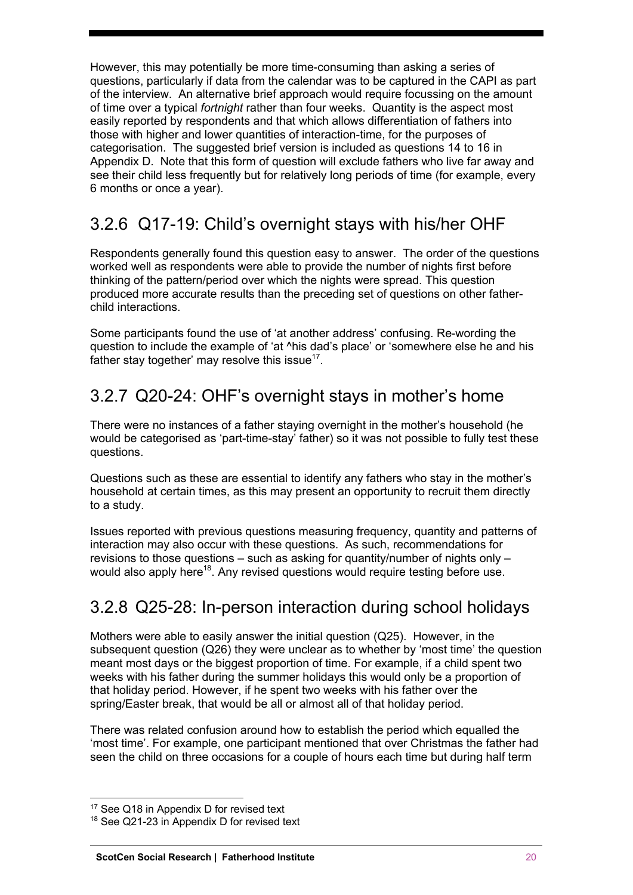However, this may potentially be more time-consuming than asking a series of questions, particularly if data from the calendar was to be captured in the CAPI as part of the interview. An alternative brief approach would require focussing on the amount of time over a typical *fortnight* rather than four weeks. Quantity is the aspect most easily reported by respondents and that which allows differentiation of fathers into those with higher and lower quantities of interaction-time, for the purposes of categorisation. The suggested brief version is included as questions 14 to 16 in Appendix D. Note that this form of question will exclude fathers who live far away and see their child less frequently but for relatively long periods of time (for example, every 6 months or once a year).

## 3.2.6 Q17-19: Child's overnight stays with his/her OHF

Respondents generally found this question easy to answer. The order of the questions worked well as respondents were able to provide the number of nights first before thinking of the pattern/period over which the nights were spread. This question produced more accurate results than the preceding set of questions on other father-child interactions.

Some participants found the use of 'at another address' confusing. Re-wording the question to include the example of 'at ^his dad's place' or 'somewhere else he and his father stay together' may resolve this issue[17].

## 3.2.7 Q20-24: OHF's overnight stays in mother's home

There were no instances of a father staying overnight in the mother's household (he would be categorised as 'part-time-stay' father) so it was not possible to fully test these questions.

Questions such as these are essential to identify any fathers who stay in the mother's household at certain times, as this may present an opportunity to recruit them directly to a study.

Issues reported with previous questions measuring frequency, quantity and patterns of interaction may also occur with these questions. As such, recommendations for revisions to those questions – such as asking for quantity/number of nights only – would also apply here[18]. Any revised questions would require testing before use.

## 3.2.8 Q25-28: In-person interaction during school holidays

Mothers were able to easily answer the initial question (Q25). However, in the subsequent question (Q26) they were unclear as to whether by 'most time' the question meant most days or the biggest proportion of time. For example, if a child spent two weeks with his father during the summer holidays this would only be a proportion of that holiday period. However, if he spent two weeks with his father over the spring/Easter break, that would be all or almost all of that holiday period.

There was related confusion around how to establish the period which equalled the 'most time'. For example, one participant mentioned that over Christmas the father had seen the child on three occasions for a couple of hours each time but during half term

---

[17] See Q18 in Appendix D for revised text

[18] See Q21-23 in Appendix D for revised text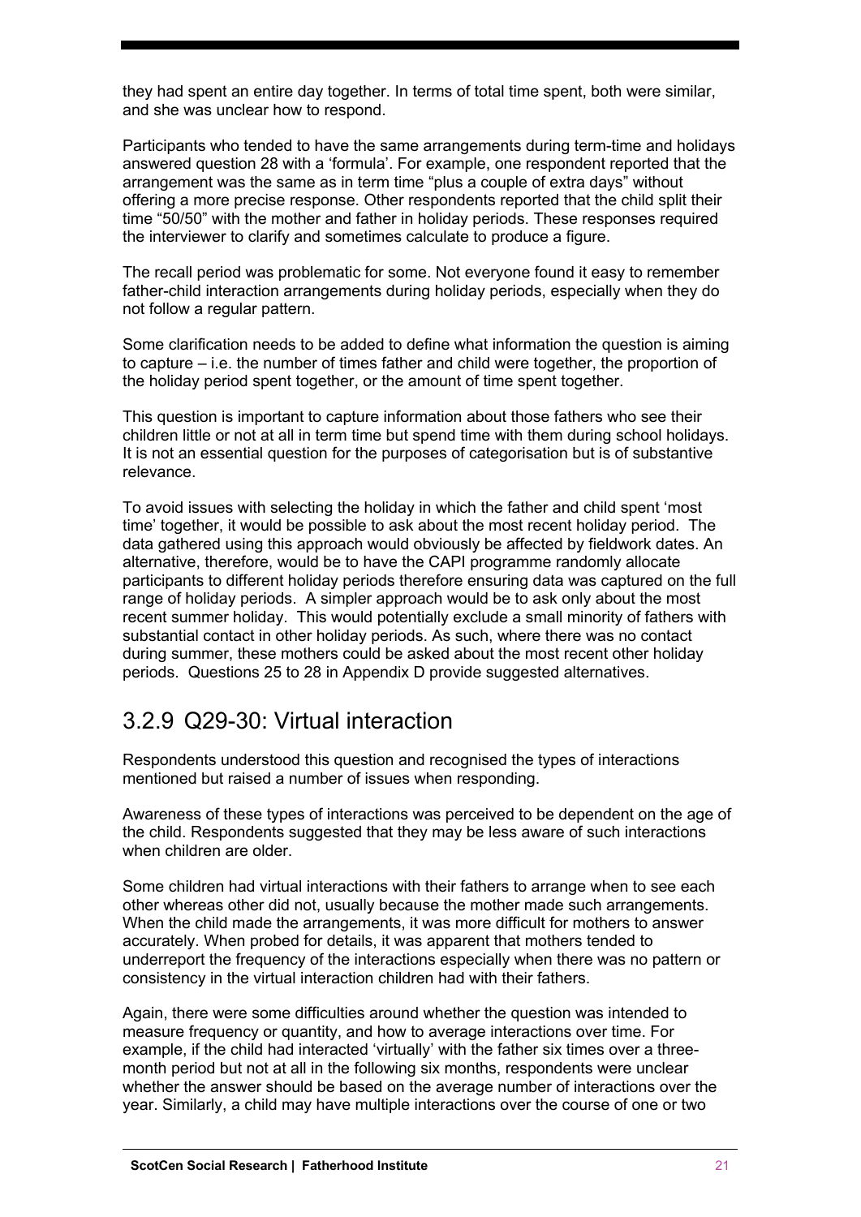they had spent an entire day together. In terms of total time spent, both were similar, and she was unclear how to respond.

Participants who tended to have the same arrangements during term-time and holidays answered question 28 with a 'formula'. For example, one respondent reported that the arrangement was the same as in term time "plus a couple of extra days" without offering a more precise response. Other respondents reported that the child split their time "50/50" with the mother and father in holiday periods. These responses required the interviewer to clarify and sometimes calculate to produce a figure.

The recall period was problematic for some. Not everyone found it easy to remember father-child interaction arrangements during holiday periods, especially when they do not follow a regular pattern.

Some clarification needs to be added to define what information the question is aiming to capture – i.e. the number of times father and child were together, the proportion of the holiday period spent together, or the amount of time spent together.

This question is important to capture information about those fathers who see their children little or not at all in term time but spend time with them during school holidays. It is not an essential question for the purposes of categorisation but is of substantive relevance.

To avoid issues with selecting the holiday in which the father and child spent 'most time' together, it would be possible to ask about the most recent holiday period. The data gathered using this approach would obviously be affected by fieldwork dates. An alternative, therefore, would be to have the CAPI programme randomly allocate participants to different holiday periods therefore ensuring data was captured on the full range of holiday periods. A simpler approach would be to ask only about the most recent summer holiday. This would potentially exclude a small minority of fathers with substantial contact in other holiday periods. As such, where there was no contact during summer, these mothers could be asked about the most recent other holiday periods. Questions 25 to 28 in Appendix D provide suggested alternatives.

### 3.2.9 Q29-30: Virtual interaction

Respondents understood this question and recognised the types of interactions mentioned but raised a number of issues when responding.

Awareness of these types of interactions was perceived to be dependent on the age of the child. Respondents suggested that they may be less aware of such interactions when children are older.

Some children had virtual interactions with their fathers to arrange when to see each other whereas other did not, usually because the mother made such arrangements. When the child made the arrangements, it was more difficult for mothers to answer accurately. When probed for details, it was apparent that mothers tended to underreport the frequency of the interactions especially when there was no pattern or consistency in the virtual interaction children had with their fathers.

Again, there were some difficulties around whether the question was intended to measure frequency or quantity, and how to average interactions over time. For example, if the child had interacted 'virtually' with the father six times over a three-month period but not at all in the following six months, respondents were unclear whether the answer should be based on the average number of interactions over the year. Similarly, a child may have multiple interactions over the course of one or two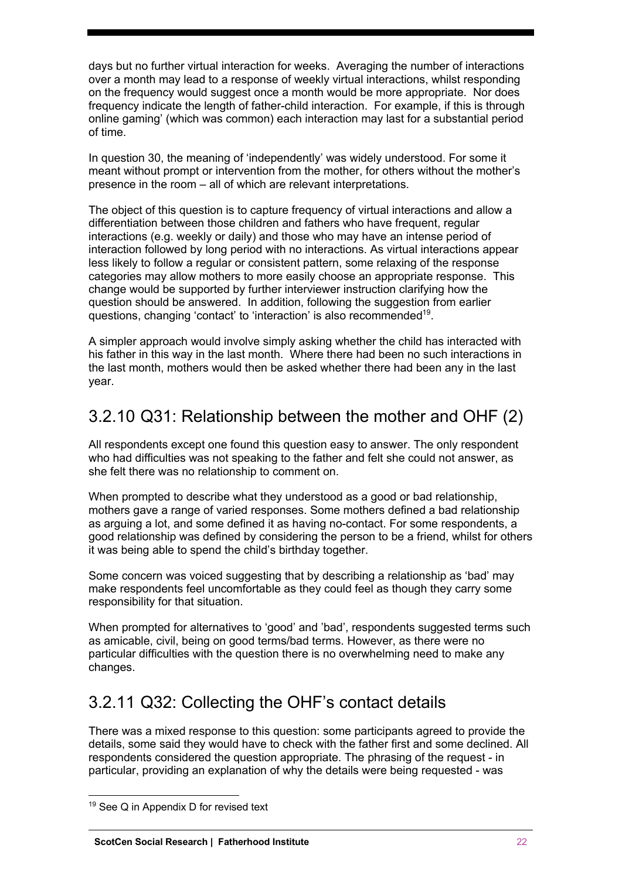days but no further virtual interaction for weeks. Averaging the number of interactions over a month may lead to a response of weekly virtual interactions, whilst responding on the frequency would suggest once a month would be more appropriate. Nor does frequency indicate the length of father-child interaction. For example, if this is through online gaming' (which was common) each interaction may last for a substantial period of time.

In question 30, the meaning of 'independently' was widely understood. For some it meant without prompt or intervention from the mother, for others without the mother's presence in the room – all of which are relevant interpretations.

The object of this question is to capture frequency of virtual interactions and allow a differentiation between those children and fathers who have frequent, regular interactions (e.g. weekly or daily) and those who may have an intense period of interaction followed by long period with no interactions. As virtual interactions appear less likely to follow a regular or consistent pattern, some relaxing of the response categories may allow mothers to more easily choose an appropriate response. This change would be supported by further interviewer instruction clarifying how the question should be answered. In addition, following the suggestion from earlier questions, changing 'contact' to 'interaction' is also recommended[19].

A simpler approach would involve simply asking whether the child has interacted with his father in this way in the last month. Where there had been no such interactions in the last month, mothers would then be asked whether there had been any in the last year.

## 3.2.10 Q31: Relationship between the mother and OHF (2)

All respondents except one found this question easy to answer. The only respondent who had difficulties was not speaking to the father and felt she could not answer, as she felt there was no relationship to comment on.

When prompted to describe what they understood as a good or bad relationship, mothers gave a range of varied responses. Some mothers defined a bad relationship as arguing a lot, and some defined it as having no-contact. For some respondents, a good relationship was defined by considering the person to be a friend, whilst for others it was being able to spend the child's birthday together.

Some concern was voiced suggesting that by describing a relationship as 'bad' may make respondents feel uncomfortable as they could feel as though they carry some responsibility for that situation.

When prompted for alternatives to 'good' and 'bad', respondents suggested terms such as amicable, civil, being on good terms/bad terms. However, as there were no particular difficulties with the question there is no overwhelming need to make any changes.

## 3.2.11 Q32: Collecting the OHF's contact details

There was a mixed response to this question: some participants agreed to provide the details, some said they would have to check with the father first and some declined. All respondents considered the question appropriate. The phrasing of the request - in particular, providing an explanation of why the details were being requested - was

[19] See Q in Appendix D for revised text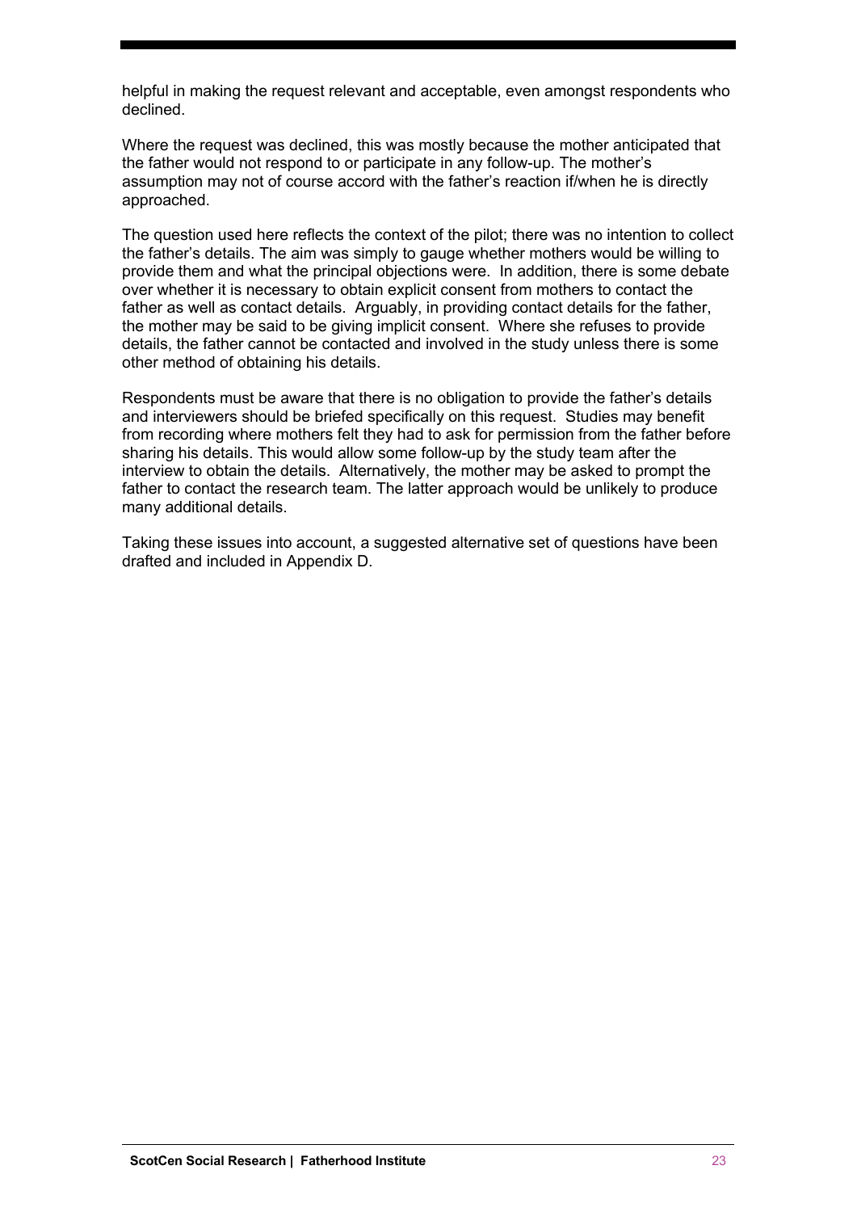helpful in making the request relevant and acceptable, even amongst respondents who declined.

Where the request was declined, this was mostly because the mother anticipated that the father would not respond to or participate in any follow-up. The mother's assumption may not of course accord with the father's reaction if/when he is directly approached.

The question used here reflects the context of the pilot; there was no intention to collect the father's details. The aim was simply to gauge whether mothers would be willing to provide them and what the principal objections were. In addition, there is some debate over whether it is necessary to obtain explicit consent from mothers to contact the father as well as contact details. Arguably, in providing contact details for the father, the mother may be said to be giving implicit consent. Where she refuses to provide details, the father cannot be contacted and involved in the study unless there is some other method of obtaining his details.

Respondents must be aware that there is no obligation to provide the father's details and interviewers should be briefed specifically on this request. Studies may benefit from recording where mothers felt they had to ask for permission from the father before sharing his details. This would allow some follow-up by the study team after the interview to obtain the details. Alternatively, the mother may be asked to prompt the father to contact the research team. The latter approach would be unlikely to produce many additional details.

Taking these issues into account, a suggested alternative set of questions have been drafted and included in Appendix D.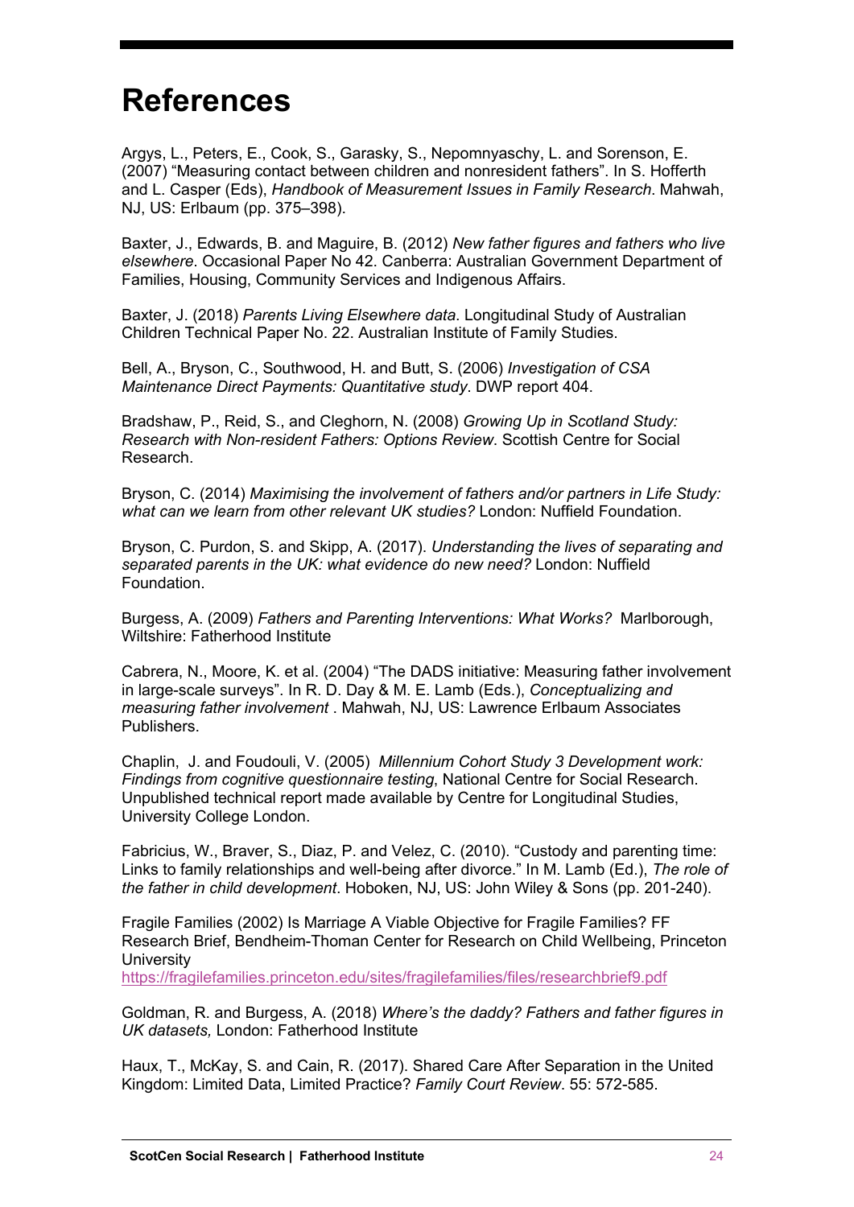# References

Argys, L., Peters, E., Cook, S., Garasky, S., Nepomnyaschy, L. and Sorenson, E. (2007) "Measuring contact between children and nonresident fathers". In S. Hofferth and L. Casper (Eds), *Handbook of Measurement Issues in Family Research*. Mahwah, NJ, US: Erlbaum (pp. 375–398).

Baxter, J., Edwards, B. and Maguire, B. (2012) *New father figures and fathers who live elsewhere*. Occasional Paper No 42. Canberra: Australian Government Department of Families, Housing, Community Services and Indigenous Affairs.

Baxter, J. (2018) *Parents Living Elsewhere data*. Longitudinal Study of Australian Children Technical Paper No. 22. Australian Institute of Family Studies.

Bell, A., Bryson, C., Southwood, H. and Butt, S. (2006) *Investigation of CSA Maintenance Direct Payments: Quantitative study*. DWP report 404.

Bradshaw, P., Reid, S., and Cleghorn, N. (2008) *Growing Up in Scotland Study: Research with Non-resident Fathers: Options Review*. Scottish Centre for Social Research.

Bryson, C. (2014) *Maximising the involvement of fathers and/or partners in Life Study: what can we learn from other relevant UK studies?* London: Nuffield Foundation.

Bryson, C. Purdon, S. and Skipp, A. (2017). *Understanding the lives of separating and separated parents in the UK: what evidence do new need?* London: Nuffield Foundation.

Burgess, A. (2009) *Fathers and Parenting Interventions: What Works?* Marlborough, Wiltshire: Fatherhood Institute

Cabrera, N., Moore, K. et al. (2004) "The DADS initiative: Measuring father involvement in large-scale surveys". In R. D. Day & M. E. Lamb (Eds.), *Conceptualizing and measuring father involvement* . Mahwah, NJ, US: Lawrence Erlbaum Associates Publishers.

Chaplin, J. and Foudouli, V. (2005) *Millennium Cohort Study 3 Development work: Findings from cognitive questionnaire testing*, National Centre for Social Research. Unpublished technical report made available by Centre for Longitudinal Studies, University College London.

Fabricius, W., Braver, S., Diaz, P. and Velez, C. (2010). "Custody and parenting time: Links to family relationships and well-being after divorce." In M. Lamb (Ed.), *The role of the father in child development*. Hoboken, NJ, US: John Wiley & Sons (pp. 201-240).

Fragile Families (2002) Is Marriage A Viable Objective for Fragile Families? FF Research Brief, Bendheim-Thoman Center for Research on Child Wellbeing, Princeton University
https://fragilefamilies.princeton.edu/sites/fragilefamilies/files/researchbrief9.pdf

Goldman, R. and Burgess, A. (2018) *Where's the daddy? Fathers and father figures in UK datasets,* London: Fatherhood Institute

Haux, T., McKay, S. and Cain, R. (2017). Shared Care After Separation in the United Kingdom: Limited Data, Limited Practice? *Family Court Review*. 55: 572-585.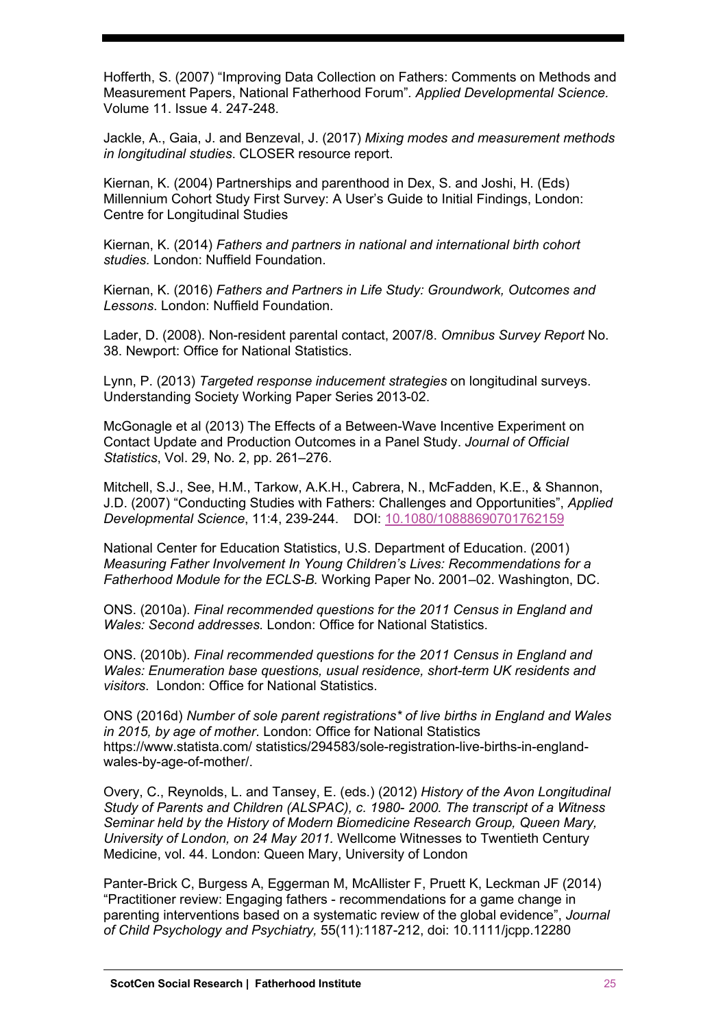Hofferth, S. (2007) “Improving Data Collection on Fathers: Comments on Methods and Measurement Papers, National Fatherhood Forum”. *Applied Developmental Science.* Volume 11. Issue 4. 247-248.

Jackle, A., Gaia, J. and Benzeval, J. (2017) *Mixing modes and measurement methods in longitudinal studies*. CLOSER resource report.

Kiernan, K. (2004) Partnerships and parenthood in Dex, S. and Joshi, H. (Eds) Millennium Cohort Study First Survey: A User’s Guide to Initial Findings, London: Centre for Longitudinal Studies

Kiernan, K. (2014) *Fathers and partners in national and international birth cohort studies.* London: Nuffield Foundation.

Kiernan, K. (2016) *Fathers and Partners in Life Study: Groundwork, Outcomes and Lessons*. London: Nuffield Foundation.

Lader, D. (2008). Non-resident parental contact, 2007/8. *Omnibus Survey Report* No. 38. Newport: Office for National Statistics.

Lynn, P. (2013) *Targeted response inducement strategies* on longitudinal surveys. Understanding Society Working Paper Series 2013-02.

McGonagle et al (2013) The Effects of a Between-Wave Incentive Experiment on Contact Update and Production Outcomes in a Panel Study. *Journal of Official Statistics*, Vol. 29, No. 2, pp. 261–276.

Mitchell, S.J., See, H.M., Tarkow, A.K.H., Cabrera, N., McFadden, K.E., & Shannon, J.D. (2007) “Conducting Studies with Fathers: Challenges and Opportunities”, *Applied Developmental Science*, 11:4, 239-244. DOI: 10.1080/10888690701762159

National Center for Education Statistics, U.S. Department of Education. (2001) *Measuring Father Involvement In Young Children’s Lives: Recommendations for a Fatherhood Module for the ECLS-B.* Working Paper No. 2001–02. Washington, DC.

ONS. (2010a). *Final recommended questions for the 2011 Census in England and Wales: Second addresses.* London: Office for National Statistics.

ONS. (2010b). *Final recommended questions for the 2011 Census in England and Wales: Enumeration base questions, usual residence, short-term UK residents and visitors*. London: Office for National Statistics.

ONS (2016d) *Number of sole parent registrations* of live births in England and Wales in 2015, by age of mother*. London: Office for National Statistics https://www.statista.com/ statistics/294583/sole-registration-live-births-in-england-wales-by-age-of-mother/.

Overy, C., Reynolds, L. and Tansey, E. (eds.) (2012) *History of the Avon Longitudinal Study of Parents and Children (ALSPAC), c. 1980- 2000. The transcript of a Witness Seminar held by the History of Modern Biomedicine Research Group, Queen Mary, University of London, on 24 May 2011.* Wellcome Witnesses to Twentieth Century Medicine, vol. 44. London: Queen Mary, University of London

Panter-Brick C, Burgess A, Eggerman M, McAllister F, Pruett K, Leckman JF (2014) “Practitioner review: Engaging fathers - recommendations for a game change in parenting interventions based on a systematic review of the global evidence”, *Journal of Child Psychology and Psychiatry,* 55(11):1187-212, doi: 10.1111/jcpp.12280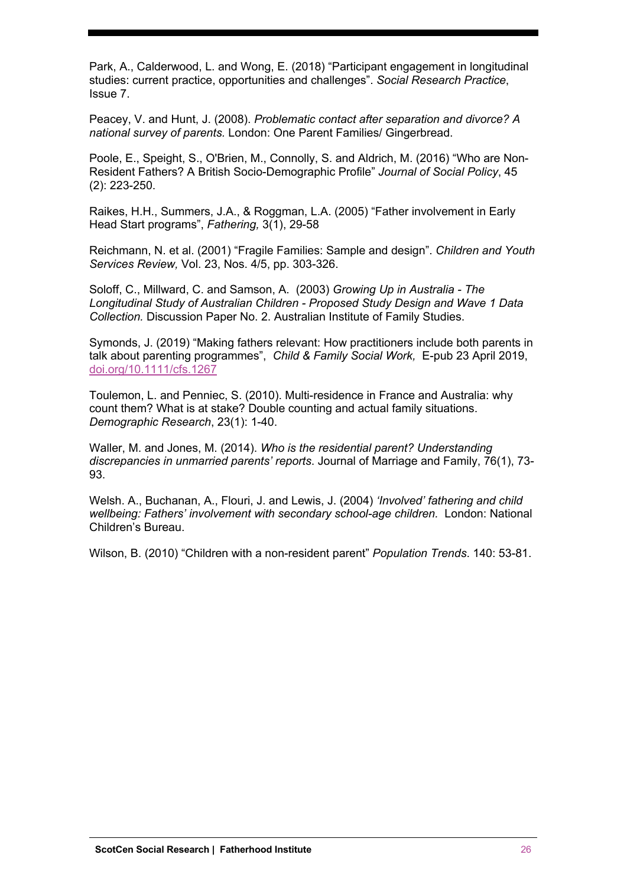Park, A., Calderwood, L. and Wong, E. (2018) “Participant engagement in longitudinal studies: current practice, opportunities and challenges”. *Social Research Practice*, Issue 7.

Peacey, V. and Hunt, J. (2008). *Problematic contact after separation and divorce? A national survey of parents.* London: One Parent Families/ Gingerbread.

Poole, E., Speight, S., O'Brien, M., Connolly, S. and Aldrich, M. (2016) “Who are Non-Resident Fathers? A British Socio-Demographic Profile” *Journal of Social Policy*, 45 (2): 223-250.

Raikes, H.H., Summers, J.A., & Roggman, L.A. (2005) “Father involvement in Early Head Start programs”, *Fathering,* 3(1), 29-58

Reichmann, N. et al. (2001) “Fragile Families: Sample and design”. *Children and Youth Services Review,* Vol. 23, Nos. 4/5, pp. 303-326.

Soloff, C., Millward, C. and Samson, A. (2003) *Growing Up in Australia - The Longitudinal Study of Australian Children - Proposed Study Design and Wave 1 Data Collection.* Discussion Paper No. 2. Australian Institute of Family Studies.

Symonds, J. (2019) “Making fathers relevant: How practitioners include both parents in talk about parenting programmes”, *Child & Family Social Work,* E-pub 23 April 2019, doi.org/10.1111/cfs.1267

Toulemon, L. and Penniec, S. (2010). Multi-residence in France and Australia: why count them? What is at stake? Double counting and actual family situations. *Demographic Research*, 23(1): 1-40.

Waller, M. and Jones, M. (2014). *Who is the residential parent? Understanding discrepancies in unmarried parents' reports*. Journal of Marriage and Family, 76(1), 73-93.

Welsh. A., Buchanan, A., Flouri, J. and Lewis, J. (2004) *'Involved' fathering and child wellbeing: Fathers' involvement with secondary school-age children.* London: National Children's Bureau.

Wilson, B. (2010) “Children with a non-resident parent” *Population Trends*. 140: 53-81.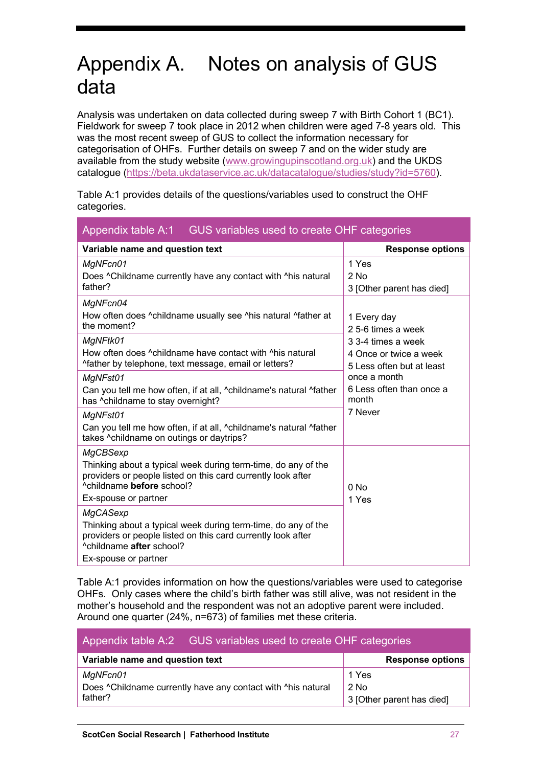# Appendix A. Notes on analysis of GUS data

Analysis was undertaken on data collected during sweep 7 with Birth Cohort 1 (BC1). Fieldwork for sweep 7 took place in 2012 when children were aged 7-8 years old. This was the most recent sweep of GUS to collect the information necessary for categorisation of OHFs. Further details on sweep 7 and on the wider study are available from the study website (www.growingupinscotland.org.uk) and the UKDS catalogue (https://beta.ukdataservice.ac.uk/datacatalogue/studies/study?id=5760).

Table A:1 provides details of the questions/variables used to construct the OHF categories.

**Appendix table A:1 GUS variables used to create OHF categories**

| Variable name and question text | Response options |
|---|---|
| *MgNFcn01*<br>Does ^Childname currently have any contact with ^his natural father? | 1 Yes<br>2 No<br>3 [Other parent has died] |
| *MgNFcn04*<br>How often does ^childname usually see ^his natural ^father at the moment? | 1 Every day<br>2 5-6 times a week<br>3 3-4 times a week<br>4 Once or twice a week<br>5 Less often but at least once a month<br>6 Less often than once a month<br>7 Never |
| *MgNFtk01*<br>How often does ^childname have contact with ^his natural ^father by telephone, text message, email or letters? | |
| *MgNFst01*<br>Can you tell me how often, if at all, ^childname's natural ^father has ^childname to stay overnight? | |
| *MgNFst01*<br>Can you tell me how often, if at all, ^childname's natural ^father takes ^childname on outings or daytrips? | |
| *MgCBSexp*<br>Thinking about a typical week during term-time, do any of the providers or people listed on this card currently look after ^childname **before** school?<br>Ex-spouse or partner | 0 No<br>1 Yes |
| *MgCASexp*<br>Thinking about a typical week during term-time, do any of the providers or people listed on this card currently look after ^childname **after** school?<br>Ex-spouse or partner | |

Table A:1 provides information on how the questions/variables were used to categorise OHFs. Only cases where the child's birth father was still alive, was not resident in the mother's household and the respondent was not an adoptive parent were included. Around one quarter (24%, n=673) of families met these criteria.

**Appendix table A:2 GUS variables used to create OHF categories**

| Variable name and question text | Response options |
|---|---|
| *MgNFcn01*<br>Does ^Childname currently have any contact with ^his natural father? | 1 Yes<br>2 No<br>3 [Other parent has died] |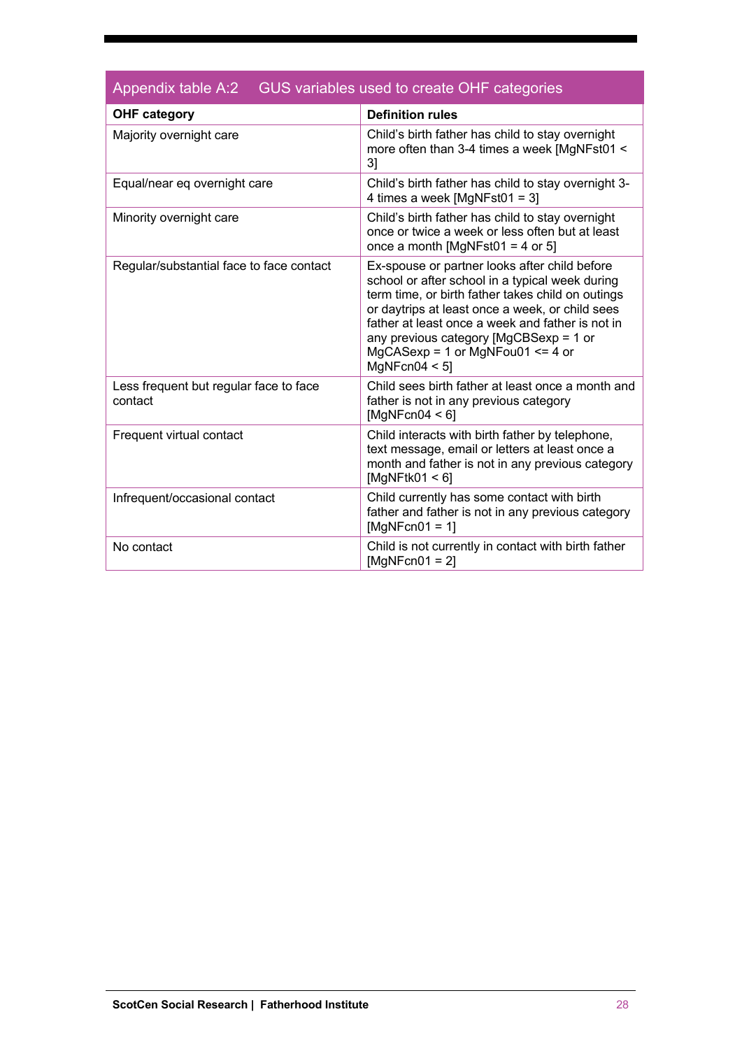Appendix table A:2 GUS variables used to create OHF categories

| OHF category | Definition rules |
|---|---|
| Majority overnight care | Child's birth father has child to stay overnight more often than 3-4 times a week [MgNFst01 < 3] |
| Equal/near eq overnight care | Child's birth father has child to stay overnight 3-4 times a week [MgNFst01 = 3] |
| Minority overnight care | Child's birth father has child to stay overnight once or twice a week or less often but at least once a month [MgNFst01 = 4 or 5] |
| Regular/substantial face to face contact | Ex-spouse or partner looks after child before school or after school in a typical week during term time, or birth father takes child on outings or daytrips at least once a week, or child sees father at least once a week and father is not in any previous category [MgCBSexp = 1 or MgCASexp = 1 or MgNFou01 <= 4 or MgNFcn04 < 5] |
| Less frequent but regular face to face contact | Child sees birth father at least once a month and father is not in any previous category [MgNFcn04 < 6] |
| Frequent virtual contact | Child interacts with birth father by telephone, text message, email or letters at least once a month and father is not in any previous category [MgNFtk01 < 6] |
| Infrequent/occasional contact | Child currently has some contact with birth father and father is not in any previous category [MgNFcn01 = 1] |
| No contact | Child is not currently in contact with birth father [MgNFcn01 = 2] |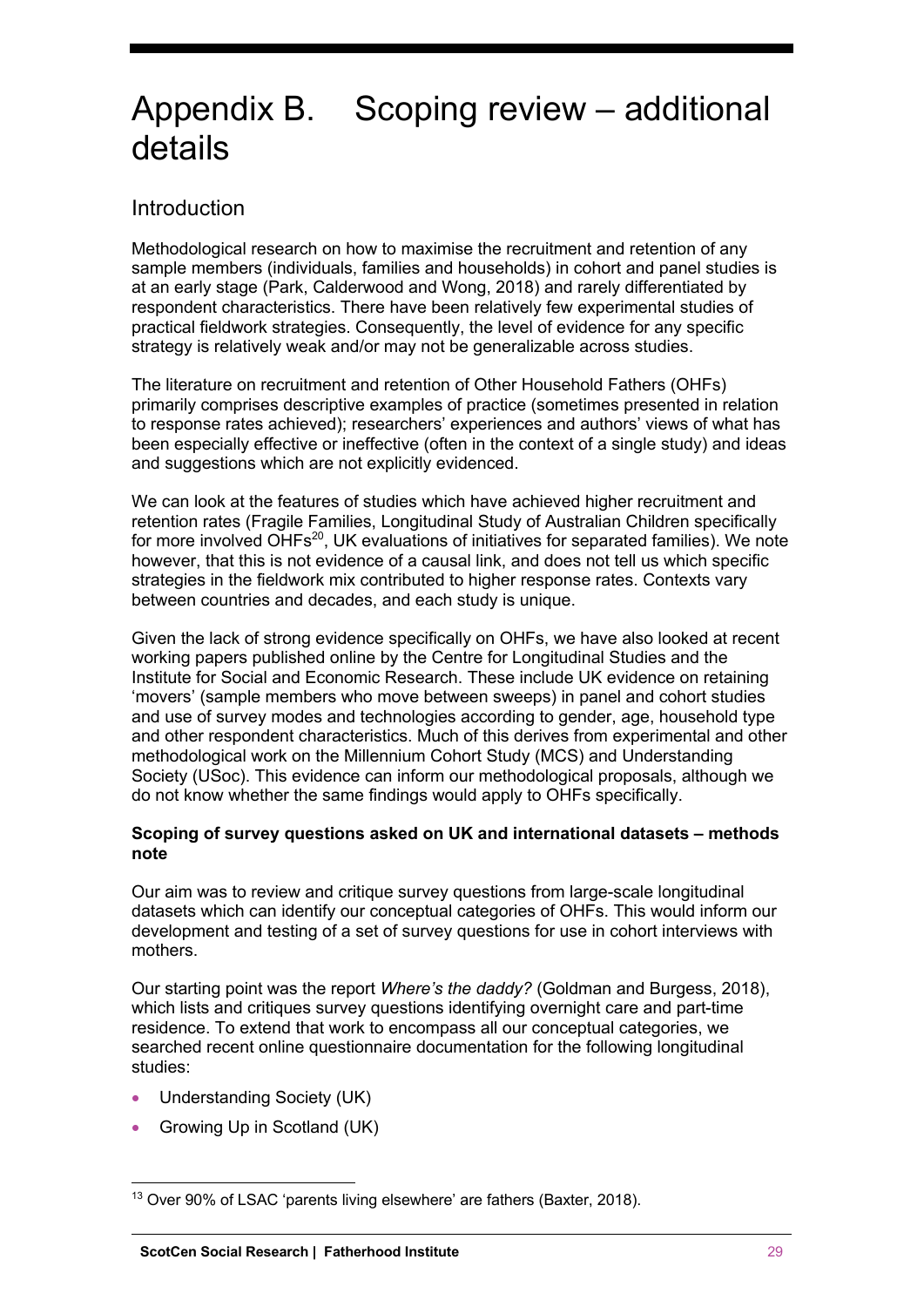# Appendix B. Scoping review – additional details

## Introduction

Methodological research on how to maximise the recruitment and retention of any sample members (individuals, families and households) in cohort and panel studies is at an early stage (Park, Calderwood and Wong, 2018) and rarely differentiated by respondent characteristics. There have been relatively few experimental studies of practical fieldwork strategies. Consequently, the level of evidence for any specific strategy is relatively weak and/or may not be generalizable across studies.

The literature on recruitment and retention of Other Household Fathers (OHFs) primarily comprises descriptive examples of practice (sometimes presented in relation to response rates achieved); researchers' experiences and authors' views of what has been especially effective or ineffective (often in the context of a single study) and ideas and suggestions which are not explicitly evidenced.

We can look at the features of studies which have achieved higher recruitment and retention rates (Fragile Families, Longitudinal Study of Australian Children specifically for more involved OHFs[20], UK evaluations of initiatives for separated families). We note however, that this is not evidence of a causal link, and does not tell us which specific strategies in the fieldwork mix contributed to higher response rates. Contexts vary between countries and decades, and each study is unique.

Given the lack of strong evidence specifically on OHFs, we have also looked at recent working papers published online by the Centre for Longitudinal Studies and the Institute for Social and Economic Research. These include UK evidence on retaining 'movers' (sample members who move between sweeps) in panel and cohort studies and use of survey modes and technologies according to gender, age, household type and other respondent characteristics. Much of this derives from experimental and other methodological work on the Millennium Cohort Study (MCS) and Understanding Society (USoc). This evidence can inform our methodological proposals, although we do not know whether the same findings would apply to OHFs specifically.

**Scoping of survey questions asked on UK and international datasets – methods note**

Our aim was to review and critique survey questions from large-scale longitudinal datasets which can identify our conceptual categories of OHFs. This would inform our development and testing of a set of survey questions for use in cohort interviews with mothers.

Our starting point was the report *Where's the daddy?* (Goldman and Burgess, 2018), which lists and critiques survey questions identifying overnight care and part-time residence. To extend that work to encompass all our conceptual categories, we searched recent online questionnaire documentation for the following longitudinal studies:

- Understanding Society (UK)
- Growing Up in Scotland (UK)

[13] Over 90% of LSAC 'parents living elsewhere' are fathers (Baxter, 2018).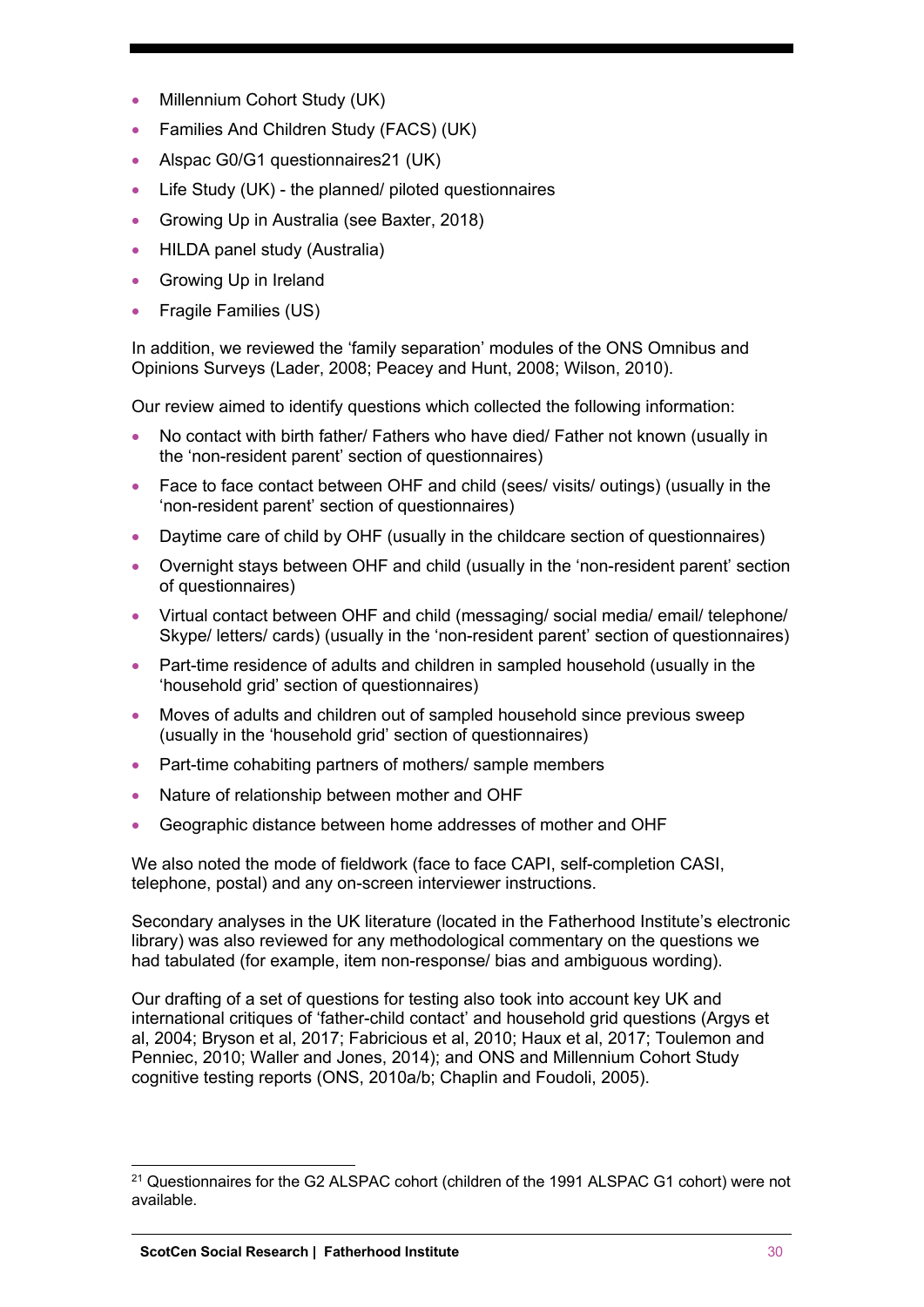- Millennium Cohort Study (UK)
- Families And Children Study (FACS) (UK)
- Alspac G0/G1 questionnaires[21] (UK)
- Life Study (UK) - the planned/ piloted questionnaires
- Growing Up in Australia (see Baxter, 2018)
- HILDA panel study (Australia)
- Growing Up in Ireland
- Fragile Families (US)

In addition, we reviewed the 'family separation' modules of the ONS Omnibus and Opinions Surveys (Lader, 2008; Peacey and Hunt, 2008; Wilson, 2010).

Our review aimed to identify questions which collected the following information:

- No contact with birth father/ Fathers who have died/ Father not known (usually in the 'non-resident parent' section of questionnaires)
- Face to face contact between OHF and child (sees/ visits/ outings) (usually in the 'non-resident parent' section of questionnaires)
- Daytime care of child by OHF (usually in the childcare section of questionnaires)
- Overnight stays between OHF and child (usually in the 'non-resident parent' section of questionnaires)
- Virtual contact between OHF and child (messaging/ social media/ email/ telephone/ Skype/ letters/ cards) (usually in the 'non-resident parent' section of questionnaires)
- Part-time residence of adults and children in sampled household (usually in the 'household grid' section of questionnaires)
- Moves of adults and children out of sampled household since previous sweep (usually in the 'household grid' section of questionnaires)
- Part-time cohabiting partners of mothers/ sample members
- Nature of relationship between mother and OHF
- Geographic distance between home addresses of mother and OHF

We also noted the mode of fieldwork (face to face CAPI, self-completion CASI, telephone, postal) and any on-screen interviewer instructions.

Secondary analyses in the UK literature (located in the Fatherhood Institute's electronic library) was also reviewed for any methodological commentary on the questions we had tabulated (for example, item non-response/ bias and ambiguous wording).

Our drafting of a set of questions for testing also took into account key UK and international critiques of 'father-child contact' and household grid questions (Argys et al, 2004; Bryson et al, 2017; Fabricious et al, 2010; Haux et al, 2017; Toulemon and Penniec, 2010; Waller and Jones, 2014); and ONS and Millennium Cohort Study cognitive testing reports (ONS, 2010a/b; Chaplin and Foudoli, 2005).

[21] Questionnaires for the G2 ALSPAC cohort (children of the 1991 ALSPAC G1 cohort) were not available.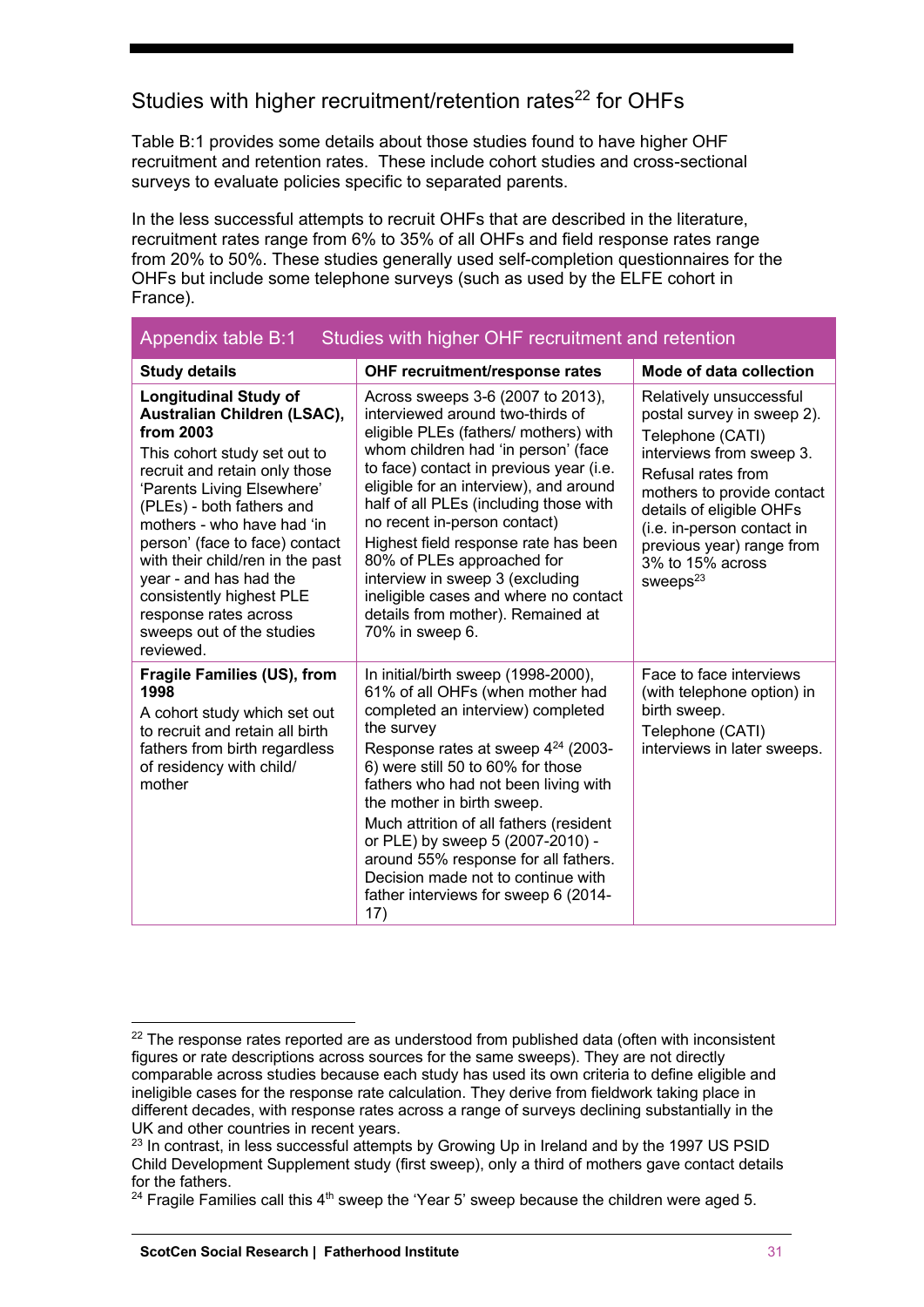## Studies with higher recruitment/retention rates[22] for OHFs

Table B:1 provides some details about those studies found to have higher OHF recruitment and retention rates. These include cohort studies and cross-sectional surveys to evaluate policies specific to separated parents.

In the less successful attempts to recruit OHFs that are described in the literature, recruitment rates range from 6% to 35% of all OHFs and field response rates range from 20% to 50%. These studies generally used self-completion questionnaires for the OHFs but include some telephone surveys (such as used by the ELFE cohort in France).

**Appendix table B:1 Studies with higher OHF recruitment and retention**

| Study details | OHF recruitment/response rates | Mode of data collection |
|---|---|---|
| **Longitudinal Study of Australian Children (LSAC), from 2003**<br>This cohort study set out to recruit and retain only those 'Parents Living Elsewhere' (PLEs) - both fathers and mothers - who have had 'in person' (face to face) contact with their child/ren in the past year - and has had the consistently highest PLE response rates across sweeps out of the studies reviewed. | Across sweeps 3-6 (2007 to 2013), interviewed around two-thirds of eligible PLEs (fathers/ mothers) with whom children had 'in person' (face to face) contact in previous year (i.e. eligible for an interview), and around half of all PLEs (including those with no recent in-person contact)<br>Highest field response rate has been 80% of PLEs approached for interview in sweep 3 (excluding ineligible cases and where no contact details from mother). Remained at 70% in sweep 6. | Relatively unsuccessful postal survey in sweep 2).<br>Telephone (CATI) interviews from sweep 3.<br>Refusal rates from mothers to provide contact details of eligible OHFs (i.e. in-person contact in previous year) range from 3% to 15% across sweeps[23] |
| **Fragile Families (US), from 1998**<br>A cohort study which set out to recruit and retain all birth fathers from birth regardless of residency with child/ mother | In initial/birth sweep (1998-2000), 61% of all OHFs (when mother had completed an interview) completed the survey<br>Response rates at sweep 4[24] (2003-6) were still 50 to 60% for those fathers who had not been living with the mother in birth sweep.<br>Much attrition of all fathers (resident or PLE) by sweep 5 (2007-2010) - around 55% response for all fathers. Decision made not to continue with father interviews for sweep 6 (2014-17) | Face to face interviews (with telephone option) in birth sweep.<br>Telephone (CATI) interviews in later sweeps. |

[22] The response rates reported are as understood from published data (often with inconsistent figures or rate descriptions across sources for the same sweeps). They are not directly comparable across studies because each study has used its own criteria to define eligible and ineligible cases for the response rate calculation. They derive from fieldwork taking place in different decades, with response rates across a range of surveys declining substantially in the UK and other countries in recent years.

[23] In contrast, in less successful attempts by Growing Up in Ireland and by the 1997 US PSID Child Development Supplement study (first sweep), only a third of mothers gave contact details for the fathers.

[24] Fragile Families call this 4th sweep the 'Year 5' sweep because the children were aged 5.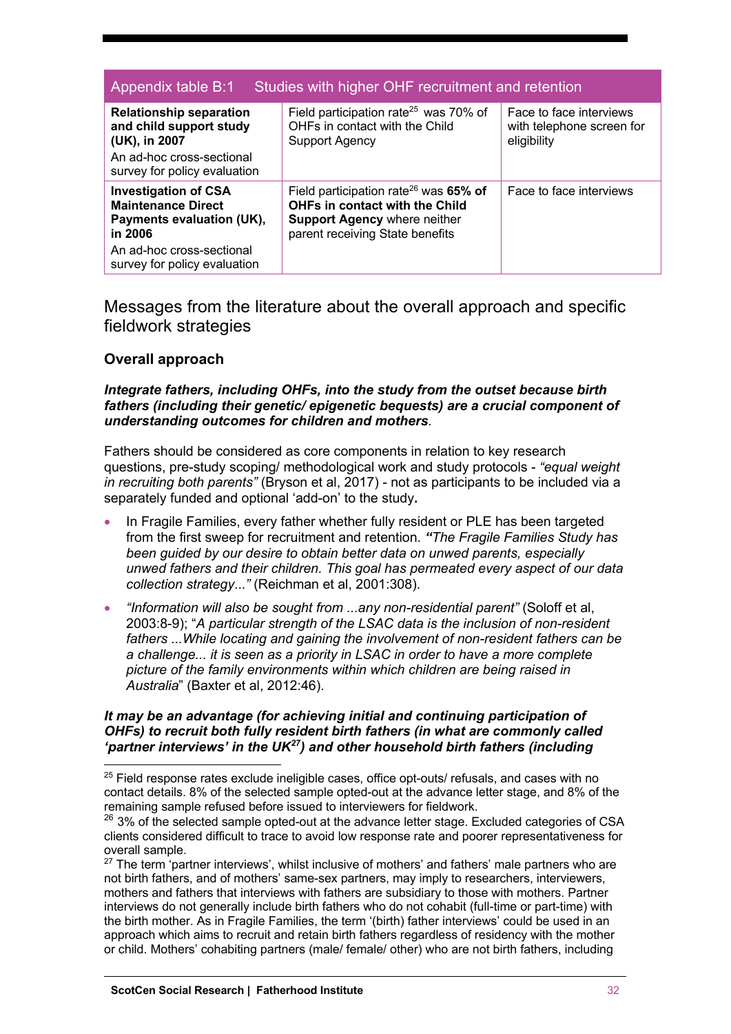| Appendix table B:1 Studies with higher OHF recruitment and retention | | |
|---|---|---|
| **Relationship separation and child support study (UK), in 2007**<br>An ad-hoc cross-sectional survey for policy evaluation | Field participation rate[25] was 70% of OHFs in contact with the Child Support Agency | Face to face interviews with telephone screen for eligibility |
| **Investigation of CSA Maintenance Direct Payments evaluation (UK), in 2006**<br>An ad-hoc cross-sectional survey for policy evaluation | Field participation rate[26] was **65% of OHFs in contact with the Child Support Agency** where neither parent receiving State benefits | Face to face interviews |

## Messages from the literature about the overall approach and specific fieldwork strategies

### Overall approach

***Integrate fathers, including OHFs, into the study from the outset because birth fathers (including their genetic/ epigenetic bequests) are a crucial component of understanding outcomes for children and mothers.***

Fathers should be considered as core components in relation to key research questions, pre-study scoping/ methodological work and study protocols - *"equal weight in recruiting both parents"* (Bryson et al, 2017) - not as participants to be included via a separately funded and optional 'add-on' to the study**.**

- In Fragile Families, every father whether fully resident or PLE has been targeted from the first sweep for recruitment and retention. ***"****The Fragile Families Study has been guided by our desire to obtain better data on unwed parents, especially unwed fathers and their children. This goal has permeated every aspect of our data collection strategy..."* (Reichman et al, 2001:308).
- *"Information will also be sought from ...any non-residential parent"* (Soloff et al, 2003:8-9); "*A particular strength of the LSAC data is the inclusion of non-resident fathers ...While locating and gaining the involvement of non-resident fathers can be a challenge... it is seen as a priority in LSAC in order to have a more complete picture of the family environments within which children are being raised in Australia*" (Baxter et al, 2012:46).

***It may be an advantage (for achieving initial and continuing participation of OHFs) to recruit both fully resident birth fathers (in what are commonly called 'partner interviews' in the UK[27]) and other household birth fathers (including***

[25] Field response rates exclude ineligible cases, office opt-outs/ refusals, and cases with no contact details. 8% of the selected sample opted-out at the advance letter stage, and 8% of the remaining sample refused before issued to interviewers for fieldwork.

[26] 3% of the selected sample opted-out at the advance letter stage. Excluded categories of CSA clients considered difficult to trace to avoid low response rate and poorer representativeness for overall sample.

[27] The term 'partner interviews', whilst inclusive of mothers' and fathers' male partners who are not birth fathers, and of mothers' same-sex partners, may imply to researchers, interviewers, mothers and fathers that interviews with fathers are subsidiary to those with mothers. Partner interviews do not generally include birth fathers who do not cohabit (full-time or part-time) with the birth mother. As in Fragile Families, the term '(birth) father interviews' could be used in an approach which aims to recruit and retain birth fathers regardless of residency with the mother or child. Mothers' cohabiting partners (male/ female/ other) who are not birth fathers, including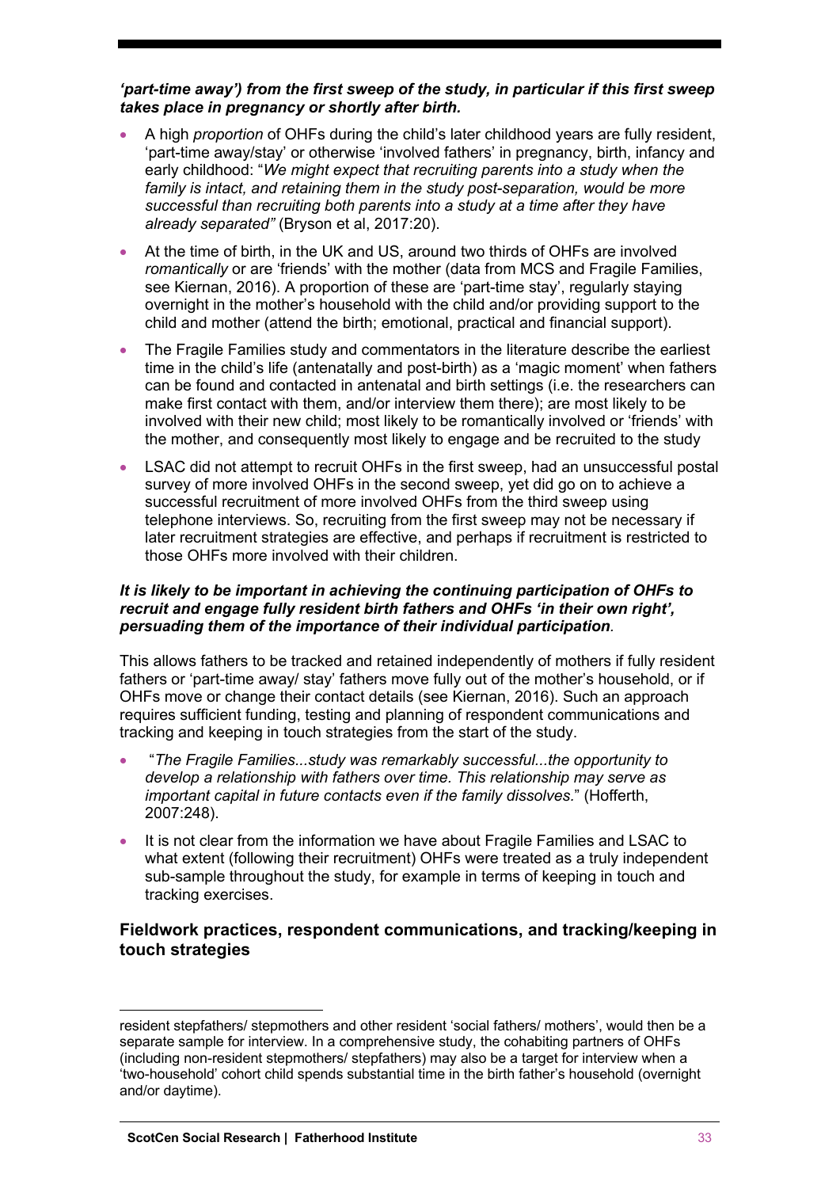***'part-time away') from the first sweep of the study, in particular if this first sweep takes place in pregnancy or shortly after birth.***

- A high *proportion* of OHFs during the child's later childhood years are fully resident, 'part-time away/stay' or otherwise 'involved fathers' in pregnancy, birth, infancy and early childhood: "*We might expect that recruiting parents into a study when the family is intact, and retaining them in the study post-separation, would be more successful than recruiting both parents into a study at a time after they have already separated"* (Bryson et al, 2017:20).
- At the time of birth, in the UK and US, around two thirds of OHFs are involved *romantically* or are 'friends' with the mother (data from MCS and Fragile Families, see Kiernan, 2016). A proportion of these are 'part-time stay', regularly staying overnight in the mother's household with the child and/or providing support to the child and mother (attend the birth; emotional, practical and financial support).
- The Fragile Families study and commentators in the literature describe the earliest time in the child's life (antenatally and post-birth) as a 'magic moment' when fathers can be found and contacted in antenatal and birth settings (i.e. the researchers can make first contact with them, and/or interview them there); are most likely to be involved with their new child; most likely to be romantically involved or 'friends' with the mother, and consequently most likely to engage and be recruited to the study
- LSAC did not attempt to recruit OHFs in the first sweep, had an unsuccessful postal survey of more involved OHFs in the second sweep, yet did go on to achieve a successful recruitment of more involved OHFs from the third sweep using telephone interviews. So, recruiting from the first sweep may not be necessary if later recruitment strategies are effective, and perhaps if recruitment is restricted to those OHFs more involved with their children.

***It is likely to be important in achieving the continuing participation of OHFs to recruit and engage fully resident birth fathers and OHFs 'in their own right', persuading them of the importance of their individual participation.***

This allows fathers to be tracked and retained independently of mothers if fully resident fathers or 'part-time away/ stay' fathers move fully out of the mother's household, or if OHFs move or change their contact details (see Kiernan, 2016). Such an approach requires sufficient funding, testing and planning of respondent communications and tracking and keeping in touch strategies from the start of the study.

- "*The Fragile Families...study was remarkably successful...the opportunity to develop a relationship with fathers over time. This relationship may serve as important capital in future contacts even if the family dissolves.*" (Hofferth, 2007:248).
- It is not clear from the information we have about Fragile Families and LSAC to what extent (following their recruitment) OHFs were treated as a truly independent sub-sample throughout the study, for example in terms of keeping in touch and tracking exercises.

### Fieldwork practices, respondent communications, and tracking/keeping in touch strategies

resident stepfathers/ stepmothers and other resident 'social fathers/ mothers', would then be a separate sample for interview. In a comprehensive study, the cohabiting partners of OHFs (including non-resident stepmothers/ stepfathers) may also be a target for interview when a 'two-household' cohort child spends substantial time in the birth father's household (overnight and/or daytime).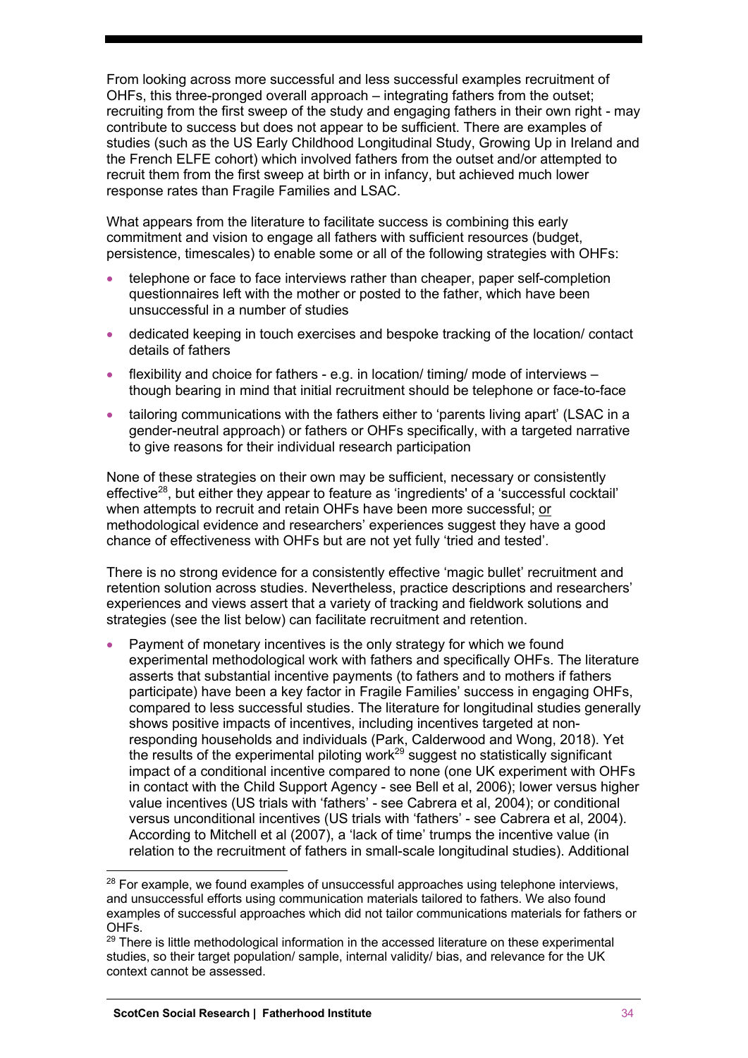From looking across more successful and less successful examples recruitment of OHFs, this three-pronged overall approach – integrating fathers from the outset; recruiting from the first sweep of the study and engaging fathers in their own right - may contribute to success but does not appear to be sufficient. There are examples of studies (such as the US Early Childhood Longitudinal Study, Growing Up in Ireland and the French ELFE cohort) which involved fathers from the outset and/or attempted to recruit them from the first sweep at birth or in infancy, but achieved much lower response rates than Fragile Families and LSAC.

What appears from the literature to facilitate success is combining this early commitment and vision to engage all fathers with sufficient resources (budget, persistence, timescales) to enable some or all of the following strategies with OHFs:

- telephone or face to face interviews rather than cheaper, paper self-completion questionnaires left with the mother or posted to the father, which have been unsuccessful in a number of studies
- dedicated keeping in touch exercises and bespoke tracking of the location/ contact details of fathers
- flexibility and choice for fathers - e.g. in location/ timing/ mode of interviews – though bearing in mind that initial recruitment should be telephone or face-to-face
- tailoring communications with the fathers either to 'parents living apart' (LSAC in a gender-neutral approach) or fathers or OHFs specifically, with a targeted narrative to give reasons for their individual research participation

None of these strategies on their own may be sufficient, necessary or consistently effective[28], but either they appear to feature as 'ingredients' of a 'successful cocktail' when attempts to recruit and retain OHFs have been more successful; or methodological evidence and researchers' experiences suggest they have a good chance of effectiveness with OHFs but are not yet fully 'tried and tested'.

There is no strong evidence for a consistently effective 'magic bullet' recruitment and retention solution across studies. Nevertheless, practice descriptions and researchers' experiences and views assert that a variety of tracking and fieldwork solutions and strategies (see the list below) can facilitate recruitment and retention.

- Payment of monetary incentives is the only strategy for which we found experimental methodological work with fathers and specifically OHFs. The literature asserts that substantial incentive payments (to fathers and to mothers if fathers participate) have been a key factor in Fragile Families' success in engaging OHFs, compared to less successful studies. The literature for longitudinal studies generally shows positive impacts of incentives, including incentives targeted at non-responding households and individuals (Park, Calderwood and Wong, 2018). Yet the results of the experimental piloting work[29] suggest no statistically significant impact of a conditional incentive compared to none (one UK experiment with OHFs in contact with the Child Support Agency - see Bell et al, 2006); lower versus higher value incentives (US trials with 'fathers' - see Cabrera et al, 2004); or conditional versus unconditional incentives (US trials with 'fathers' - see Cabrera et al, 2004). According to Mitchell et al (2007), a 'lack of time' trumps the incentive value (in relation to the recruitment of fathers in small-scale longitudinal studies). Additional

[28] For example, we found examples of unsuccessful approaches using telephone interviews, and unsuccessful efforts using communication materials tailored to fathers. We also found examples of successful approaches which did not tailor communications materials for fathers or OHFs.

[29] There is little methodological information in the accessed literature on these experimental studies, so their target population/ sample, internal validity/ bias, and relevance for the UK context cannot be assessed.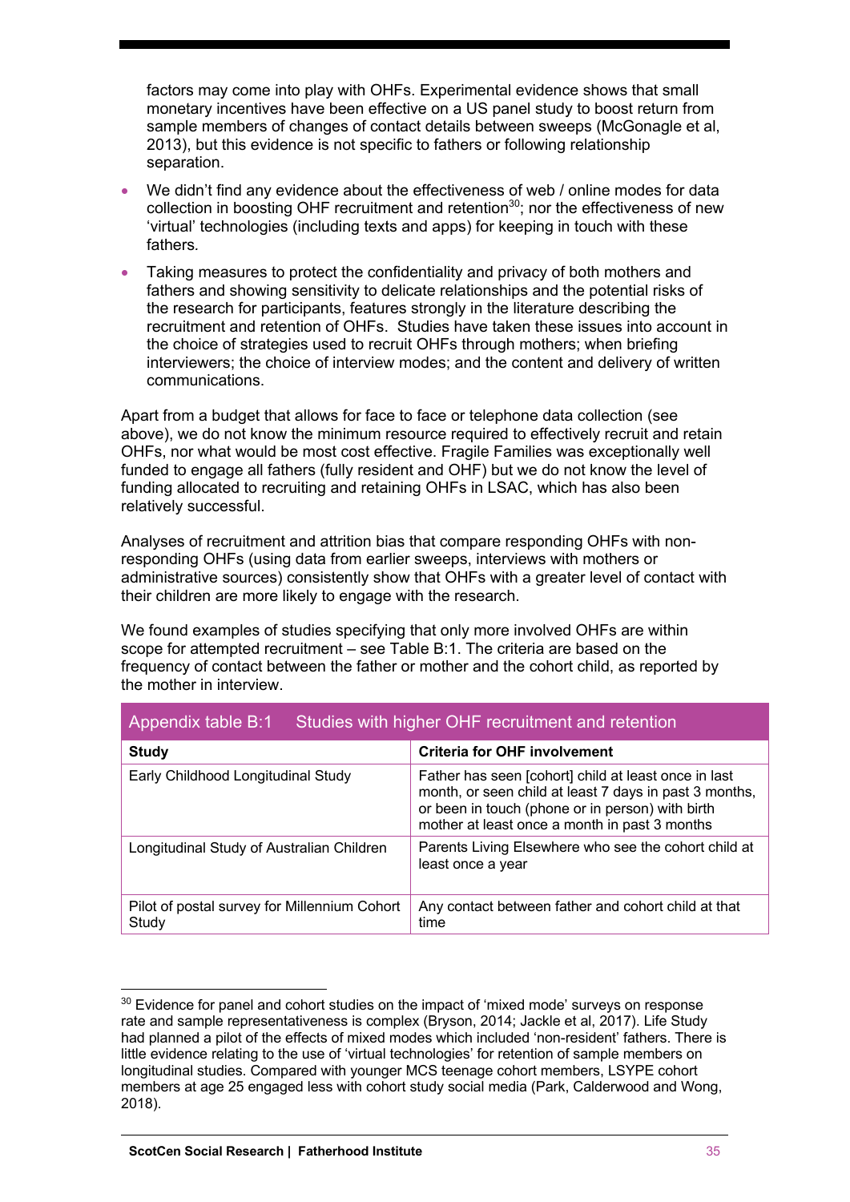factors may come into play with OHFs. Experimental evidence shows that small monetary incentives have been effective on a US panel study to boost return from sample members of changes of contact details between sweeps (McGonagle et al, 2013), but this evidence is not specific to fathers or following relationship separation.

- We didn't find any evidence about the effectiveness of web / online modes for data collection in boosting OHF recruitment and retention[30]; nor the effectiveness of new 'virtual' technologies (including texts and apps) for keeping in touch with these fathers.
- Taking measures to protect the confidentiality and privacy of both mothers and fathers and showing sensitivity to delicate relationships and the potential risks of the research for participants, features strongly in the literature describing the recruitment and retention of OHFs. Studies have taken these issues into account in the choice of strategies used to recruit OHFs through mothers; when briefing interviewers; the choice of interview modes; and the content and delivery of written communications.

Apart from a budget that allows for face to face or telephone data collection (see above), we do not know the minimum resource required to effectively recruit and retain OHFs, nor what would be most cost effective. Fragile Families was exceptionally well funded to engage all fathers (fully resident and OHF) but we do not know the level of funding allocated to recruiting and retaining OHFs in LSAC, which has also been relatively successful.

Analyses of recruitment and attrition bias that compare responding OHFs with non-responding OHFs (using data from earlier sweeps, interviews with mothers or administrative sources) consistently show that OHFs with a greater level of contact with their children are more likely to engage with the research.

We found examples of studies specifying that only more involved OHFs are within scope for attempted recruitment – see Table B:1. The criteria are based on the frequency of contact between the father or mother and the cohort child, as reported by the mother in interview.

Appendix table B:1 Studies with higher OHF recruitment and retention

| Study | Criteria for OHF involvement |
|---|---|
| Early Childhood Longitudinal Study | Father has seen [cohort] child at least once in last month, or seen child at least 7 days in past 3 months, or been in touch (phone or in person) with birth mother at least once a month in past 3 months |
| Longitudinal Study of Australian Children | Parents Living Elsewhere who see the cohort child at least once a year |
| Pilot of postal survey for Millennium Cohort Study | Any contact between father and cohort child at that time |

[30] Evidence for panel and cohort studies on the impact of 'mixed mode' surveys on response rate and sample representativeness is complex (Bryson, 2014; Jackle et al, 2017). Life Study had planned a pilot of the effects of mixed modes which included 'non-resident' fathers. There is little evidence relating to the use of 'virtual technologies' for retention of sample members on longitudinal studies. Compared with younger MCS teenage cohort members, LSYPE cohort members at age 25 engaged less with cohort study social media (Park, Calderwood and Wong, 2018).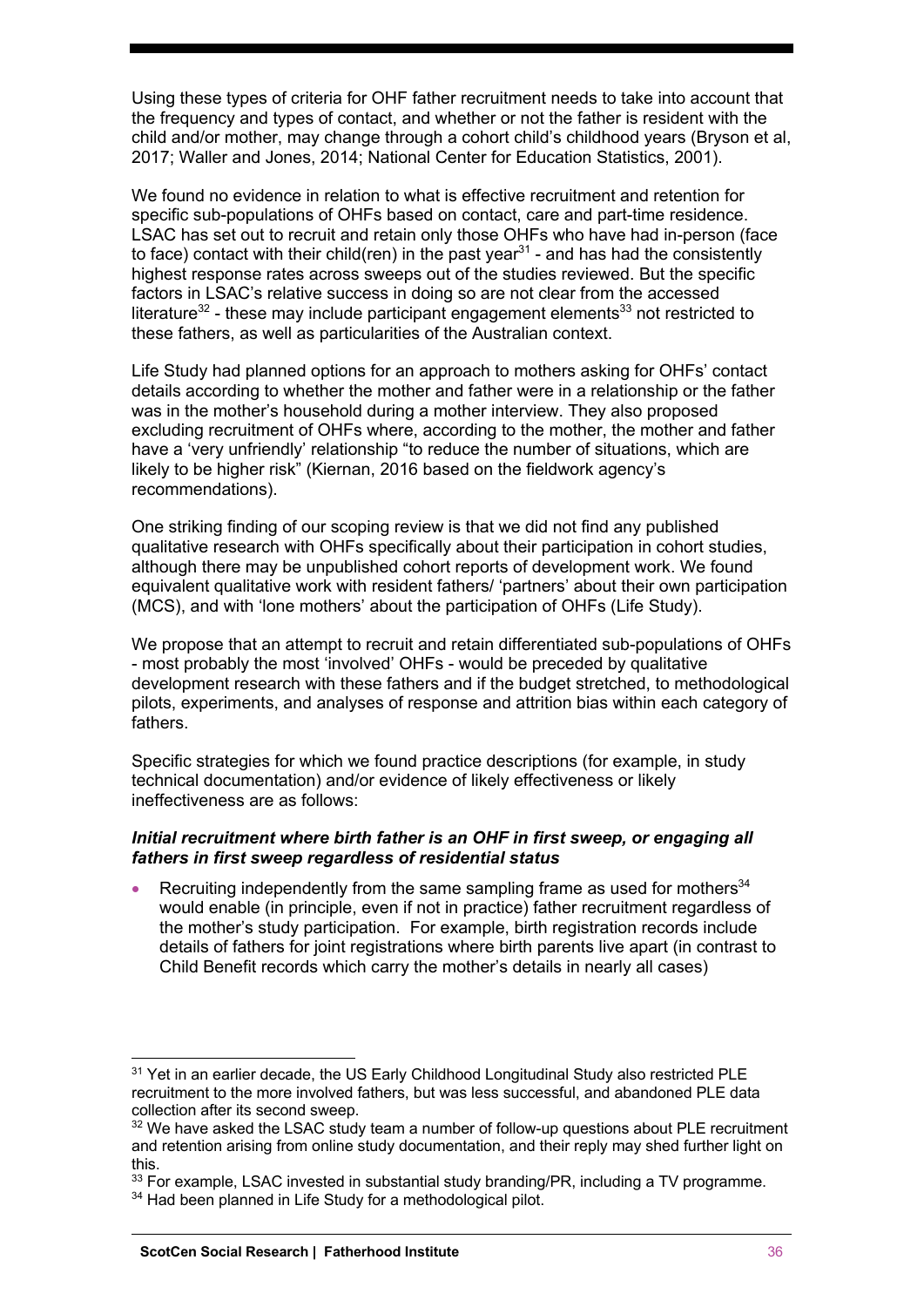Using these types of criteria for OHF father recruitment needs to take into account that the frequency and types of contact, and whether or not the father is resident with the child and/or mother, may change through a cohort child's childhood years (Bryson et al, 2017; Waller and Jones, 2014; National Center for Education Statistics, 2001).

We found no evidence in relation to what is effective recruitment and retention for specific sub-populations of OHFs based on contact, care and part-time residence. LSAC has set out to recruit and retain only those OHFs who have had in-person (face to face) contact with their child(ren) in the past year[31] - and has had the consistently highest response rates across sweeps out of the studies reviewed. But the specific factors in LSAC's relative success in doing so are not clear from the accessed literature[32] - these may include participant engagement elements[33] not restricted to these fathers, as well as particularities of the Australian context.

Life Study had planned options for an approach to mothers asking for OHFs' contact details according to whether the mother and father were in a relationship or the father was in the mother's household during a mother interview. They also proposed excluding recruitment of OHFs where, according to the mother, the mother and father have a 'very unfriendly' relationship "to reduce the number of situations, which are likely to be higher risk" (Kiernan, 2016 based on the fieldwork agency's recommendations).

One striking finding of our scoping review is that we did not find any published qualitative research with OHFs specifically about their participation in cohort studies, although there may be unpublished cohort reports of development work. We found equivalent qualitative work with resident fathers/ 'partners' about their own participation (MCS), and with 'lone mothers' about the participation of OHFs (Life Study).

We propose that an attempt to recruit and retain differentiated sub-populations of OHFs - most probably the most 'involved' OHFs - would be preceded by qualitative development research with these fathers and if the budget stretched, to methodological pilots, experiments, and analyses of response and attrition bias within each category of fathers.

Specific strategies for which we found practice descriptions (for example, in study technical documentation) and/or evidence of likely effectiveness or likely ineffectiveness are as follows:

***Initial recruitment where birth father is an OHF in first sweep, or engaging all fathers in first sweep regardless of residential status***

- Recruiting independently from the same sampling frame as used for mothers[34] would enable (in principle, even if not in practice) father recruitment regardless of the mother's study participation. For example, birth registration records include details of fathers for joint registrations where birth parents live apart (in contrast to Child Benefit records which carry the mother's details in nearly all cases)

---

[31] Yet in an earlier decade, the US Early Childhood Longitudinal Study also restricted PLE recruitment to the more involved fathers, but was less successful, and abandoned PLE data collection after its second sweep.

[32] We have asked the LSAC study team a number of follow-up questions about PLE recruitment and retention arising from online study documentation, and their reply may shed further light on this.

[33] For example, LSAC invested in substantial study branding/PR, including a TV programme.

[34] Had been planned in Life Study for a methodological pilot.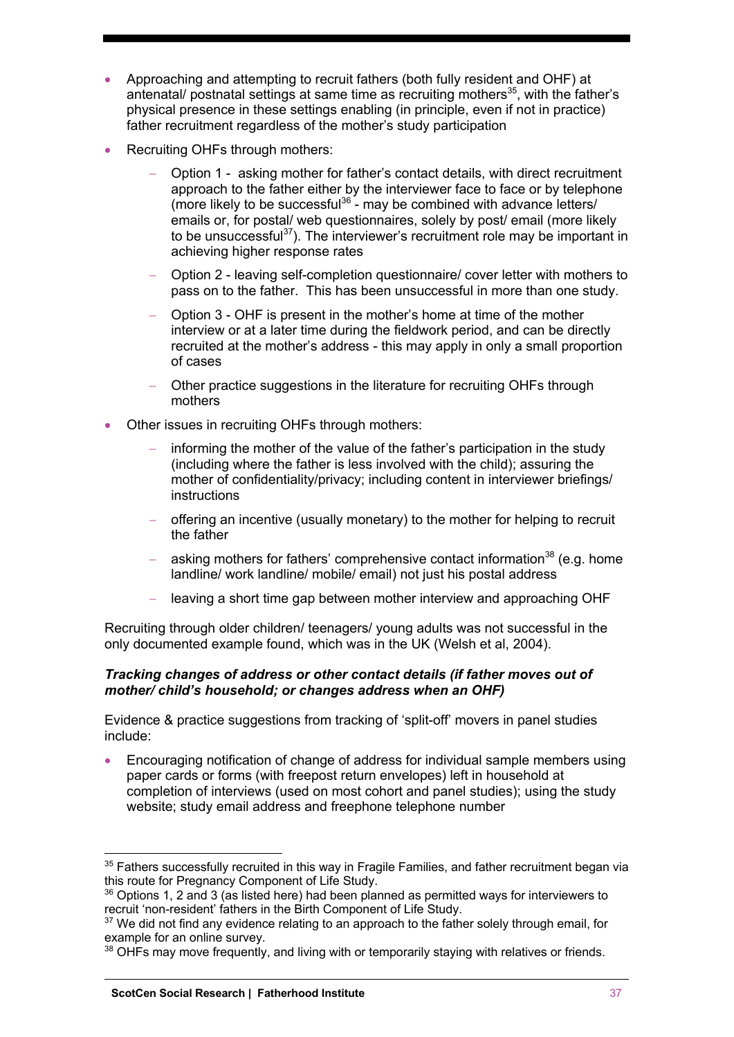- Approaching and attempting to recruit fathers (both fully resident and OHF) at antenatal/ postnatal settings at same time as recruiting mothers[35], with the father's physical presence in these settings enabling (in principle, even if not in practice) father recruitment regardless of the mother's study participation
- Recruiting OHFs through mothers:
  - Option 1 - asking mother for father's contact details, with direct recruitment approach to the father either by the interviewer face to face or by telephone (more likely to be successful[36] - may be combined with advance letters/ emails or, for postal/ web questionnaires, solely by post/ email (more likely to be unsuccessful[37]). The interviewer's recruitment role may be important in achieving higher response rates
  - Option 2 - leaving self-completion questionnaire/ cover letter with mothers to pass on to the father. This has been unsuccessful in more than one study.
  - Option 3 - OHF is present in the mother's home at time of the mother interview or at a later time during the fieldwork period, and can be directly recruited at the mother's address - this may apply in only a small proportion of cases
  - Other practice suggestions in the literature for recruiting OHFs through mothers
- Other issues in recruiting OHFs through mothers:
  - informing the mother of the value of the father's participation in the study (including where the father is less involved with the child); assuring the mother of confidentiality/privacy; including content in interviewer briefings/ instructions
  - offering an incentive (usually monetary) to the mother for helping to recruit the father
  - asking mothers for fathers' comprehensive contact information[38] (e.g. home landline/ work landline/ mobile/ email) not just his postal address
  - leaving a short time gap between mother interview and approaching OHF

Recruiting through older children/ teenagers/ young adults was not successful in the only documented example found, which was in the UK (Welsh et al, 2004).

***Tracking changes of address or other contact details (if father moves out of mother/ child's household; or changes address when an OHF)***

Evidence & practice suggestions from tracking of 'split-off' movers in panel studies include:

- Encouraging notification of change of address for individual sample members using paper cards or forms (with freepost return envelopes) left in household at completion of interviews (used on most cohort and panel studies); using the study website; study email address and freephone telephone number

---

[35] Fathers successfully recruited in this way in Fragile Families, and father recruitment began via this route for Pregnancy Component of Life Study.

[36] Options 1, 2 and 3 (as listed here) had been planned as permitted ways for interviewers to recruit 'non-resident' fathers in the Birth Component of Life Study.

[37] We did not find any evidence relating to an approach to the father solely through email, for example for an online survey.

[38] OHFs may move frequently, and living with or temporarily staying with relatives or friends.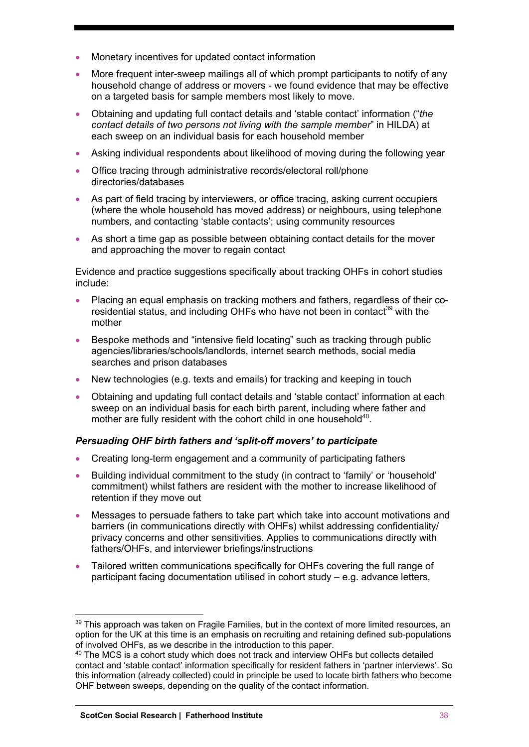- Monetary incentives for updated contact information
- More frequent inter-sweep mailings all of which prompt participants to notify of any household change of address or movers - we found evidence that may be effective on a targeted basis for sample members most likely to move.
- Obtaining and updating full contact details and 'stable contact' information ("*the contact details of two persons not living with the sample member*" in HILDA) at each sweep on an individual basis for each household member
- Asking individual respondents about likelihood of moving during the following year
- Office tracing through administrative records/electoral roll/phone directories/databases
- As part of field tracing by interviewers, or office tracing, asking current occupiers (where the whole household has moved address) or neighbours, using telephone numbers, and contacting 'stable contacts'; using community resources
- As short a time gap as possible between obtaining contact details for the mover and approaching the mover to regain contact

Evidence and practice suggestions specifically about tracking OHFs in cohort studies include:

- Placing an equal emphasis on tracking mothers and fathers, regardless of their co-residential status, and including OHFs who have not been in contact[39] with the mother
- Bespoke methods and "intensive field locating" such as tracking through public agencies/libraries/schools/landlords, internet search methods, social media searches and prison databases
- New technologies (e.g. texts and emails) for tracking and keeping in touch
- Obtaining and updating full contact details and 'stable contact' information at each sweep on an individual basis for each birth parent, including where father and mother are fully resident with the cohort child in one household[40].

***Persuading OHF birth fathers and 'split-off movers' to participate***

- Creating long-term engagement and a community of participating fathers
- Building individual commitment to the study (in contract to 'family' or 'household' commitment) whilst fathers are resident with the mother to increase likelihood of retention if they move out
- Messages to persuade fathers to take part which take into account motivations and barriers (in communications directly with OHFs) whilst addressing confidentiality/ privacy concerns and other sensitivities. Applies to communications directly with fathers/OHFs, and interviewer briefings/instructions
- Tailored written communications specifically for OHFs covering the full range of participant facing documentation utilised in cohort study – e.g. advance letters,

---

[39] This approach was taken on Fragile Families, but in the context of more limited resources, an option for the UK at this time is an emphasis on recruiting and retaining defined sub-populations of involved OHFs, as we describe in the introduction to this paper.

[40] The MCS is a cohort study which does not track and interview OHFs but collects detailed contact and 'stable contact' information specifically for resident fathers in 'partner interviews'. So this information (already collected) could in principle be used to locate birth fathers who become OHF between sweeps, depending on the quality of the contact information.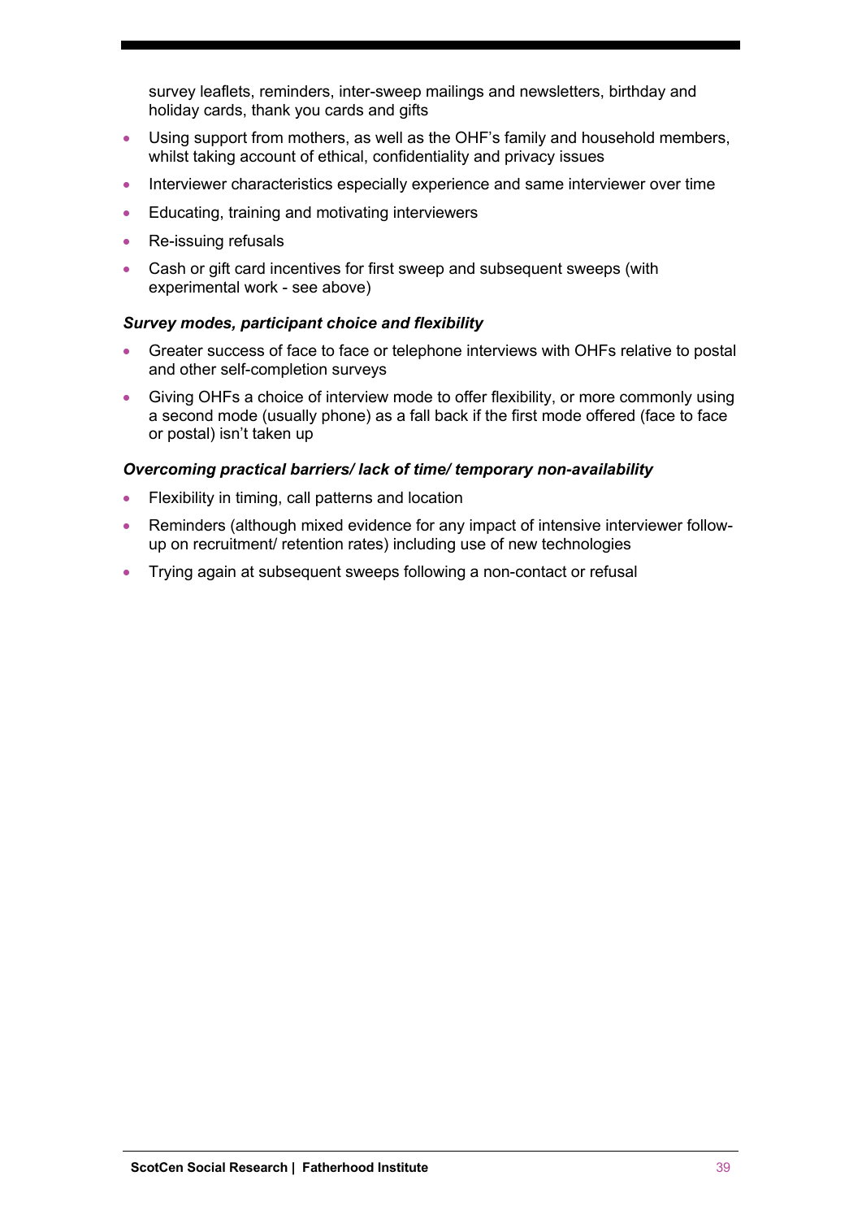survey leaflets, reminders, inter-sweep mailings and newsletters, birthday and holiday cards, thank you cards and gifts

- Using support from mothers, as well as the OHF's family and household members, whilst taking account of ethical, confidentiality and privacy issues
- Interviewer characteristics especially experience and same interviewer over time
- Educating, training and motivating interviewers
- Re-issuing refusals
- Cash or gift card incentives for first sweep and subsequent sweeps (with experimental work - see above)

***Survey modes, participant choice and flexibility***

- Greater success of face to face or telephone interviews with OHFs relative to postal and other self-completion surveys
- Giving OHFs a choice of interview mode to offer flexibility, or more commonly using a second mode (usually phone) as a fall back if the first mode offered (face to face or postal) isn't taken up

***Overcoming practical barriers/ lack of time/ temporary non-availability***

- Flexibility in timing, call patterns and location
- Reminders (although mixed evidence for any impact of intensive interviewer follow-up on recruitment/ retention rates) including use of new technologies
- Trying again at subsequent sweeps following a non-contact or refusal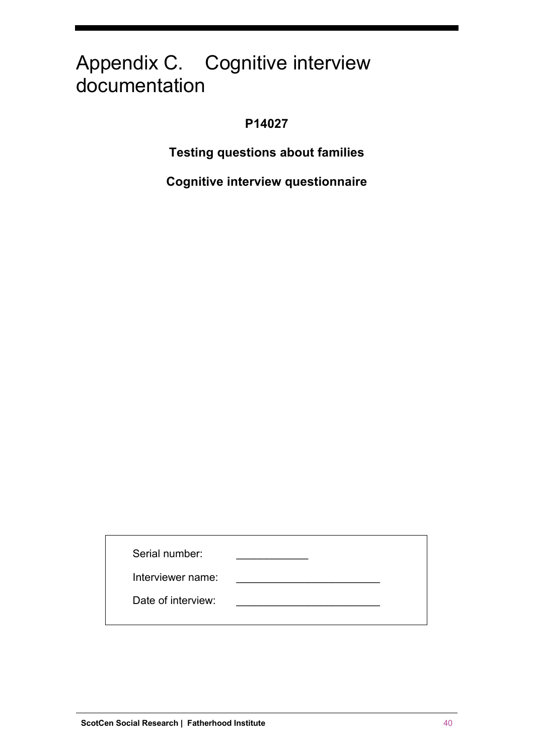# Appendix C. Cognitive interview documentation

**P14027**

**Testing questions about families**

**Cognitive interview questionnaire**

| | |
|---|---|
| Serial number: | ____________ |
| Interviewer name: | ________________________ |
| Date of interview: | ________________________ |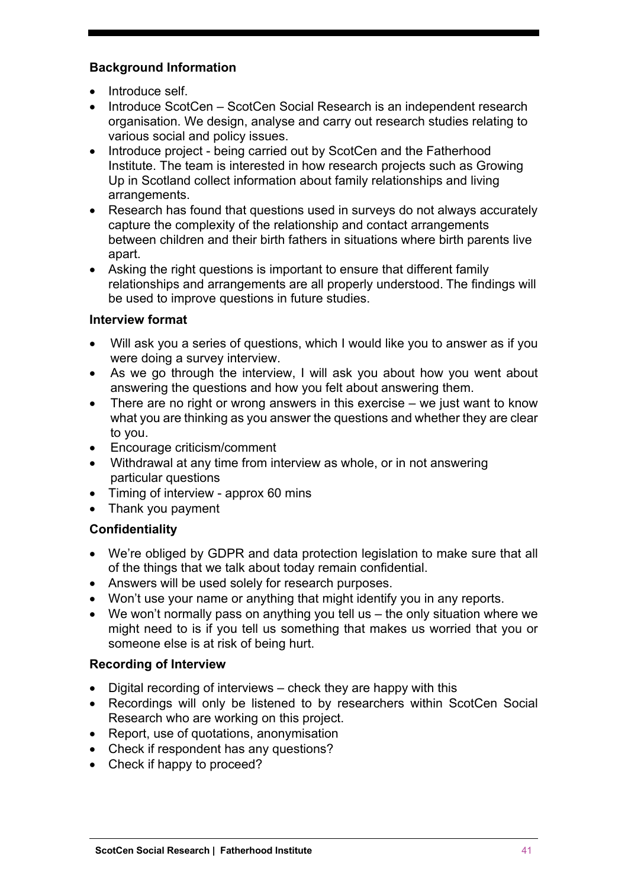**Background Information**

- Introduce self.
- Introduce ScotCen – ScotCen Social Research is an independent research organisation. We design, analyse and carry out research studies relating to various social and policy issues.
- Introduce project - being carried out by ScotCen and the Fatherhood Institute. The team is interested in how research projects such as Growing Up in Scotland collect information about family relationships and living arrangements.
- Research has found that questions used in surveys do not always accurately capture the complexity of the relationship and contact arrangements between children and their birth fathers in situations where birth parents live apart.
- Asking the right questions is important to ensure that different family relationships and arrangements are all properly understood. The findings will be used to improve questions in future studies.

**Interview format**

- Will ask you a series of questions, which I would like you to answer as if you were doing a survey interview.
- As we go through the interview, I will ask you about how you went about answering the questions and how you felt about answering them.
- There are no right or wrong answers in this exercise – we just want to know what you are thinking as you answer the questions and whether they are clear to you.
- Encourage criticism/comment
- Withdrawal at any time from interview as whole, or in not answering particular questions
- Timing of interview - approx 60 mins
- Thank you payment

**Confidentiality**

- We're obliged by GDPR and data protection legislation to make sure that all of the things that we talk about today remain confidential.
- Answers will be used solely for research purposes.
- Won't use your name or anything that might identify you in any reports.
- We won't normally pass on anything you tell us – the only situation where we might need to is if you tell us something that makes us worried that you or someone else is at risk of being hurt.

**Recording of Interview**

- Digital recording of interviews – check they are happy with this
- Recordings will only be listened to by researchers within ScotCen Social Research who are working on this project.
- Report, use of quotations, anonymisation
- Check if respondent has any questions?
- Check if happy to proceed?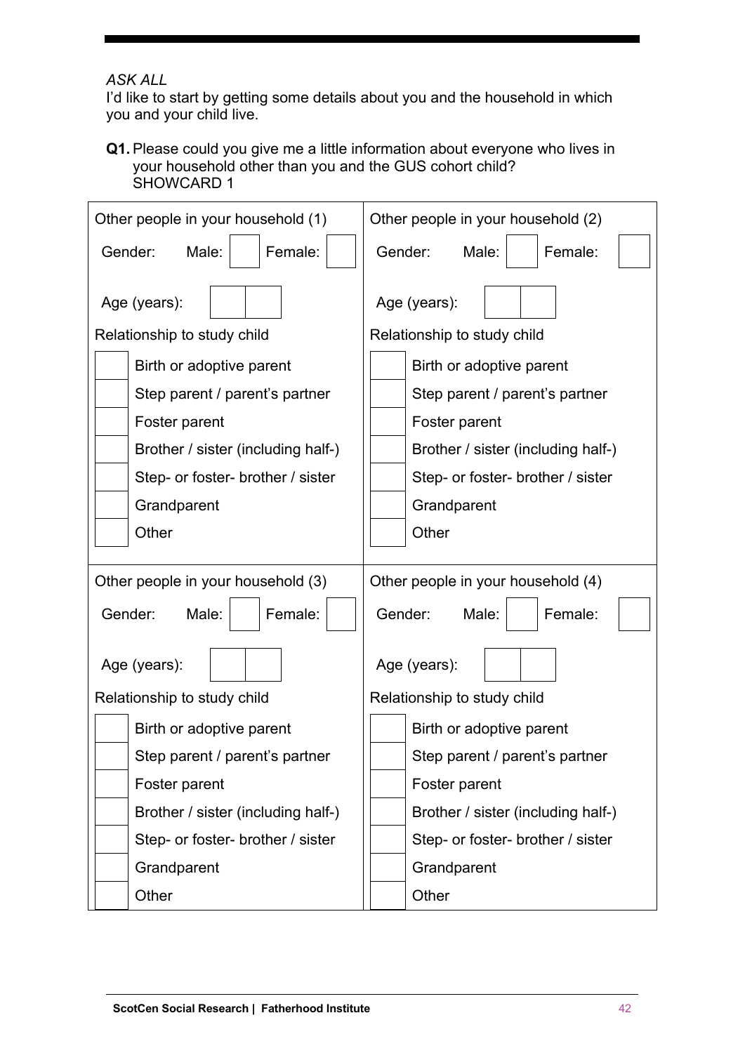*ASK ALL*
I'd like to start by getting some details about you and the household in which you and your child live.

**Q1.** Please could you give me a little information about everyone who lives in your household other than you and the GUS cohort child?
SHOWCARD 1

| Other people in your household (1) | Other people in your household (2) |
|---|---|
| Gender: Male: ☐ Female: ☐ | Gender: Male: ☐ Female: ☐ |
| Age (years): ☐☐ | Age (years): ☐☐ |
| Relationship to study child | Relationship to study child |
| ☐ Birth or adoptive parent | ☐ Birth or adoptive parent |
| ☐ Step parent / parent's partner | ☐ Step parent / parent's partner |
| ☐ Foster parent | ☐ Foster parent |
| ☐ Brother / sister (including half-) | ☐ Brother / sister (including half-) |
| ☐ Step- or foster- brother / sister | ☐ Step- or foster- brother / sister |
| ☐ Grandparent | ☐ Grandparent |
| ☐ Other | ☐ Other |

| Other people in your household (3) | Other people in your household (4) |
|---|---|
| Gender: Male: ☐ Female: ☐ | Gender: Male: ☐ Female: ☐ |
| Age (years): ☐☐ | Age (years): ☐☐ |
| Relationship to study child | Relationship to study child |
| ☐ Birth or adoptive parent | ☐ Birth or adoptive parent |
| ☐ Step parent / parent's partner | ☐ Step parent / parent's partner |
| ☐ Foster parent | ☐ Foster parent |
| ☐ Brother / sister (including half-) | ☐ Brother / sister (including half-) |
| ☐ Step- or foster- brother / sister | ☐ Step- or foster- brother / sister |
| ☐ Grandparent | ☐ Grandparent |
| ☐ Other | ☐ Other |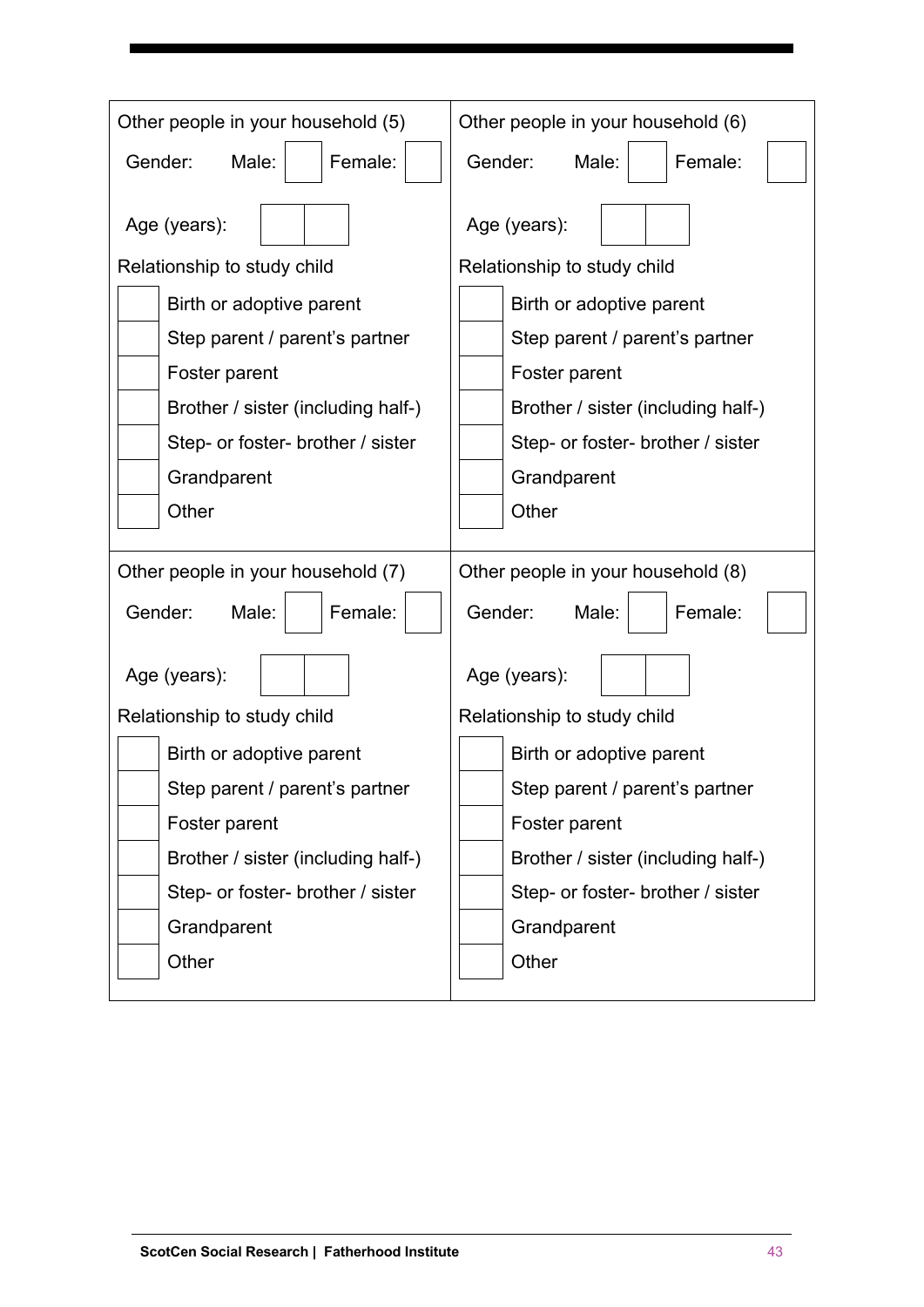Other people in your household (5)

Gender: Male: ☐ Female: ☐

Age (years): ☐☐

Relationship to study child

- ☐ Birth or adoptive parent
- ☐ Step parent / parent's partner
- ☐ Foster parent
- ☐ Brother / sister (including half-)
- ☐ Step- or foster- brother / sister
- ☐ Grandparent
- ☐ Other

Other people in your household (6)

Gender: Male: ☐ Female: ☐

Age (years): ☐☐

Relationship to study child

- ☐ Birth or adoptive parent
- ☐ Step parent / parent's partner
- ☐ Foster parent
- ☐ Brother / sister (including half-)
- ☐ Step- or foster- brother / sister
- ☐ Grandparent
- ☐ Other

Other people in your household (7)

Gender: Male: ☐ Female: ☐

Age (years): ☐☐

Relationship to study child

- ☐ Birth or adoptive parent
- ☐ Step parent / parent's partner
- ☐ Foster parent
- ☐ Brother / sister (including half-)
- ☐ Step- or foster- brother / sister
- ☐ Grandparent
- ☐ Other

Other people in your household (8)

Gender: Male: ☐ Female: ☐

Age (years): ☐☐

Relationship to study child

- ☐ Birth or adoptive parent
- ☐ Step parent / parent's partner
- ☐ Foster parent
- ☐ Brother / sister (including half-)
- ☐ Step- or foster- brother / sister
- ☐ Grandparent
- ☐ Other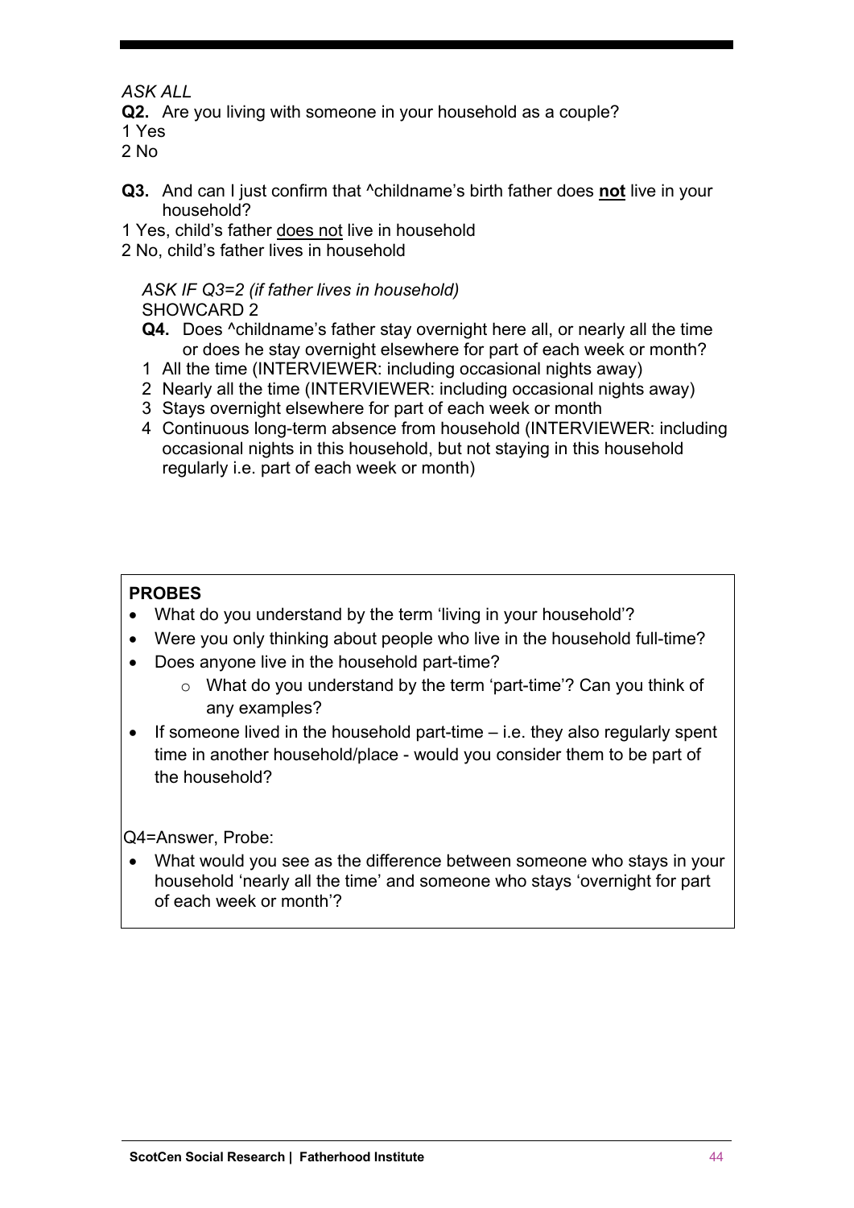*ASK ALL*

**Q2.** Are you living with someone in your household as a couple?

1 Yes

2 No

**Q3.** And can I just confirm that ^childname's birth father does **not** live in your household?

1 Yes, child's father does not live in household

2 No, child's father lives in household

*ASK IF Q3=2 (if father lives in household)*

SHOWCARD 2

**Q4.** Does ^childname's father stay overnight here all, or nearly all the time or does he stay overnight elsewhere for part of each week or month?

1 All the time (INTERVIEWER: including occasional nights away)

2 Nearly all the time (INTERVIEWER: including occasional nights away)

3 Stays overnight elsewhere for part of each week or month

4 Continuous long-term absence from household (INTERVIEWER: including occasional nights in this household, but not staying in this household regularly i.e. part of each week or month)

**PROBES**

- What do you understand by the term 'living in your household'?
- Were you only thinking about people who live in the household full-time?
- Does anyone live in the household part-time?
  - What do you understand by the term 'part-time'? Can you think of any examples?
- If someone lived in the household part-time – i.e. they also regularly spent time in another household/place - would you consider them to be part of the household?

Q4=Answer, Probe:

- What would you see as the difference between someone who stays in your household 'nearly all the time' and someone who stays 'overnight for part of each week or month'?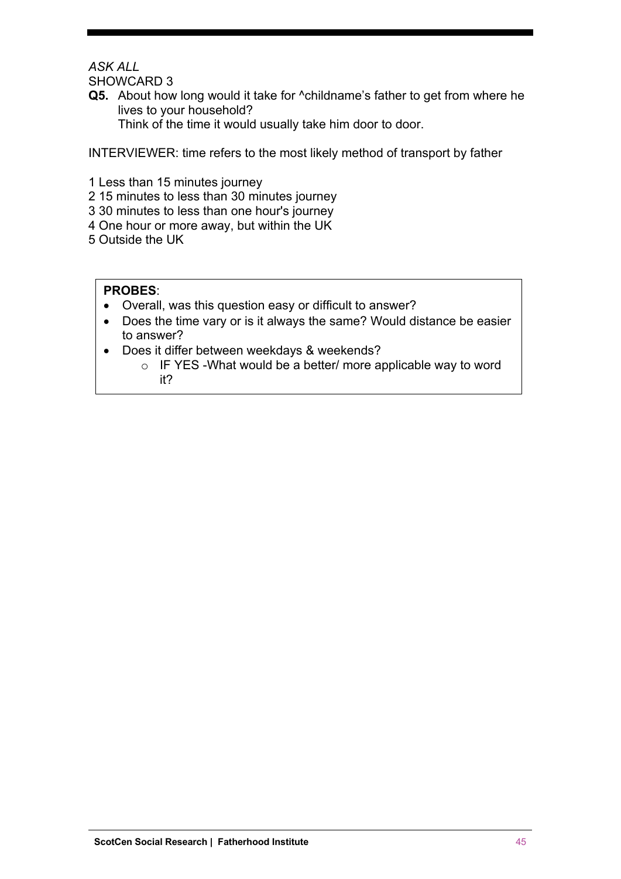*ASK ALL*

SHOWCARD 3

**Q5.** About how long would it take for ^childname's father to get from where he lives to your household?
Think of the time it would usually take him door to door.

INTERVIEWER: time refers to the most likely method of transport by father

1 Less than 15 minutes journey
2 15 minutes to less than 30 minutes journey
3 30 minutes to less than one hour's journey
4 One hour or more away, but within the UK
5 Outside the UK

**PROBES**:

- Overall, was this question easy or difficult to answer?
- Does the time vary or is it always the same? Would distance be easier to answer?
- Does it differ between weekdays & weekends?
  - IF YES -What would be a better/ more applicable way to word it?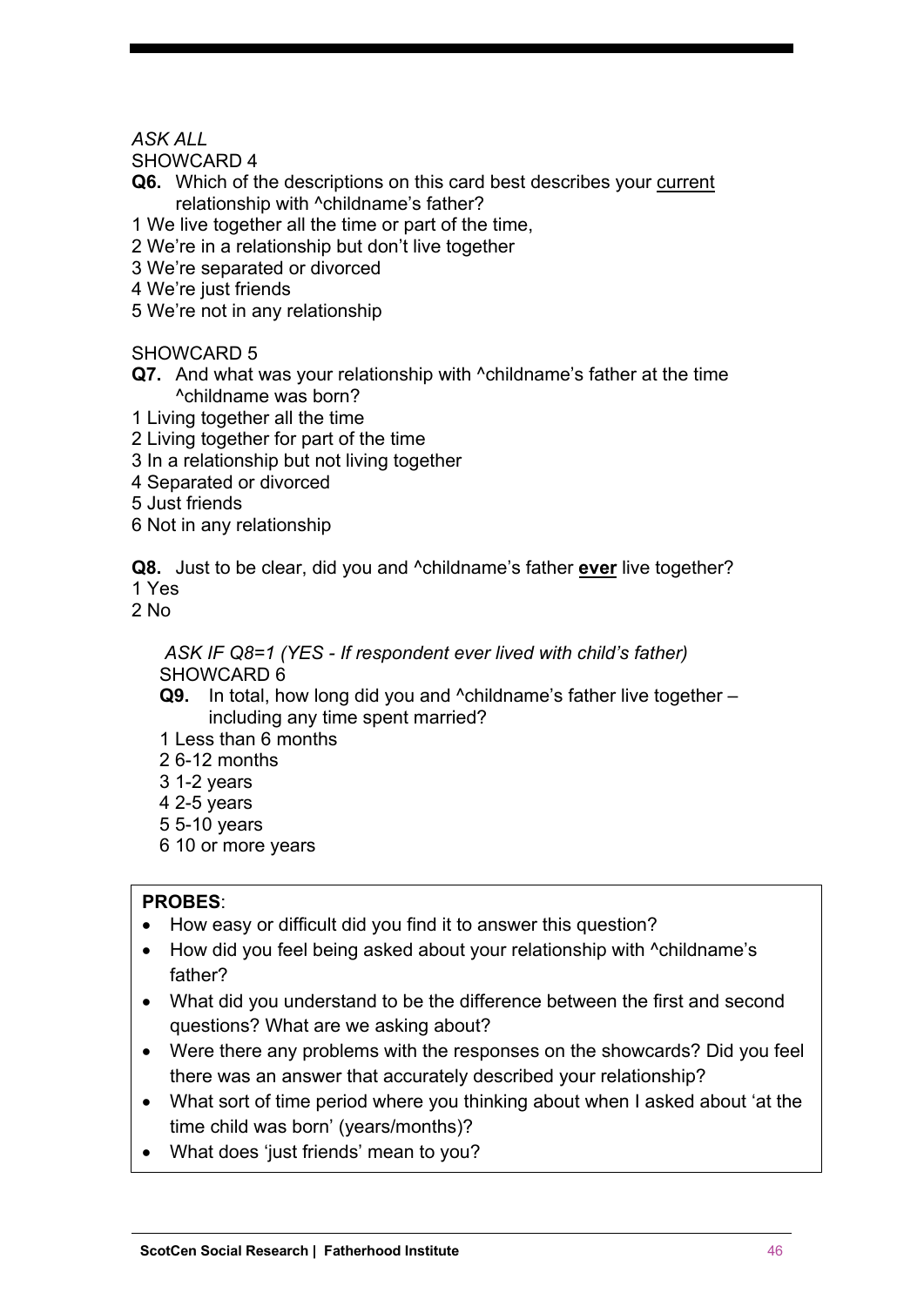*ASK ALL*

SHOWCARD 4

**Q6.** Which of the descriptions on this card best describes your <u>current</u> relationship with ^childname's father?

1 We live together all the time or part of the time,
2 We're in a relationship but don't live together
3 We're separated or divorced
4 We're just friends
5 We're not in any relationship

SHOWCARD 5

**Q7.** And what was your relationship with ^childname's father at the time ^childname was born?

1 Living together all the time
2 Living together for part of the time
3 In a relationship but not living together
4 Separated or divorced
5 Just friends
6 Not in any relationship

**Q8.** Just to be clear, did you and ^childname's father <u>**ever**</u> live together?

1 Yes
2 No

*ASK IF Q8=1 (YES - If respondent ever lived with child's father)*

SHOWCARD 6

**Q9.** In total, how long did you and ^childname's father live together – including any time spent married?

1 Less than 6 months
2 6-12 months
3 1-2 years
4 2-5 years
5 5-10 years
6 10 or more years

**PROBES**:

- How easy or difficult did you find it to answer this question?
- How did you feel being asked about your relationship with ^childname's father?
- What did you understand to be the difference between the first and second questions? What are we asking about?
- Were there any problems with the responses on the showcards? Did you feel there was an answer that accurately described your relationship?
- What sort of time period where you thinking about when I asked about 'at the time child was born' (years/months)?
- What does 'just friends' mean to you?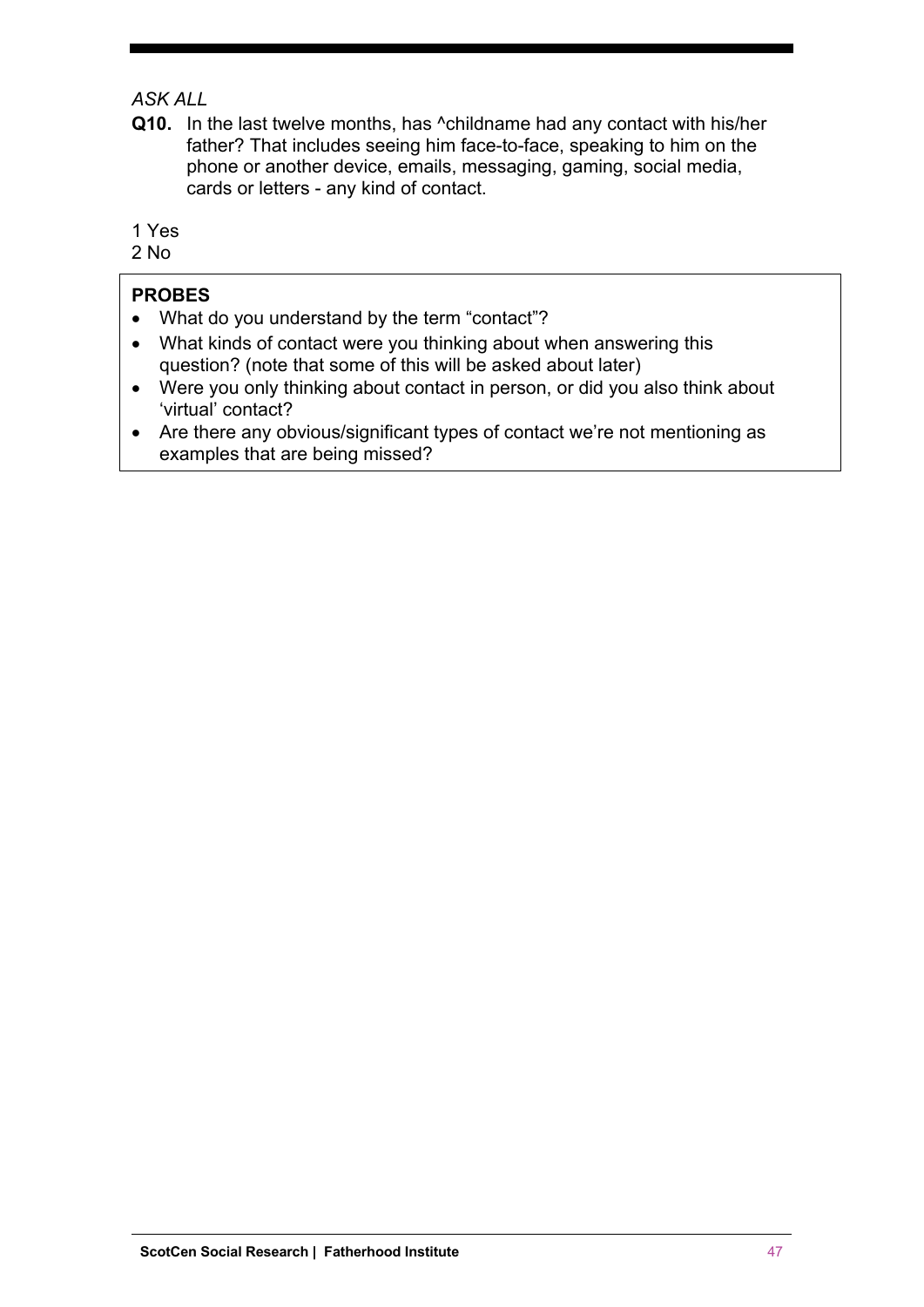*ASK ALL*

**Q10.** In the last twelve months, has ^childname had any contact with his/her father? That includes seeing him face-to-face, speaking to him on the phone or another device, emails, messaging, gaming, social media, cards or letters - any kind of contact.

1 Yes
2 No

**PROBES**

- What do you understand by the term “contact”?
- What kinds of contact were you thinking about when answering this question? (note that some of this will be asked about later)
- Were you only thinking about contact in person, or did you also think about ‘virtual’ contact?
- Are there any obvious/significant types of contact we’re not mentioning as examples that are being missed?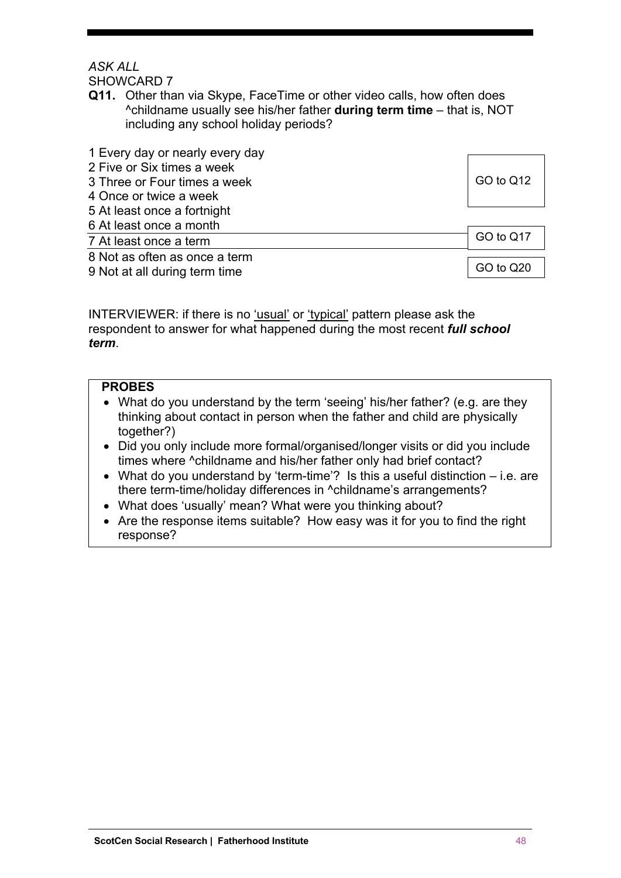*ASK ALL*

SHOWCARD 7

**Q11.** Other than via Skype, FaceTime or other video calls, how often does ^childname usually see his/her father **during term time** – that is, NOT including any school holiday periods?

| | |
|---|---|
| 1 Every day or nearly every day<br>2 Five or Six times a week<br>3 Three or Four times a week<br>4 Once or twice a week<br>5 At least once a fortnight<br>6 At least once a month | GO to Q12 |
| 7 At least once a term | GO to Q17 |
| 8 Not as often as once a term<br>9 Not at all during term time | GO to Q20 |

INTERVIEWER: if there is no 'usual' or 'typical' pattern please ask the respondent to answer for what happened during the most recent ***full school term***.

**PROBES**

- What do you understand by the term 'seeing' his/her father? (e.g. are they thinking about contact in person when the father and child are physically together?)
- Did you only include more formal/organised/longer visits or did you include times where ^childname and his/her father only had brief contact?
- What do you understand by 'term-time'? Is this a useful distinction – i.e. are there term-time/holiday differences in ^childname's arrangements?
- What does 'usually' mean? What were you thinking about?
- Are the response items suitable? How easy was it for you to find the right response?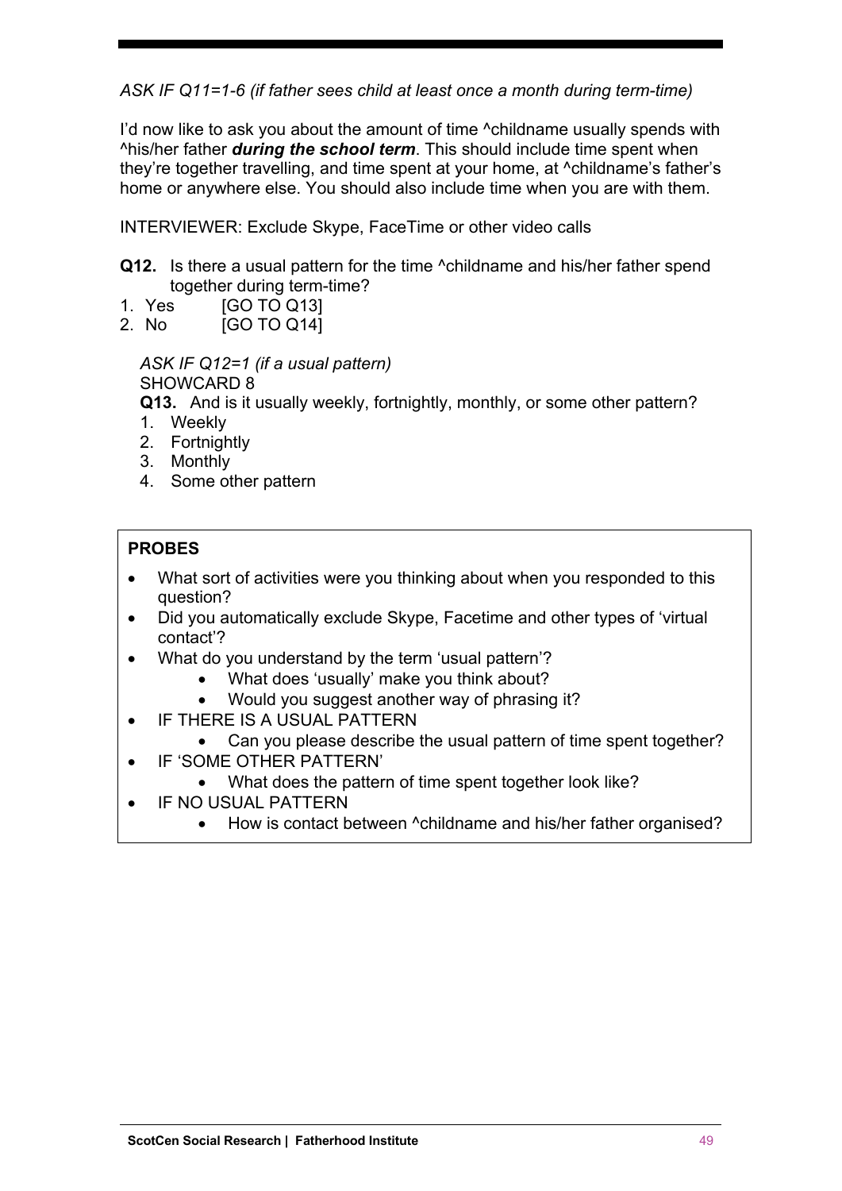*ASK IF Q11=1-6 (if father sees child at least once a month during term-time)*

I'd now like to ask you about the amount of time ^childname usually spends with ^his/her father ***during the school term***. This should include time spent when they're together travelling, and time spent at your home, at ^childname's father's home or anywhere else. You should also include time when you are with them.

INTERVIEWER: Exclude Skype, FaceTime or other video calls

**Q12.** Is there a usual pattern for the time ^childname and his/her father spend together during term-time?

1. Yes [GO TO Q13]
2. No [GO TO Q14]

*ASK IF Q12=1 (if a usual pattern)*
SHOWCARD 8

**Q13.** And is it usually weekly, fortnightly, monthly, or some other pattern?

1. Weekly
2. Fortnightly
3. Monthly
4. Some other pattern

**PROBES**

- What sort of activities were you thinking about when you responded to this question?
- Did you automatically exclude Skype, Facetime and other types of 'virtual contact'?
- What do you understand by the term 'usual pattern'?
  - What does 'usually' make you think about?
  - Would you suggest another way of phrasing it?
- IF THERE IS A USUAL PATTERN
  - Can you please describe the usual pattern of time spent together?
- IF 'SOME OTHER PATTERN'
  - What does the pattern of time spent together look like?
- IF NO USUAL PATTERN
  - How is contact between ^childname and his/her father organised?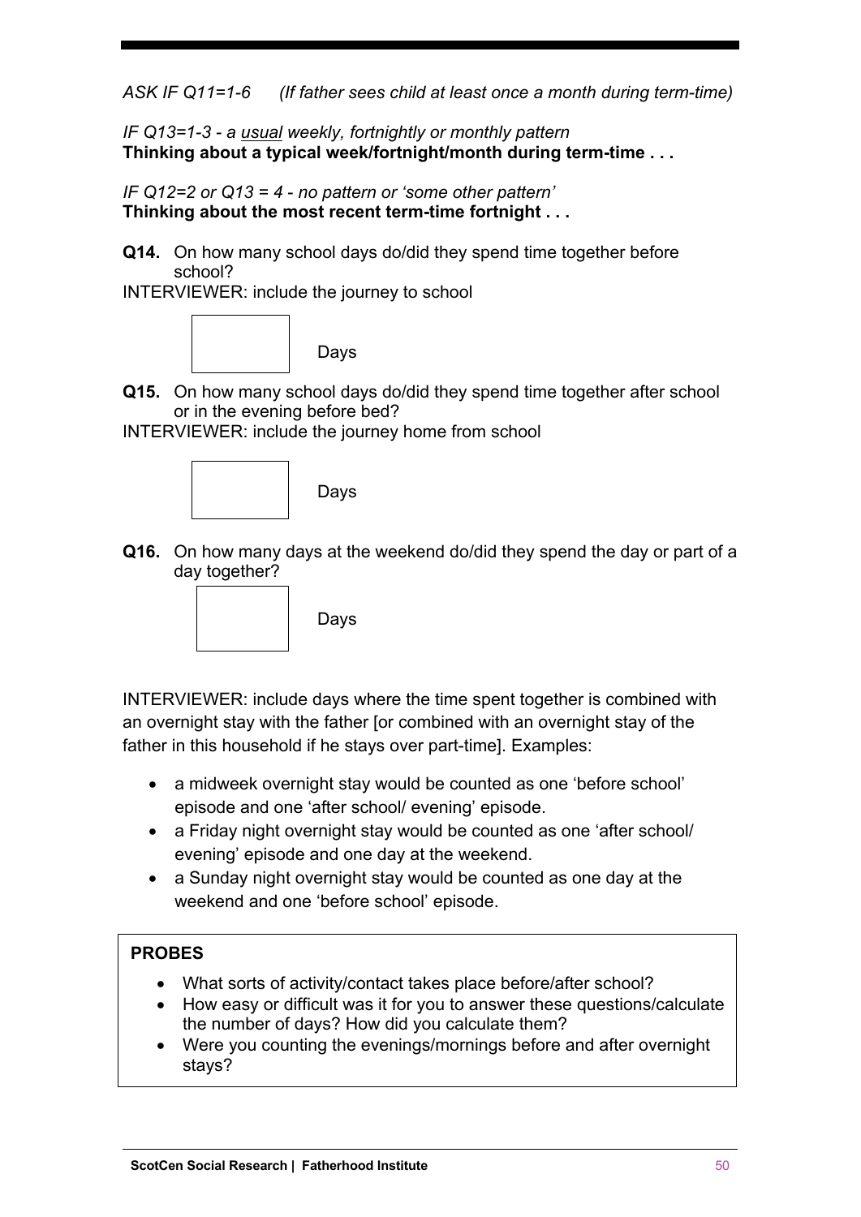*ASK IF Q11=1-6 (If father sees child at least once a month during term-time)*

*IF Q13=1-3 - a usual weekly, fortnightly or monthly pattern*
**Thinking about a typical week/fortnight/month during term-time . . .**

*IF Q12=2 or Q13 = 4 - no pattern or 'some other pattern'*
**Thinking about the most recent term-time fortnight . . .**

**Q14.** On how many school days do/did they spend time together before school?
INTERVIEWER: include the journey to school

[ ] Days

**Q15.** On how many school days do/did they spend time together after school or in the evening before bed?
INTERVIEWER: include the journey home from school

[ ] Days

**Q16.** On how many days at the weekend do/did they spend the day or part of a day together?

[ ] Days

INTERVIEWER: include days where the time spent together is combined with an overnight stay with the father [or combined with an overnight stay of the father in this household if he stays over part-time]. Examples:

- a midweek overnight stay would be counted as one 'before school' episode and one 'after school/ evening' episode.
- a Friday night overnight stay would be counted as one 'after school/ evening' episode and one day at the weekend.
- a Sunday night overnight stay would be counted as one day at the weekend and one 'before school' episode.

**PROBES**

- What sorts of activity/contact takes place before/after school?
- How easy or difficult was it for you to answer these questions/calculate the number of days? How did you calculate them?
- Were you counting the evenings/mornings before and after overnight stays?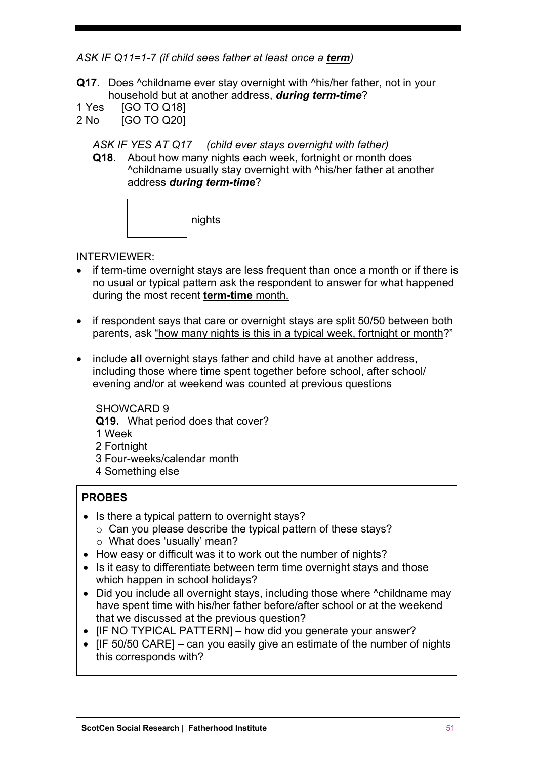*ASK IF Q11=1-7 (if child sees father at least once a **term**)*

**Q17.** Does ^childname ever stay overnight with ^his/her father, not in your household but at another address, ***during term-time***?

1 Yes [GO TO Q18]
2 No [GO TO Q20]

*ASK IF YES AT Q17 (child ever stays overnight with father)*

**Q18.** About how many nights each week, fortnight or month does ^childname usually stay overnight with ^his/her father at another address ***during term-time***?

[ ] nights

INTERVIEWER:

- if term-time overnight stays are less frequent than once a month or if there is no usual or typical pattern ask the respondent to answer for what happened during the most recent **term-time** month.
- if respondent says that care or overnight stays are split 50/50 between both parents, ask "how many nights is this in a typical week, fortnight or month?"
- include **all** overnight stays father and child have at another address, including those where time spent together before school, after school/ evening and/or at weekend was counted at previous questions

SHOWCARD 9

**Q19.** What period does that cover?

1 Week
2 Fortnight
3 Four-weeks/calendar month
4 Something else

**PROBES**

- Is there a typical pattern to overnight stays?
  - Can you please describe the typical pattern of these stays?
  - What does 'usually' mean?
- How easy or difficult was it to work out the number of nights?
- Is it easy to differentiate between term time overnight stays and those which happen in school holidays?
- Did you include all overnight stays, including those where ^childname may have spent time with his/her father before/after school or at the weekend that we discussed at the previous question?
- [IF NO TYPICAL PATTERN] – how did you generate your answer?
- [IF 50/50 CARE] – can you easily give an estimate of the number of nights this corresponds with?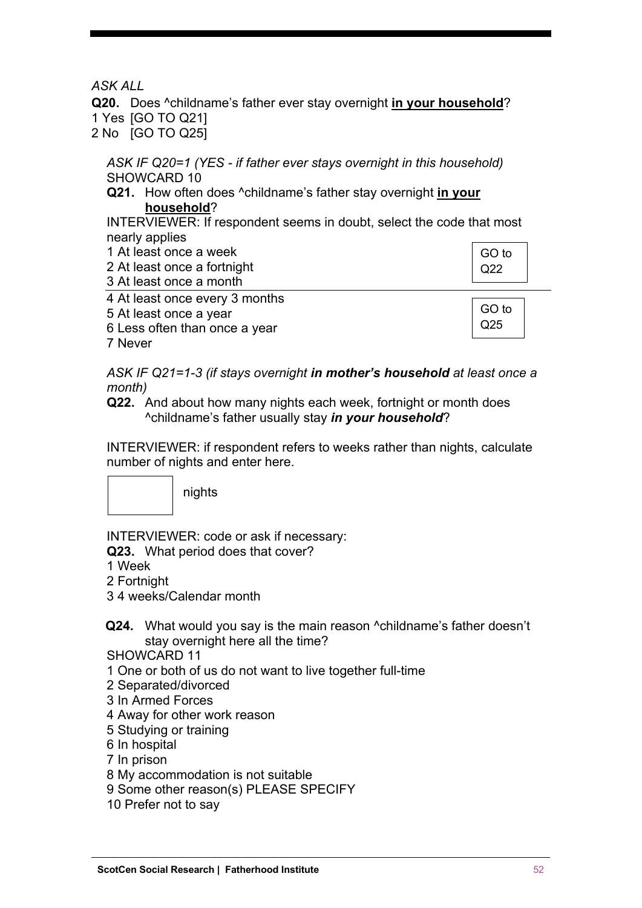*ASK ALL*

**Q20.** Does ^childname's father ever stay overnight **in your household**?
1 Yes [GO TO Q21]
2 No [GO TO Q25]

*ASK IF Q20=1 (YES - if father ever stays overnight in this household)*
SHOWCARD 10

**Q21.** How often does ^childname's father stay overnight **in your household**?

INTERVIEWER: If respondent seems in doubt, select the code that most nearly applies

1 At least once a week
2 At least once a fortnight
3 At least once a month
GO to Q22

4 At least once every 3 months
5 At least once a year
6 Less often than once a year
7 Never
GO to Q25

*ASK IF Q21=1-3 (if stays overnight* ***in mother's household*** *at least once a month)*

**Q22.** And about how many nights each week, fortnight or month does ^childname's father usually stay ***in your household***?

INTERVIEWER: if respondent refers to weeks rather than nights, calculate number of nights and enter here.

[ ] nights

INTERVIEWER: code or ask if necessary:

**Q23.** What period does that cover?
1 Week
2 Fortnight
3 4 weeks/Calendar month

**Q24.** What would you say is the main reason ^childname's father doesn't stay overnight here all the time?

SHOWCARD 11
1 One or both of us do not want to live together full-time
2 Separated/divorced
3 In Armed Forces
4 Away for other work reason
5 Studying or training
6 In hospital
7 In prison
8 My accommodation is not suitable
9 Some other reason(s) PLEASE SPECIFY
10 Prefer not to say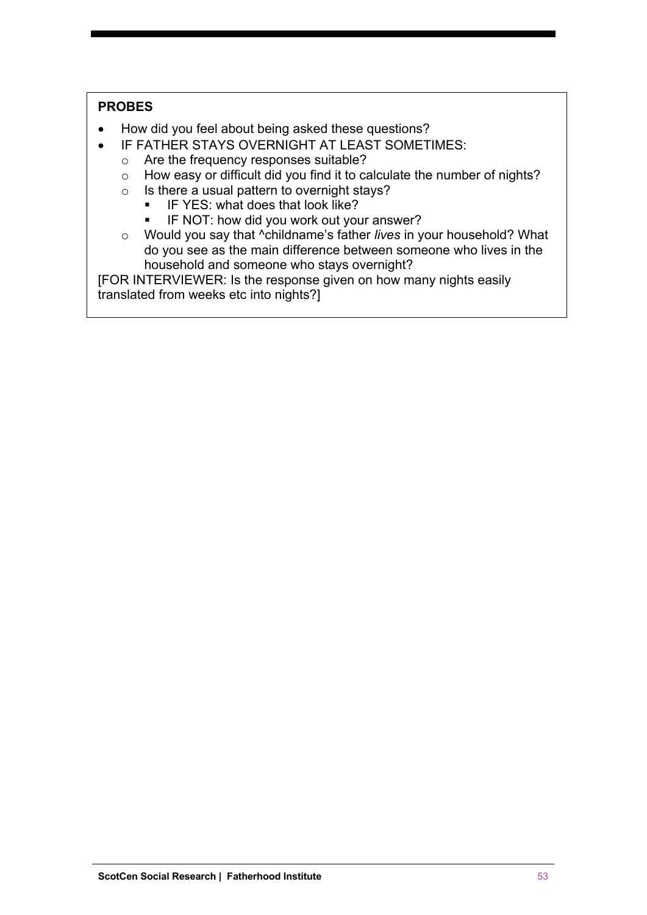**PROBES**

- How did you feel about being asked these questions?
- IF FATHER STAYS OVERNIGHT AT LEAST SOMETIMES:
    - Are the frequency responses suitable?
    - How easy or difficult did you find it to calculate the number of nights?
    - Is there a usual pattern to overnight stays?
        - IF YES: what does that look like?
        - IF NOT: how did you work out your answer?
    - Would you say that ^childname's father *lives* in your household? What do you see as the main difference between someone who lives in the household and someone who stays overnight?

[FOR INTERVIEWER: Is the response given on how many nights easily translated from weeks etc into nights?]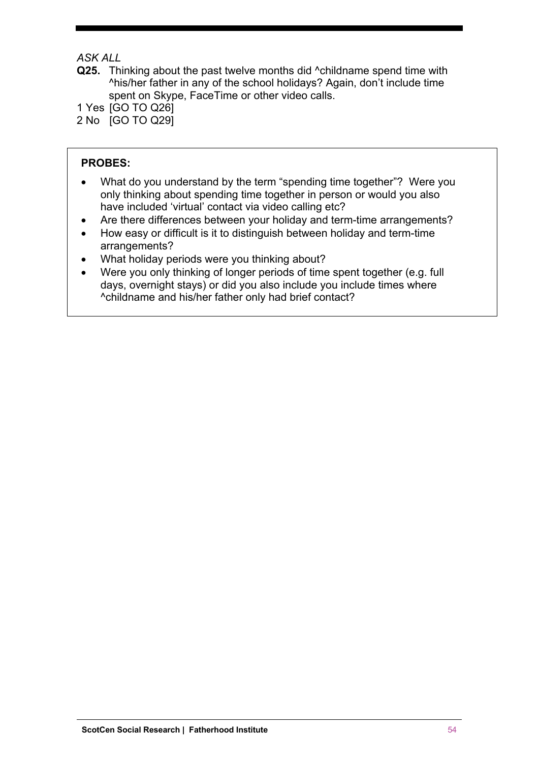*ASK ALL*

**Q25.** Thinking about the past twelve months did ^childname spend time with ^his/her father in any of the school holidays? Again, don't include time spent on Skype, FaceTime or other video calls.

1 Yes [GO TO Q26]
2 No [GO TO Q29]

**PROBES:**

- What do you understand by the term "spending time together"? Were you only thinking about spending time together in person or would you also have included 'virtual' contact via video calling etc?
- Are there differences between your holiday and term-time arrangements?
- How easy or difficult is it to distinguish between holiday and term-time arrangements?
- What holiday periods were you thinking about?
- Were you only thinking of longer periods of time spent together (e.g. full days, overnight stays) or did you also include you include times where ^childname and his/her father only had brief contact?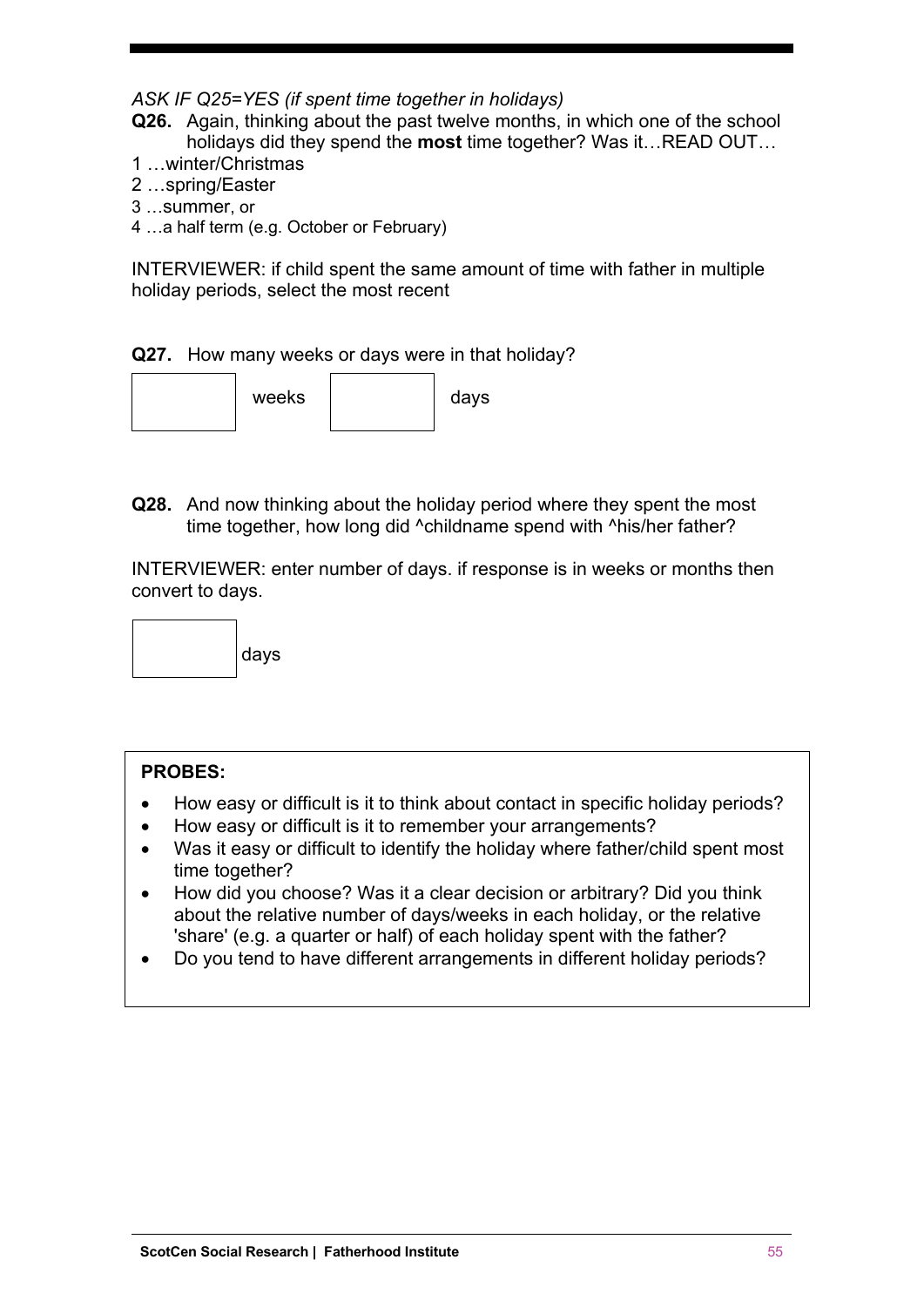*ASK IF Q25=YES (if spent time together in holidays)*

**Q26.** Again, thinking about the past twelve months, in which one of the school holidays did they spend the **most** time together? Was it…READ OUT…

1 …winter/Christmas
2 …spring/Easter
3 …summer, or
4 …a half term (e.g. October or February)

INTERVIEWER: if child spent the same amount of time with father in multiple holiday periods, select the most recent

**Q27.** How many weeks or days were in that holiday?

[      ] weeks [      ] days

**Q28.** And now thinking about the holiday period where they spent the most time together, how long did ^childname spend with ^his/her father?

INTERVIEWER: enter number of days. if response is in weeks or months then convert to days.

[      ] days

**PROBES:**

- How easy or difficult is it to think about contact in specific holiday periods?
- How easy or difficult is it to remember your arrangements?
- Was it easy or difficult to identify the holiday where father/child spent most time together?
- How did you choose? Was it a clear decision or arbitrary? Did you think about the relative number of days/weeks in each holiday, or the relative 'share' (e.g. a quarter or half) of each holiday spent with the father?
- Do you tend to have different arrangements in different holiday periods?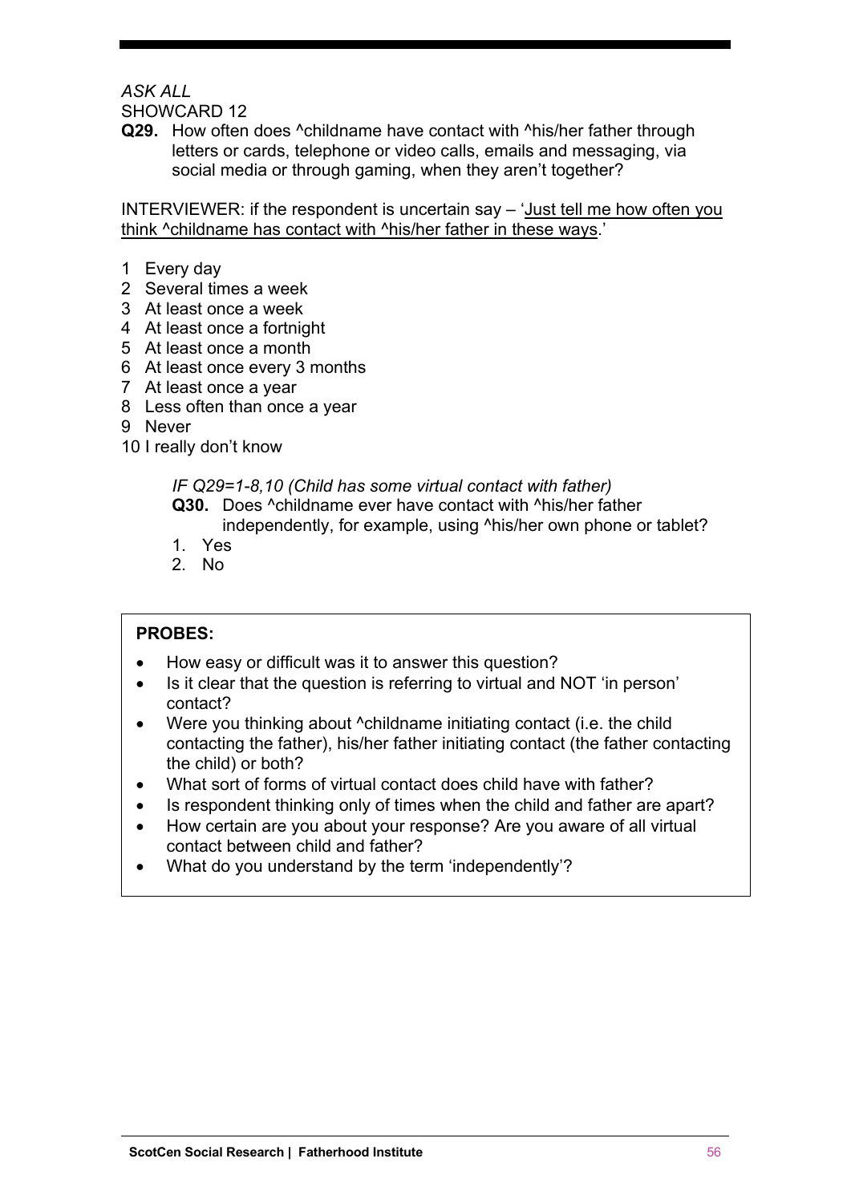*ASK ALL*

SHOWCARD 12

**Q29.** How often does ^childname have contact with ^his/her father through letters or cards, telephone or video calls, emails and messaging, via social media or through gaming, when they aren't together?

INTERVIEWER: if the respondent is uncertain say – '<u>Just tell me how often you think ^childname has contact with ^his/her father in these ways</u>.'

1 Every day
2 Several times a week
3 At least once a week
4 At least once a fortnight
5 At least once a month
6 At least once every 3 months
7 At least once a year
8 Less often than once a year
9 Never
10 I really don't know

*IF Q29=1-8,10 (Child has some virtual contact with father)*

**Q30.** Does ^childname ever have contact with ^his/her father independently, for example, using ^his/her own phone or tablet?

1. Yes
2. No

**PROBES:**

- How easy or difficult was it to answer this question?
- Is it clear that the question is referring to virtual and NOT 'in person' contact?
- Were you thinking about ^childname initiating contact (i.e. the child contacting the father), his/her father initiating contact (the father contacting the child) or both?
- What sort of forms of virtual contact does child have with father?
- Is respondent thinking only of times when the child and father are apart?
- How certain are you about your response? Are you aware of all virtual contact between child and father?
- What do you understand by the term 'independently'?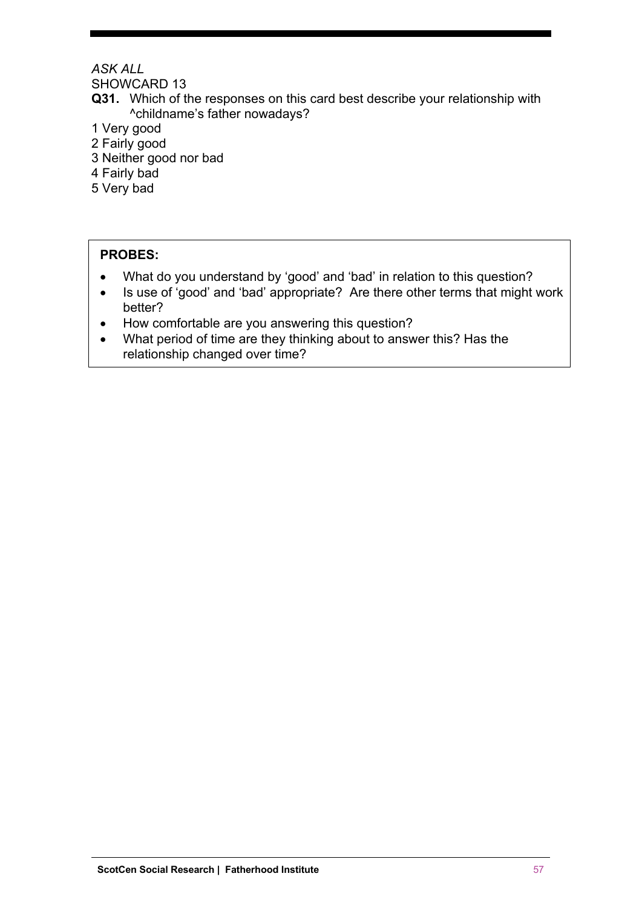*ASK ALL*

SHOWCARD 13

**Q31.** Which of the responses on this card best describe your relationship with ^childname's father nowadays?

1 Very good
2 Fairly good
3 Neither good nor bad
4 Fairly bad
5 Very bad

**PROBES:**

- What do you understand by 'good' and 'bad' in relation to this question?
- Is use of 'good' and 'bad' appropriate? Are there other terms that might work better?
- How comfortable are you answering this question?
- What period of time are they thinking about to answer this? Has the relationship changed over time?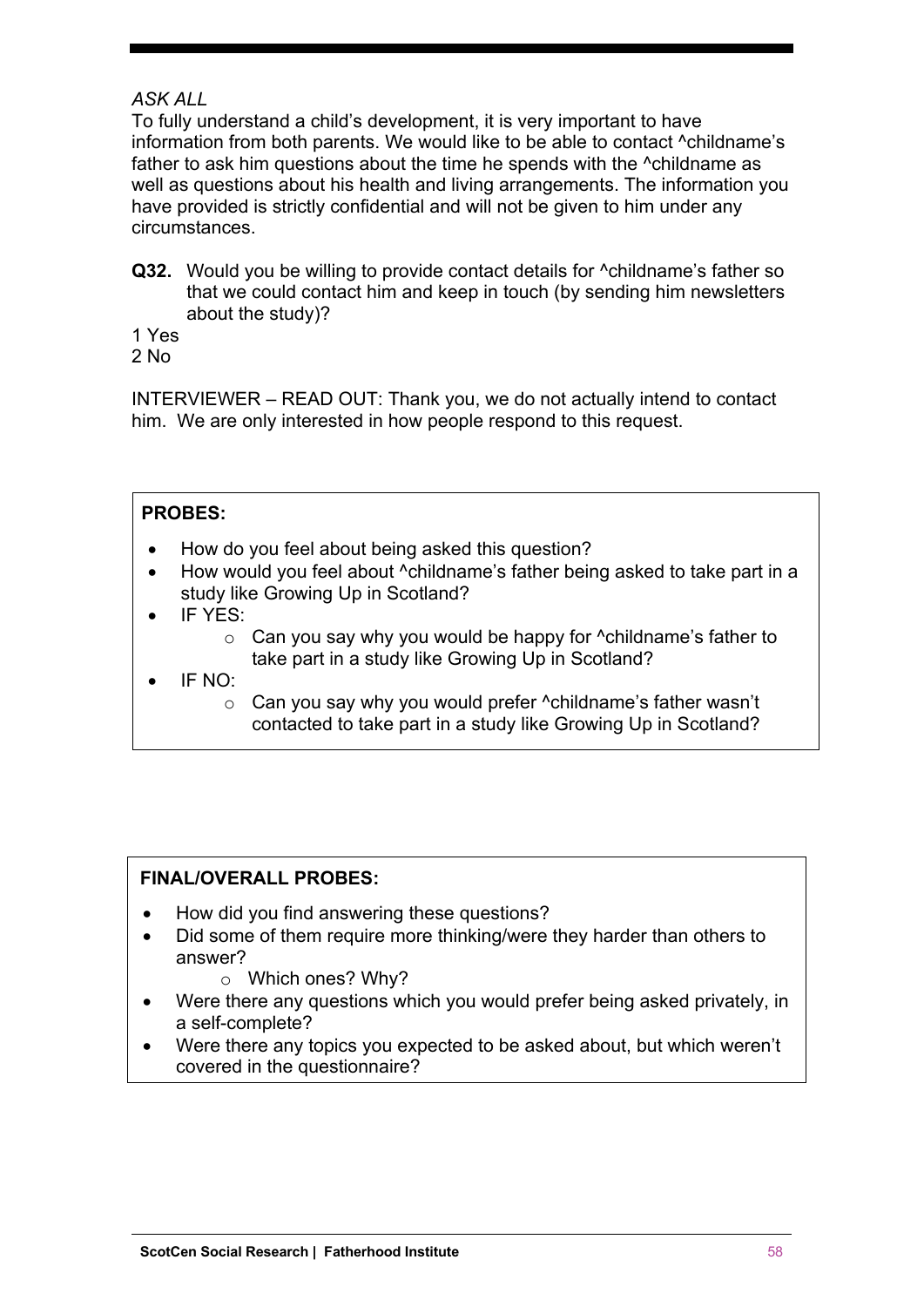*ASK ALL*

To fully understand a child's development, it is very important to have information from both parents. We would like to be able to contact ^childname's father to ask him questions about the time he spends with the ^childname as well as questions about his health and living arrangements. The information you have provided is strictly confidential and will not be given to him under any circumstances.

**Q32.** Would you be willing to provide contact details for ^childname's father so that we could contact him and keep in touch (by sending him newsletters about the study)?

1 Yes
2 No

INTERVIEWER – READ OUT: Thank you, we do not actually intend to contact him. We are only interested in how people respond to this request.

**PROBES:**

- How do you feel about being asked this question?
- How would you feel about ^childname's father being asked to take part in a study like Growing Up in Scotland?
- IF YES:
  - Can you say why you would be happy for ^childname's father to take part in a study like Growing Up in Scotland?
- IF NO:
  - Can you say why you would prefer ^childname's father wasn't contacted to take part in a study like Growing Up in Scotland?

**FINAL/OVERALL PROBES:**

- How did you find answering these questions?
- Did some of them require more thinking/were they harder than others to answer?
  - Which ones? Why?
- Were there any questions which you would prefer being asked privately, in a self-complete?
- Were there any topics you expected to be asked about, but which weren't covered in the questionnaire?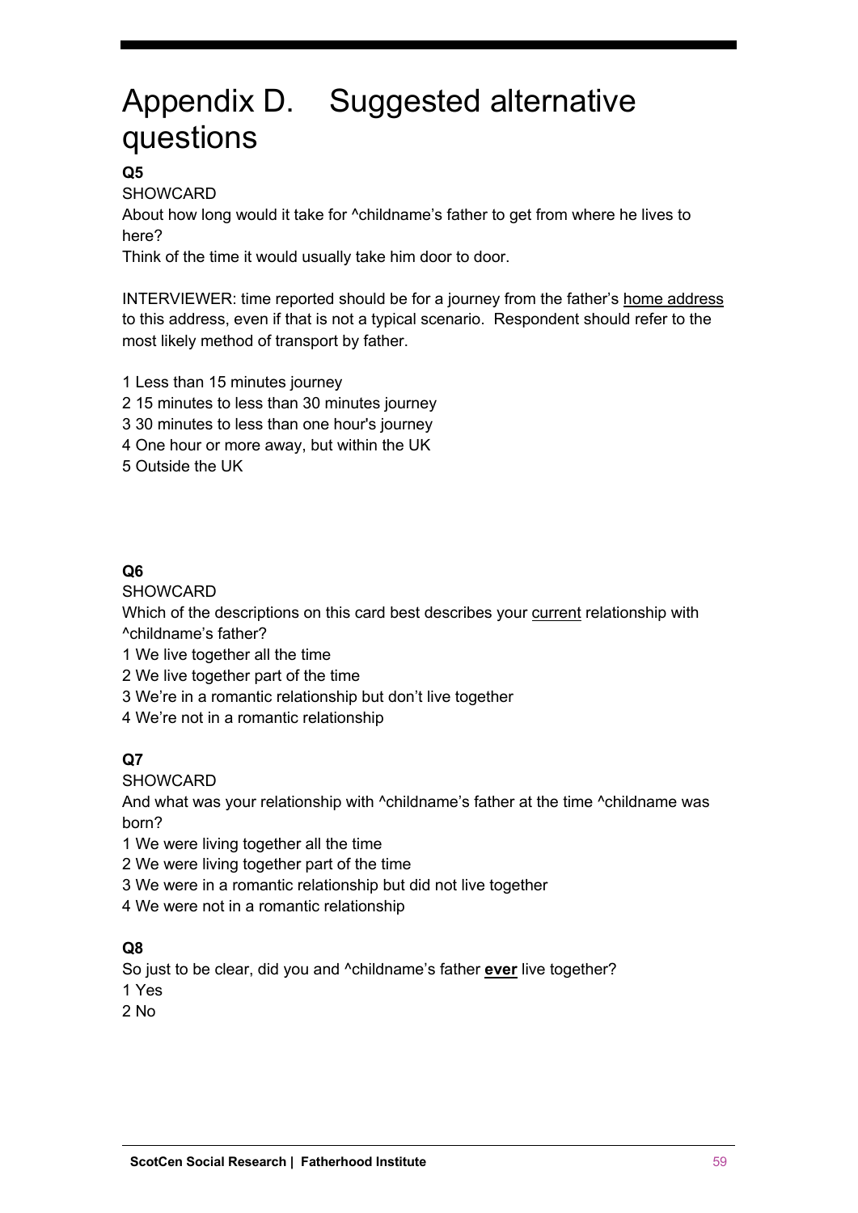# Appendix D. Suggested alternative questions

**Q5**

SHOWCARD

About how long would it take for ^childname's father to get from where he lives to here?

Think of the time it would usually take him door to door.

INTERVIEWER: time reported should be for a journey from the father's <u>home address</u> to this address, even if that is not a typical scenario. Respondent should refer to the most likely method of transport by father.

1 Less than 15 minutes journey
2 15 minutes to less than 30 minutes journey
3 30 minutes to less than one hour's journey
4 One hour or more away, but within the UK
5 Outside the UK

**Q6**

SHOWCARD

Which of the descriptions on this card best describes your <u>current</u> relationship with ^childname's father?

1 We live together all the time
2 We live together part of the time
3 We're in a romantic relationship but don't live together
4 We're not in a romantic relationship

**Q7**

SHOWCARD

And what was your relationship with ^childname's father at the time ^childname was born?

1 We were living together all the time
2 We were living together part of the time
3 We were in a romantic relationship but did not live together
4 We were not in a romantic relationship

**Q8**

So just to be clear, did you and ^childname's father **<u>ever</u>** live together?

1 Yes
2 No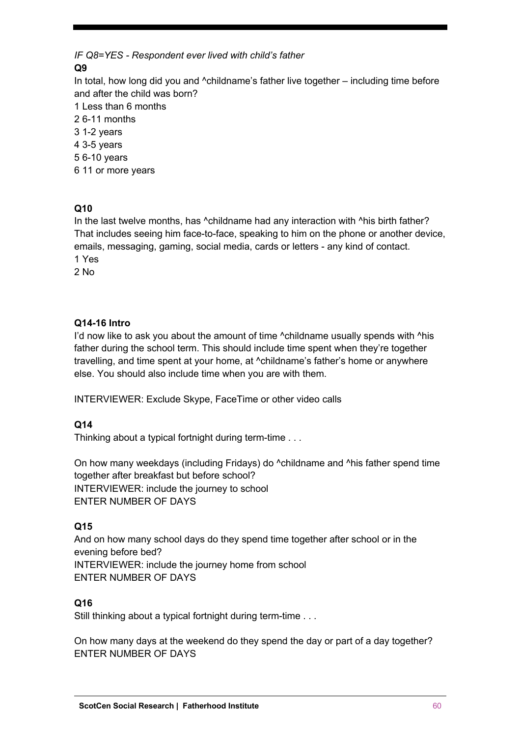*IF Q8=YES - Respondent ever lived with child's father*

**Q9**

In total, how long did you and ^childname's father live together – including time before and after the child was born?

1 Less than 6 months
2 6-11 months
3 1-2 years
4 3-5 years
5 6-10 years
6 11 or more years

**Q10**

In the last twelve months, has ^childname had any interaction with ^his birth father? That includes seeing him face-to-face, speaking to him on the phone or another device, emails, messaging, gaming, social media, cards or letters - any kind of contact.

1 Yes
2 No

**Q14-16 Intro**

I'd now like to ask you about the amount of time ^childname usually spends with ^his father during the school term. This should include time spent when they're together travelling, and time spent at your home, at ^childname's father's home or anywhere else. You should also include time when you are with them.

INTERVIEWER: Exclude Skype, FaceTime or other video calls

**Q14**

Thinking about a typical fortnight during term-time . . .

On how many weekdays (including Fridays) do ^childname and ^his father spend time together after breakfast but before school?
INTERVIEWER: include the journey to school
ENTER NUMBER OF DAYS

**Q15**

And on how many school days do they spend time together after school or in the evening before bed?
INTERVIEWER: include the journey home from school
ENTER NUMBER OF DAYS

**Q16**

Still thinking about a typical fortnight during term-time . . .

On how many days at the weekend do they spend the day or part of a day together?
ENTER NUMBER OF DAYS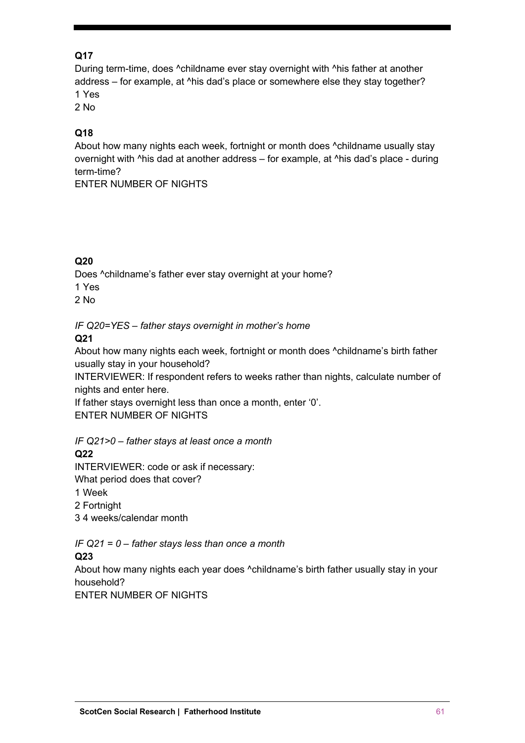**Q17**

During term-time, does ^childname ever stay overnight with ^his father at another address – for example, at ^his dad's place or somewhere else they stay together?

1 Yes

2 No

**Q18**

About how many nights each week, fortnight or month does ^childname usually stay overnight with ^his dad at another address – for example, at ^his dad's place - during term-time?

ENTER NUMBER OF NIGHTS

**Q20**

Does ^childname's father ever stay overnight at your home?

1 Yes

2 No

*IF Q20=YES – father stays overnight in mother's home*

**Q21**

About how many nights each week, fortnight or month does ^childname's birth father usually stay in your household?

INTERVIEWER: If respondent refers to weeks rather than nights, calculate number of nights and enter here.

If father stays overnight less than once a month, enter '0'.

ENTER NUMBER OF NIGHTS

*IF Q21>0 – father stays at least once a month*

**Q22**

INTERVIEWER: code or ask if necessary:

What period does that cover?

1 Week

2 Fortnight

3 4 weeks/calendar month

*IF Q21 = 0 – father stays less than once a month*

**Q23**

About how many nights each year does ^childname's birth father usually stay in your household?

ENTER NUMBER OF NIGHTS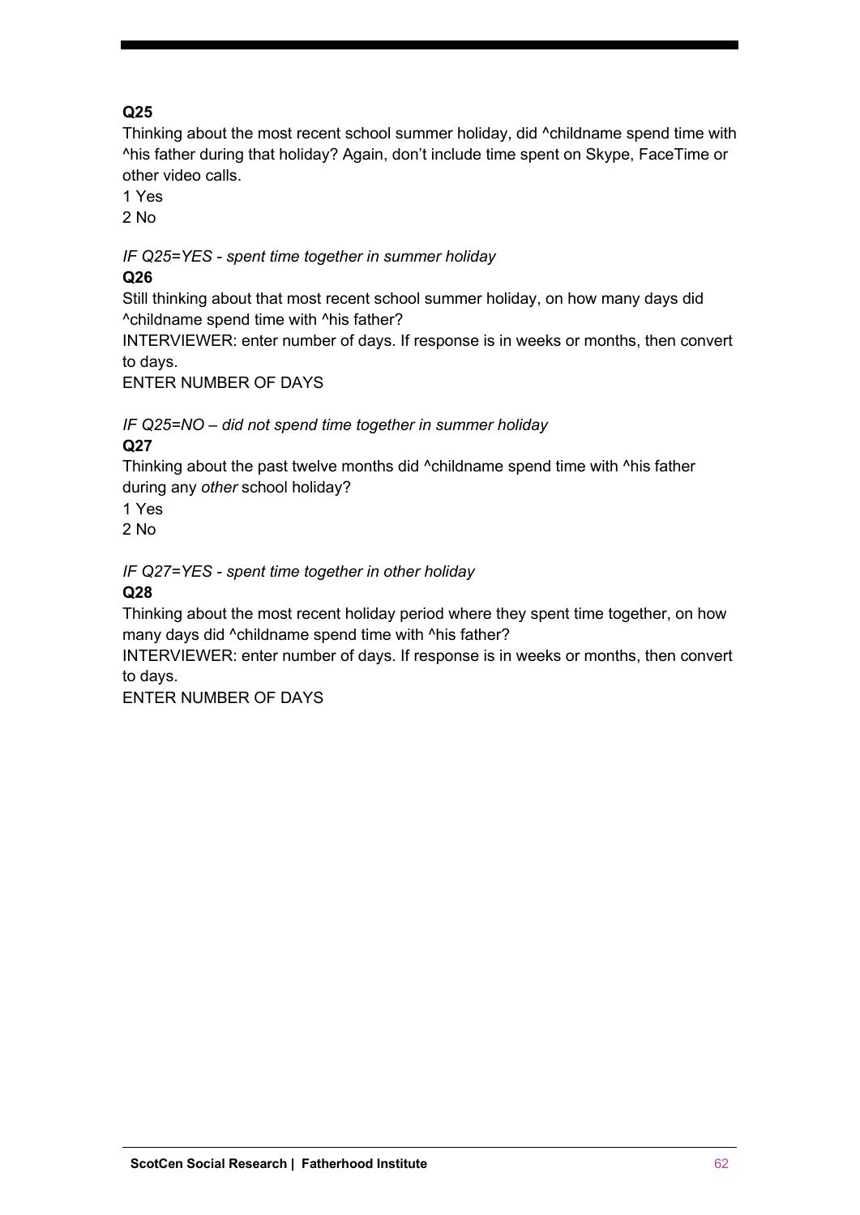**Q25**

Thinking about the most recent school summer holiday, did ^childname spend time with ^his father during that holiday? Again, don't include time spent on Skype, FaceTime or other video calls.

1 Yes

2 No

*IF Q25=YES - spent time together in summer holiday*

**Q26**

Still thinking about that most recent school summer holiday, on how many days did ^childname spend time with ^his father?

INTERVIEWER: enter number of days. If response is in weeks or months, then convert to days.

ENTER NUMBER OF DAYS

*IF Q25=NO – did not spend time together in summer holiday*

**Q27**

Thinking about the past twelve months did ^childname spend time with ^his father during any *other* school holiday?

1 Yes

2 No

*IF Q27=YES - spent time together in other holiday*

**Q28**

Thinking about the most recent holiday period where they spent time together, on how many days did ^childname spend time with ^his father?

INTERVIEWER: enter number of days. If response is in weeks or months, then convert to days.

ENTER NUMBER OF DAYS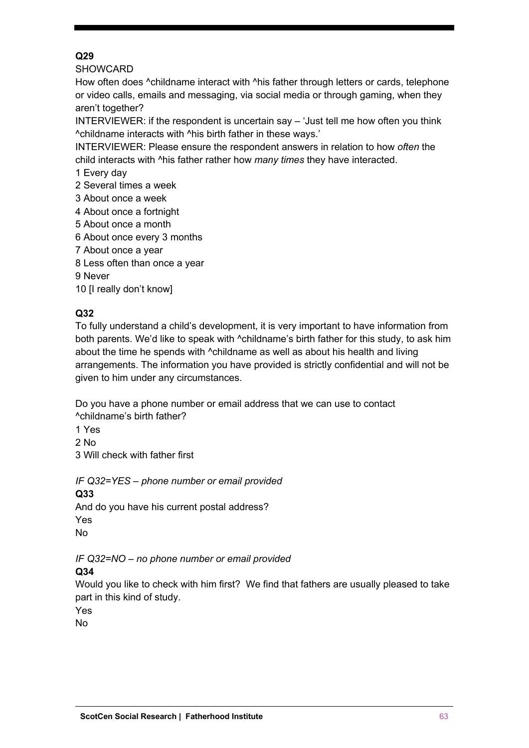**Q29**

SHOWCARD

How often does ^childname interact with ^his father through letters or cards, telephone or video calls, emails and messaging, via social media or through gaming, when they aren't together?

INTERVIEWER: if the respondent is uncertain say – 'Just tell me how often you think ^childname interacts with ^his birth father in these ways.'

INTERVIEWER: Please ensure the respondent answers in relation to how *often* the child interacts with ^his father rather how *many times* they have interacted.

1 Every day
2 Several times a week
3 About once a week
4 About once a fortnight
5 About once a month
6 About once every 3 months
7 About once a year
8 Less often than once a year
9 Never
10 [I really don't know]

**Q32**

To fully understand a child's development, it is very important to have information from both parents. We'd like to speak with ^childname's birth father for this study, to ask him about the time he spends with ^childname as well as about his health and living arrangements. The information you have provided is strictly confidential and will not be given to him under any circumstances.

Do you have a phone number or email address that we can use to contact ^childname's birth father?

1 Yes
2 No
3 Will check with father first

*IF Q32=YES – phone number or email provided*

**Q33**

And do you have his current postal address?

Yes

No

*IF Q32=NO – no phone number or email provided*

**Q34**

Would you like to check with him first? We find that fathers are usually pleased to take part in this kind of study.

Yes

No